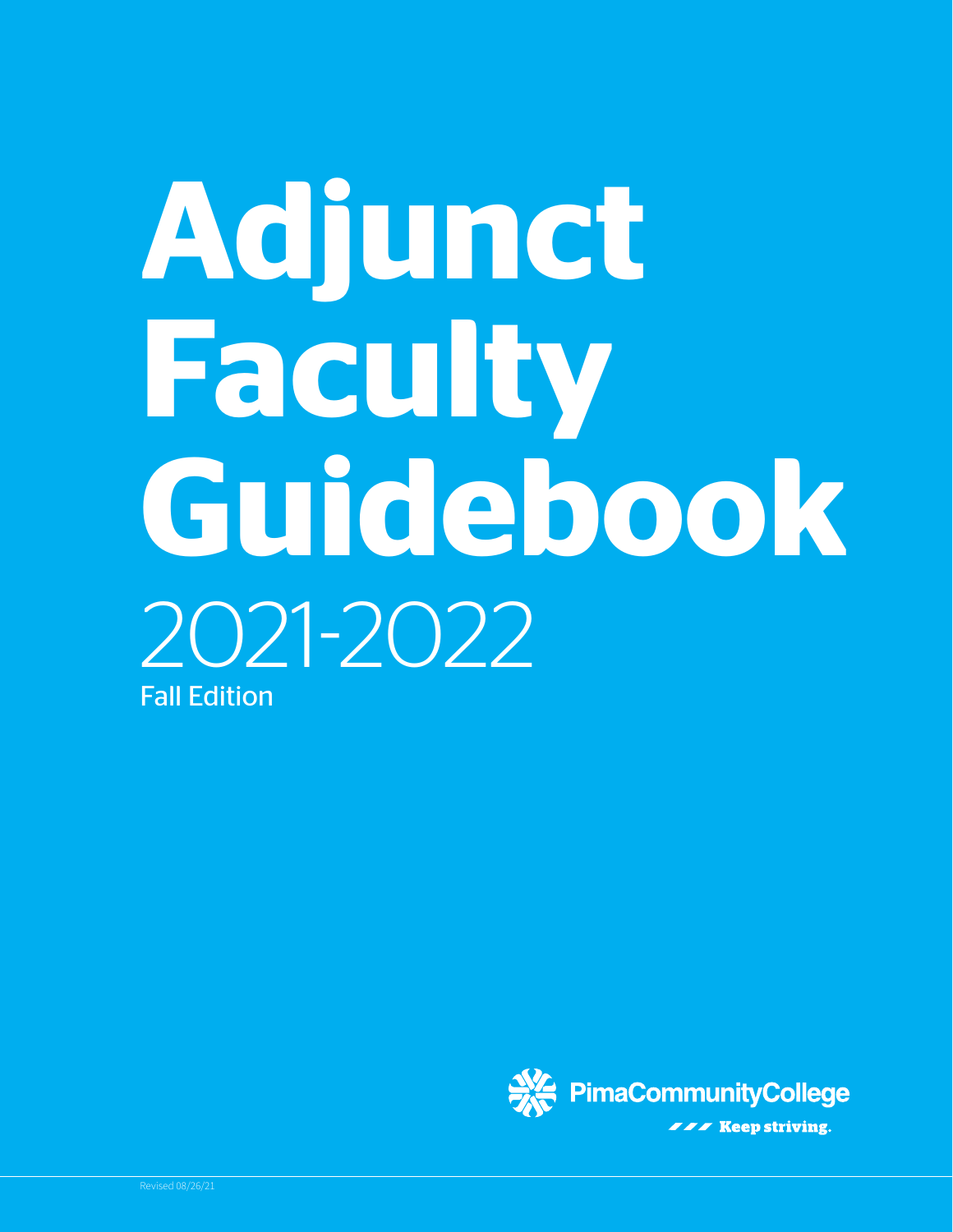# Adjunct Faculty Guidebook

2021-2022

Fall Edition

PimaCommunityCollege

Keep striving.

Revised 08/26/21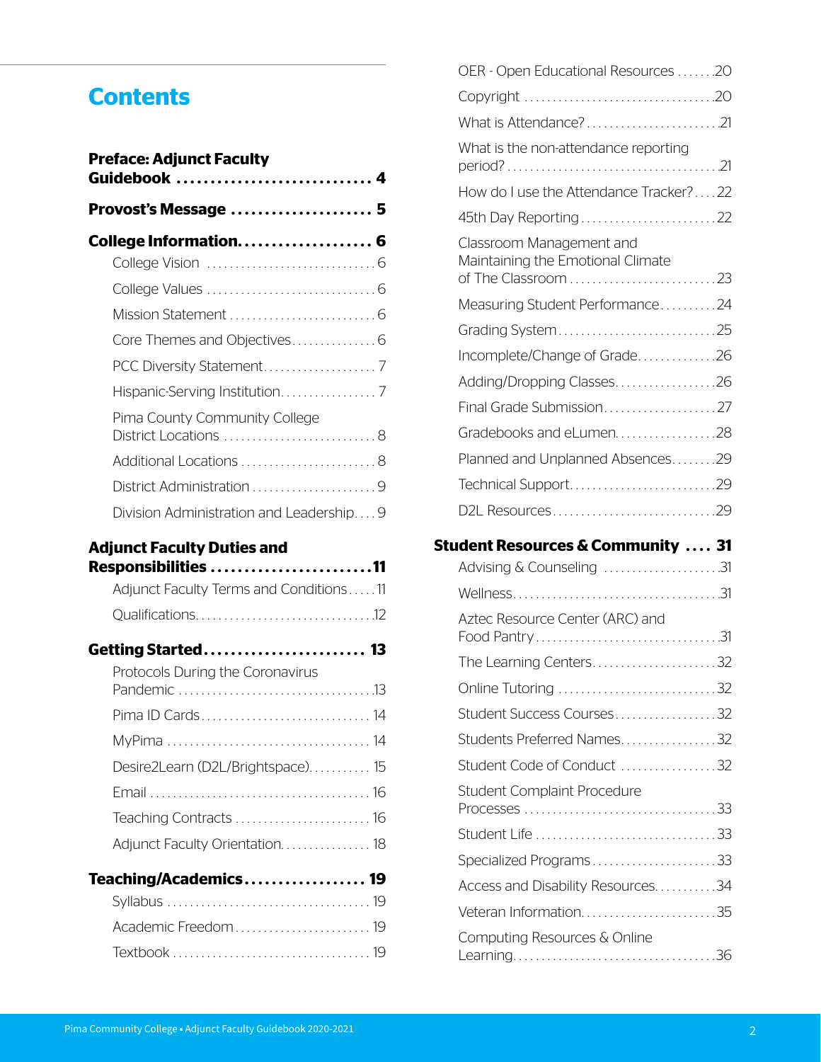# Contents

**Preface: Adjunct Faculty Guidebook ............................ 4**

**Provost's Message .................... 5**

**College Information................... 6**

- College Vision .............................. 6
- College Values .............................. 6
- Mission Statement .......................... 6
- Core Themes and Objectives............... 6
- PCC Diversity Statement.................... 7
- Hispanic-Serving Institution................. 7
- Pima County Community College District Locations ........................... 8
- Additional Locations ........................ 8
- District Administration ...................... 9
- Division Administration and Leadership.... 9

**Adjunct Faculty Duties and Responsibilities .......................11**

- Adjunct Faculty Terms and Conditions.....11
- Qualifications...............................12

**Getting Started....................... 13**

- Protocols During the Coronavirus Pandemic ..................................13
- Pima ID Cards............................. 14
- MyPima ................................... 14
- Desire2Learn (D2L/Brightspace)........... 15
- Email ...................................... 16
- Teaching Contracts ........................ 16
- Adjunct Faculty Orientation................ 18

**Teaching/Academics................. 19**

- Syllabus ................................... 19
- Academic Freedom........................ 19
- Textbook .................................. 19
- OER - Open Educational Resources .......20
- Copyright .................................20
- What is Attendance?........................21
- What is the non-attendance reporting period? .....................................21
- How do I use the Attendance Tracker?....22
- 45th Day Reporting ........................22
- Classroom Management and Maintaining the Emotional Climate of The Classroom ..........................23
- Measuring Student Performance..........24
- Grading System............................25
- Incomplete/Change of Grade..............26
- Adding/Dropping Classes..................26
- Final Grade Submission....................27
- Gradebooks and eLumen..................28
- Planned and Unplanned Absences........29
- Technical Support..........................29
- D2L Resources.............................29

**Student Resources & Community .... 31**

- Advising & Counseling ....................31
- Wellness....................................31
- Aztec Resource Center (ARC) and Food Pantry ................................31
- The Learning Centers......................32
- Online Tutoring ............................32
- Student Success Courses..................32
- Students Preferred Names.................32
- Student Code of Conduct .................32
- Student Complaint Procedure Processes .................................33
- Student Life ...............................33
- Specialized Programs......................33
- Access and Disability Resources...........34
- Veteran Information........................35
- Computing Resources & Online Learning...................................36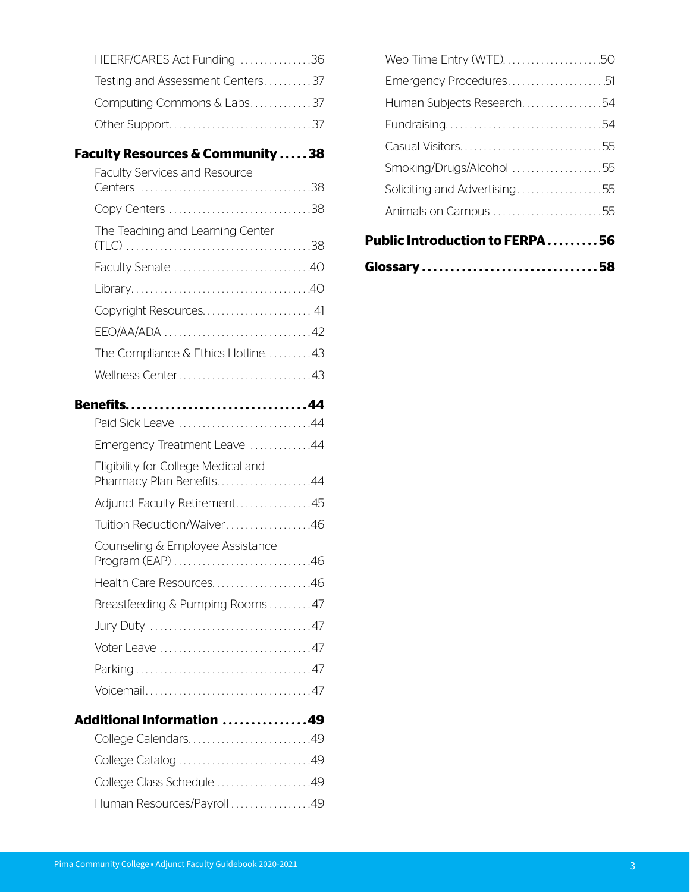- HEERF/CARES Act Funding ............... 36
- Testing and Assessment Centers .......... 37
- Computing Commons & Labs ............. 37
- Other Support .............................. 37

**Faculty Resources & Community ..... 38**

- Faculty Services and Resource Centers ..................................... 38
- Copy Centers .............................. 38
- The Teaching and Learning Center (TLC) ...................................... 38
- Faculty Senate ............................. 40
- Library ..................................... 40
- Copyright Resources ....................... 41
- EEO/AA/ADA ............................... 42
- The Compliance & Ethics Hotline .......... 43
- Wellness Center ............................ 43

**Benefits ................................ 44**

- Paid Sick Leave ............................ 44
- Emergency Treatment Leave ............. 44
- Eligibility for College Medical and Pharmacy Plan Benefits .................... 44
- Adjunct Faculty Retirement ................ 45
- Tuition Reduction/Waiver .................. 46
- Counseling & Employee Assistance Program (EAP) ............................. 46
- Health Care Resources ..................... 46
- Breastfeeding & Pumping Rooms ......... 47
- Jury Duty .................................. 47
- Voter Leave ................................ 47
- Parking .................................... 47
- Voicemail .................................. 47

**Additional Information ............... 49**

- College Calendars .......................... 49
- College Catalog ............................ 49
- College Class Schedule .................... 49
- Human Resources/Payroll ................. 49
- Web Time Entry (WTE) .................... 50
- Emergency Procedures ..................... 51
- Human Subjects Research ................. 54
- Fundraising ................................ 54
- Casual Visitors ............................. 55
- Smoking/Drugs/Alcohol ................... 55
- Soliciting and Advertising .................. 55
- Animals on Campus ....................... 55

**Public Introduction to FERPA ......... 56**

**Glossary ............................... 58**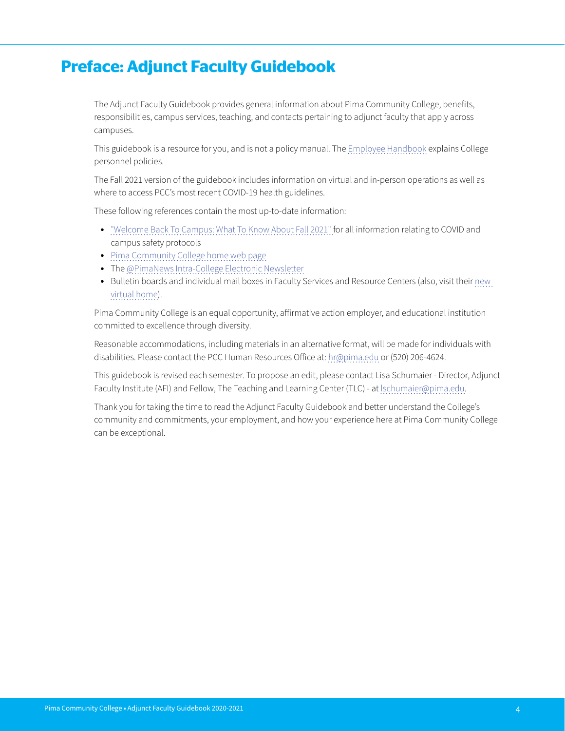# Preface: Adjunct Faculty Guidebook

The Adjunct Faculty Guidebook provides general information about Pima Community College, benefits, responsibilities, campus services, teaching, and contacts pertaining to adjunct faculty that apply across campuses.

This guidebook is a resource for you, and is not a policy manual. The Employee Handbook explains College personnel policies.

The Fall 2021 version of the guidebook includes information on virtual and in-person operations as well as where to access PCC's most recent COVID-19 health guidelines.

These following references contain the most up-to-date information:

- "Welcome Back To Campus: What To Know About Fall 2021" for all information relating to COVID and campus safety protocols
- Pima Community College home web page
- The @PimaNews Intra-College Electronic Newsletter
- Bulletin boards and individual mail boxes in Faculty Services and Resource Centers (also, visit their new virtual home).

Pima Community College is an equal opportunity, affirmative action employer, and educational institution committed to excellence through diversity.

Reasonable accommodations, including materials in an alternative format, will be made for individuals with disabilities. Please contact the PCC Human Resources Office at: hr@pima.edu or (520) 206-4624.

This guidebook is revised each semester. To propose an edit, please contact Lisa Schumaier - Director, Adjunct Faculty Institute (AFI) and Fellow, The Teaching and Learning Center (TLC) - at lschumaier@pima.edu.

Thank you for taking the time to read the Adjunct Faculty Guidebook and better understand the College's community and commitments, your employment, and how your experience here at Pima Community College can be exceptional.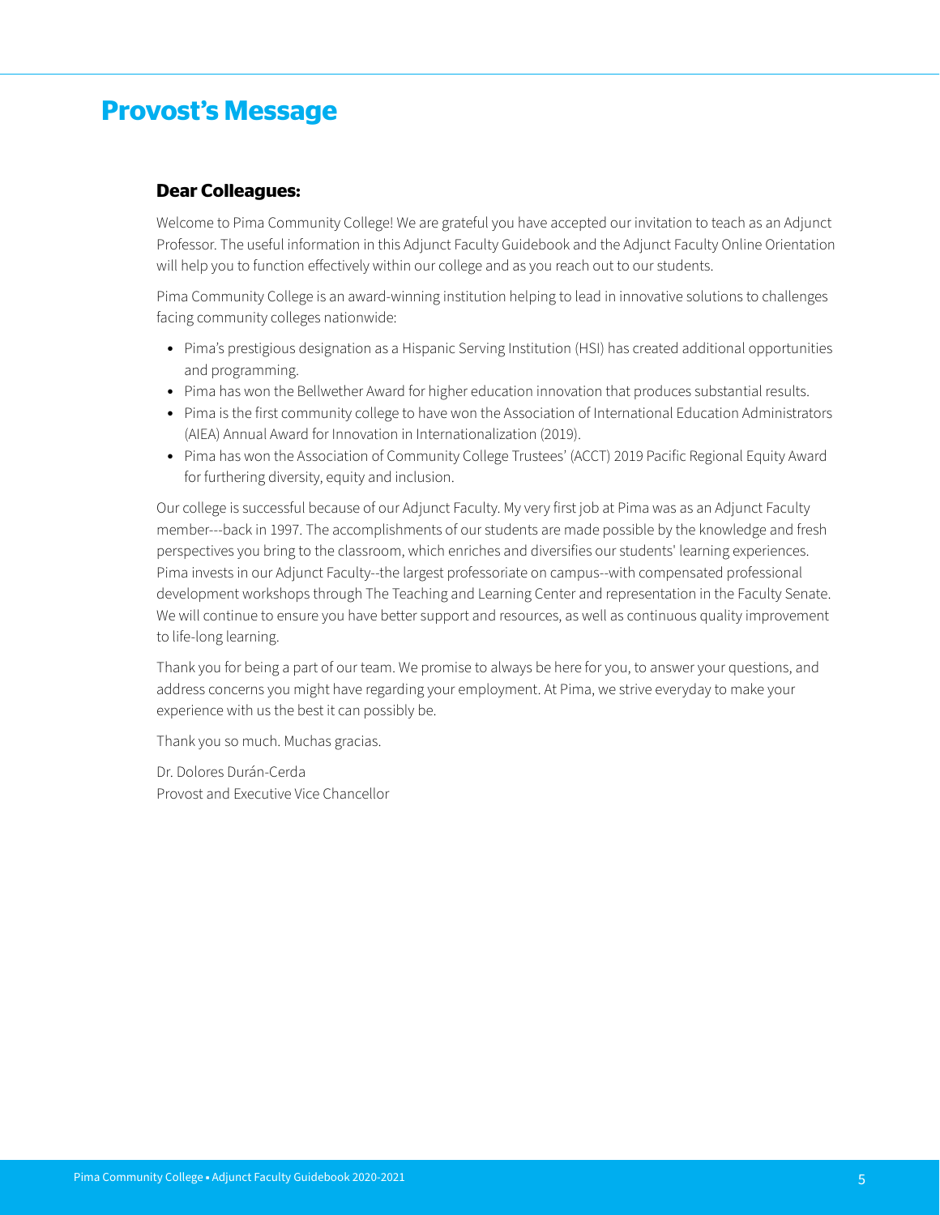# Provost's Message

### Dear Colleagues:

Welcome to Pima Community College! We are grateful you have accepted our invitation to teach as an Adjunct Professor. The useful information in this Adjunct Faculty Guidebook and the Adjunct Faculty Online Orientation will help you to function effectively within our college and as you reach out to our students.

Pima Community College is an award-winning institution helping to lead in innovative solutions to challenges facing community colleges nationwide:

- Pima's prestigious designation as a Hispanic Serving Institution (HSI) has created additional opportunities and programming.
- Pima has won the Bellwether Award for higher education innovation that produces substantial results.
- Pima is the first community college to have won the Association of International Education Administrators (AIEA) Annual Award for Innovation in Internationalization (2019).
- Pima has won the Association of Community College Trustees' (ACCT) 2019 Pacific Regional Equity Award for furthering diversity, equity and inclusion.

Our college is successful because of our Adjunct Faculty. My very first job at Pima was as an Adjunct Faculty member---back in 1997. The accomplishments of our students are made possible by the knowledge and fresh perspectives you bring to the classroom, which enriches and diversifies our students' learning experiences. Pima invests in our Adjunct Faculty--the largest professoriate on campus--with compensated professional development workshops through The Teaching and Learning Center and representation in the Faculty Senate. We will continue to ensure you have better support and resources, as well as continuous quality improvement to life-long learning.

Thank you for being a part of our team. We promise to always be here for you, to answer your questions, and address concerns you might have regarding your employment. At Pima, we strive everyday to make your experience with us the best it can possibly be.

Thank you so much. Muchas gracias.

Dr. Dolores Durán-Cerda
Provost and Executive Vice Chancellor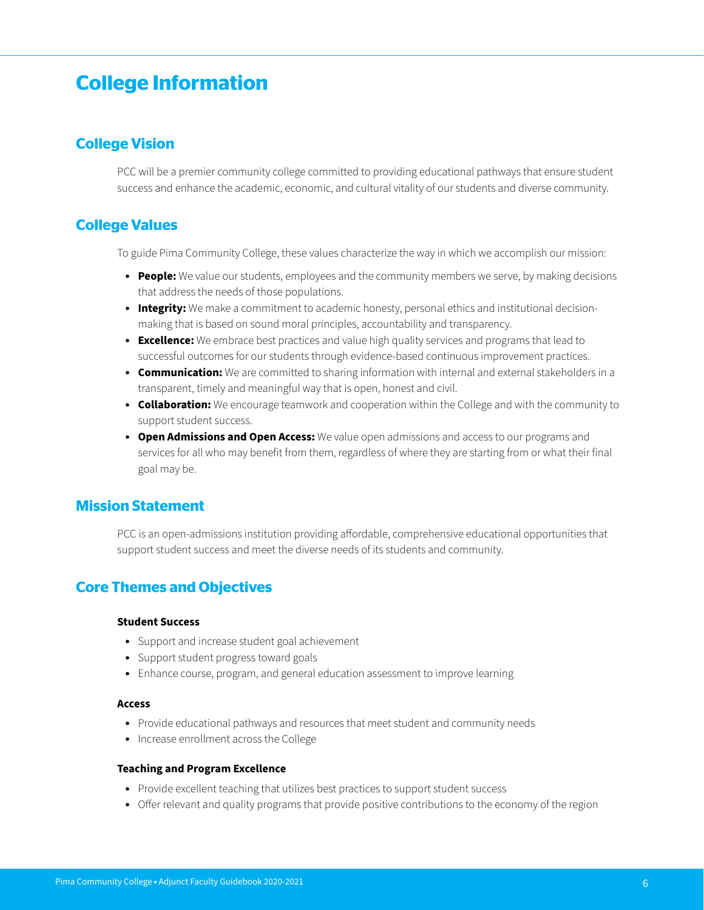# College Information

## College Vision

PCC will be a premier community college committed to providing educational pathways that ensure student success and enhance the academic, economic, and cultural vitality of our students and diverse community.

## College Values

To guide Pima Community College, these values characterize the way in which we accomplish our mission:

- **People:** We value our students, employees and the community members we serve, by making decisions that address the needs of those populations.
- **Integrity:** We make a commitment to academic honesty, personal ethics and institutional decision-making that is based on sound moral principles, accountability and transparency.
- **Excellence:** We embrace best practices and value high quality services and programs that lead to successful outcomes for our students through evidence-based continuous improvement practices.
- **Communication:** We are committed to sharing information with internal and external stakeholders in a transparent, timely and meaningful way that is open, honest and civil.
- **Collaboration:** We encourage teamwork and cooperation within the College and with the community to support student success.
- **Open Admissions and Open Access:** We value open admissions and access to our programs and services for all who may benefit from them, regardless of where they are starting from or what their final goal may be.

## Mission Statement

PCC is an open-admissions institution providing affordable, comprehensive educational opportunities that support student success and meet the diverse needs of its students and community.

## Core Themes and Objectives

#### Student Success

- Support and increase student goal achievement
- Support student progress toward goals
- Enhance course, program, and general education assessment to improve learning

#### Access

- Provide educational pathways and resources that meet student and community needs
- Increase enrollment across the College

#### Teaching and Program Excellence

- Provide excellent teaching that utilizes best practices to support student success
- Offer relevant and quality programs that provide positive contributions to the economy of the region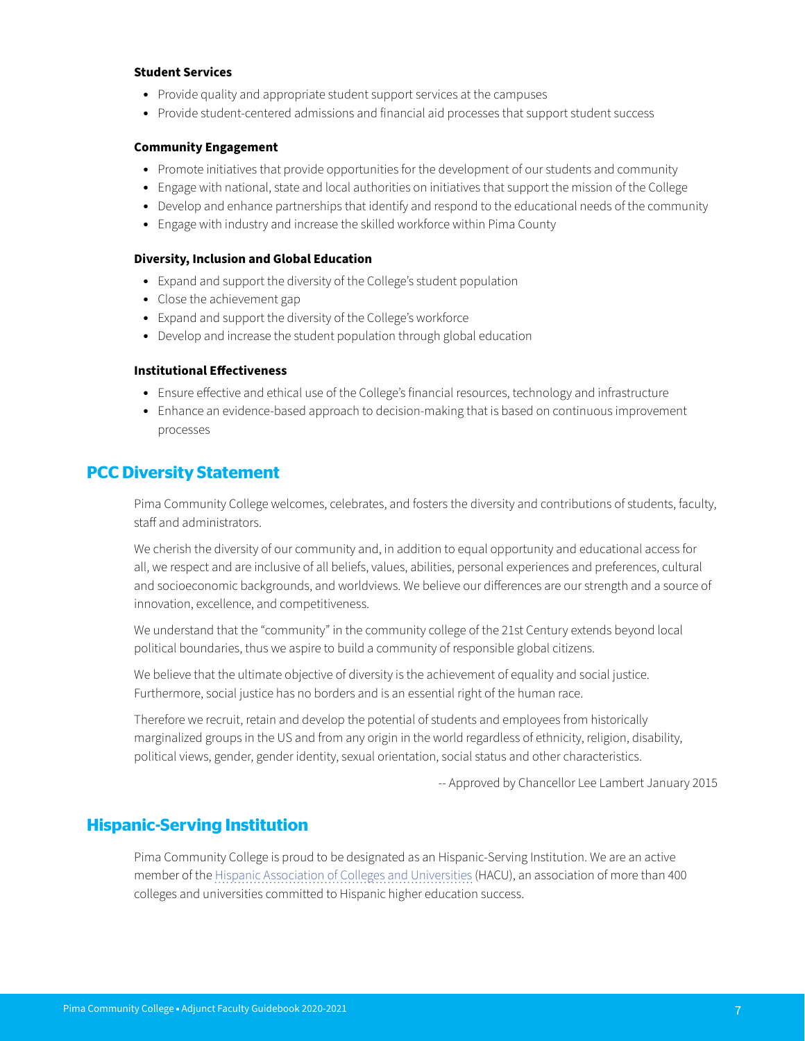#### Student Services

- Provide quality and appropriate student support services at the campuses
- Provide student-centered admissions and financial aid processes that support student success

#### Community Engagement

- Promote initiatives that provide opportunities for the development of our students and community
- Engage with national, state and local authorities on initiatives that support the mission of the College
- Develop and enhance partnerships that identify and respond to the educational needs of the community
- Engage with industry and increase the skilled workforce within Pima County

#### Diversity, Inclusion and Global Education

- Expand and support the diversity of the College's student population
- Close the achievement gap
- Expand and support the diversity of the College's workforce
- Develop and increase the student population through global education

#### Institutional Effectiveness

- Ensure effective and ethical use of the College's financial resources, technology and infrastructure
- Enhance an evidence-based approach to decision-making that is based on continuous improvement processes

## PCC Diversity Statement

Pima Community College welcomes, celebrates, and fosters the diversity and contributions of students, faculty, staff and administrators.

We cherish the diversity of our community and, in addition to equal opportunity and educational access for all, we respect and are inclusive of all beliefs, values, abilities, personal experiences and preferences, cultural and socioeconomic backgrounds, and worldviews. We believe our differences are our strength and a source of innovation, excellence, and competitiveness.

We understand that the "community" in the community college of the 21st Century extends beyond local political boundaries, thus we aspire to build a community of responsible global citizens.

We believe that the ultimate objective of diversity is the achievement of equality and social justice. Furthermore, social justice has no borders and is an essential right of the human race.

Therefore we recruit, retain and develop the potential of students and employees from historically marginalized groups in the US and from any origin in the world regardless of ethnicity, religion, disability, political views, gender, gender identity, sexual orientation, social status and other characteristics.

-- Approved by Chancellor Lee Lambert January 2015

## Hispanic-Serving Institution

Pima Community College is proud to be designated as an Hispanic-Serving Institution. We are an active member of the Hispanic Association of Colleges and Universities (HACU), an association of more than 400 colleges and universities committed to Hispanic higher education success.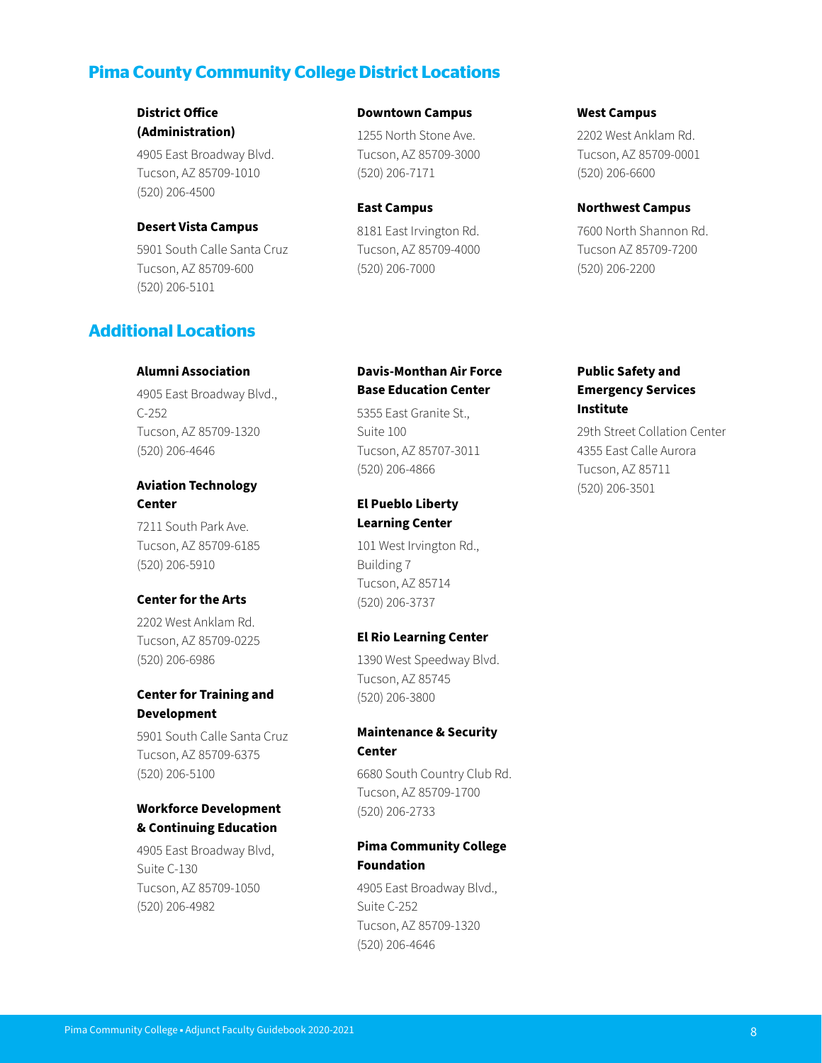## Pima County Community College District Locations

**District Office (Administration)**

4905 East Broadway Blvd.
Tucson, AZ 85709-1010
(520) 206-4500

**Desert Vista Campus**

5901 South Calle Santa Cruz
Tucson, AZ 85709-600
(520) 206-5101

**Downtown Campus**

1255 North Stone Ave.
Tucson, AZ 85709-3000
(520) 206-7171

**East Campus**

8181 East Irvington Rd.
Tucson, AZ 85709-4000
(520) 206-7000

**West Campus**

2202 West Anklam Rd.
Tucson, AZ 85709-0001
(520) 206-6600

**Northwest Campus**

7600 North Shannon Rd.
Tucson AZ 85709-7200
(520) 206-2200

## Additional Locations

**Alumni Association**

4905 East Broadway Blvd., C-252
Tucson, AZ 85709-1320
(520) 206-4646

**Aviation Technology Center**

7211 South Park Ave.
Tucson, AZ 85709-6185
(520) 206-5910

**Center for the Arts**

2202 West Anklam Rd.
Tucson, AZ 85709-0225
(520) 206-6986

**Center for Training and Development**

5901 South Calle Santa Cruz
Tucson, AZ 85709-6375
(520) 206-5100

**Workforce Development & Continuing Education**

4905 East Broadway Blvd, Suite C-130
Tucson, AZ 85709-1050
(520) 206-4982

**Davis-Monthan Air Force Base Education Center**

5355 East Granite St., Suite 100
Tucson, AZ 85707-3011
(520) 206-4866

**El Pueblo Liberty Learning Center**

101 West Irvington Rd., Building 7
Tucson, AZ 85714
(520) 206-3737

**El Rio Learning Center**

1390 West Speedway Blvd.
Tucson, AZ 85745
(520) 206-3800

**Maintenance & Security Center**

6680 South Country Club Rd.
Tucson, AZ 85709-1700
(520) 206-2733

**Pima Community College Foundation**

4905 East Broadway Blvd., Suite C-252
Tucson, AZ 85709-1320
(520) 206-4646

**Public Safety and Emergency Services Institute**

29th Street Collation Center
4355 East Calle Aurora
Tucson, AZ 85711
(520) 206-3501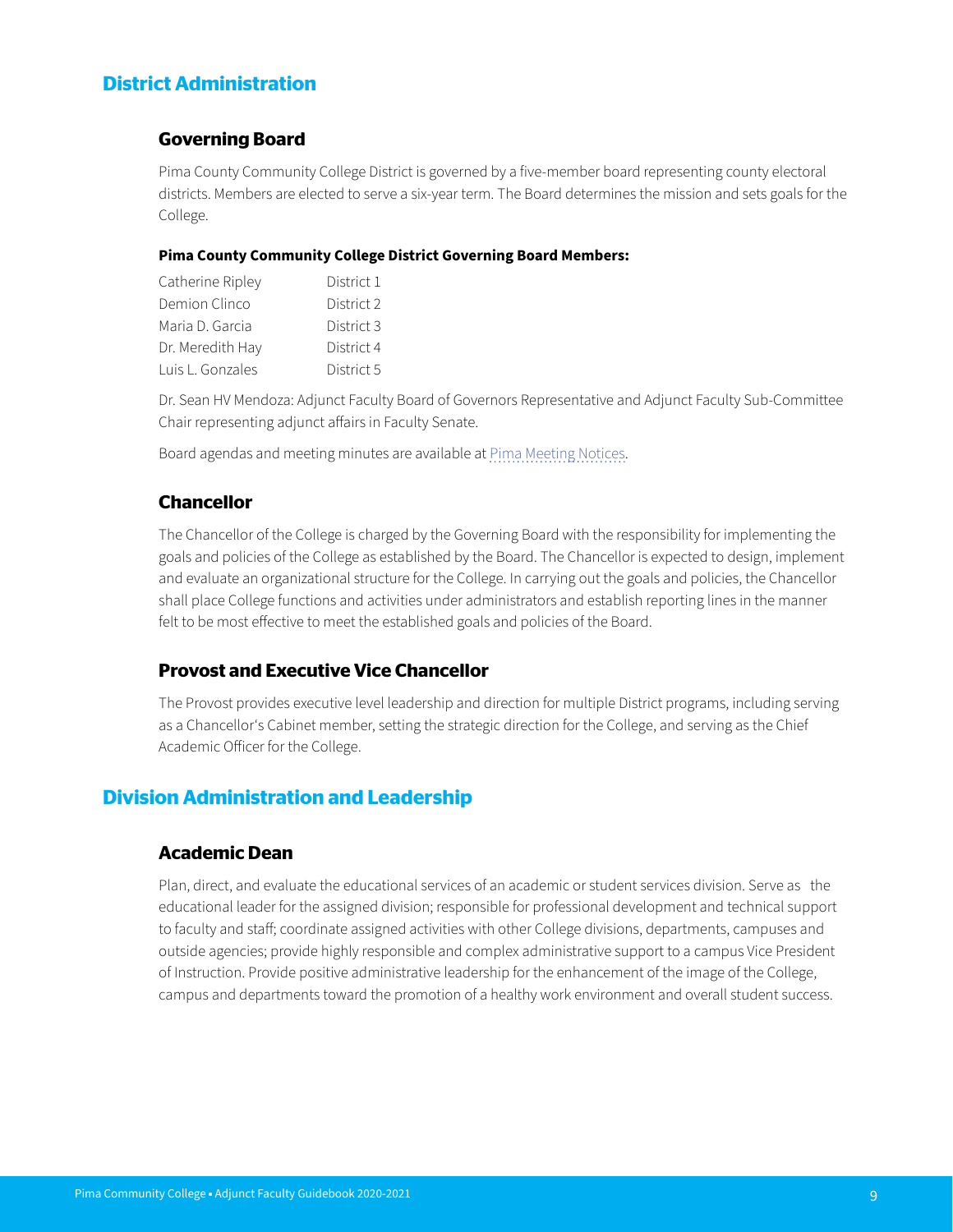## District Administration

### Governing Board

Pima County Community College District is governed by a five-member board representing county electoral districts. Members are elected to serve a six-year term. The Board determines the mission and sets goals for the College.

**Pima County Community College District Governing Board Members:**

| | |
|---|---|
| Catherine Ripley | District 1 |
| Demion Clinco | District 2 |
| Maria D. Garcia | District 3 |
| Dr. Meredith Hay | District 4 |
| Luis L. Gonzales | District 5 |

Dr. Sean HV Mendoza: Adjunct Faculty Board of Governors Representative and Adjunct Faculty Sub-Committee Chair representing adjunct affairs in Faculty Senate.

Board agendas and meeting minutes are available at Pima Meeting Notices.

### Chancellor

The Chancellor of the College is charged by the Governing Board with the responsibility for implementing the goals and policies of the College as established by the Board. The Chancellor is expected to design, implement and evaluate an organizational structure for the College. In carrying out the goals and policies, the Chancellor shall place College functions and activities under administrators and establish reporting lines in the manner felt to be most effective to meet the established goals and policies of the Board.

### Provost and Executive Vice Chancellor

The Provost provides executive level leadership and direction for multiple District programs, including serving as a Chancellor's Cabinet member, setting the strategic direction for the College, and serving as the Chief Academic Officer for the College.

## Division Administration and Leadership

### Academic Dean

Plan, direct, and evaluate the educational services of an academic or student services division. Serve as the educational leader for the assigned division; responsible for professional development and technical support to faculty and staff; coordinate assigned activities with other College divisions, departments, campuses and outside agencies; provide highly responsible and complex administrative support to a campus Vice President of Instruction. Provide positive administrative leadership for the enhancement of the image of the College, campus and departments toward the promotion of a healthy work environment and overall student success.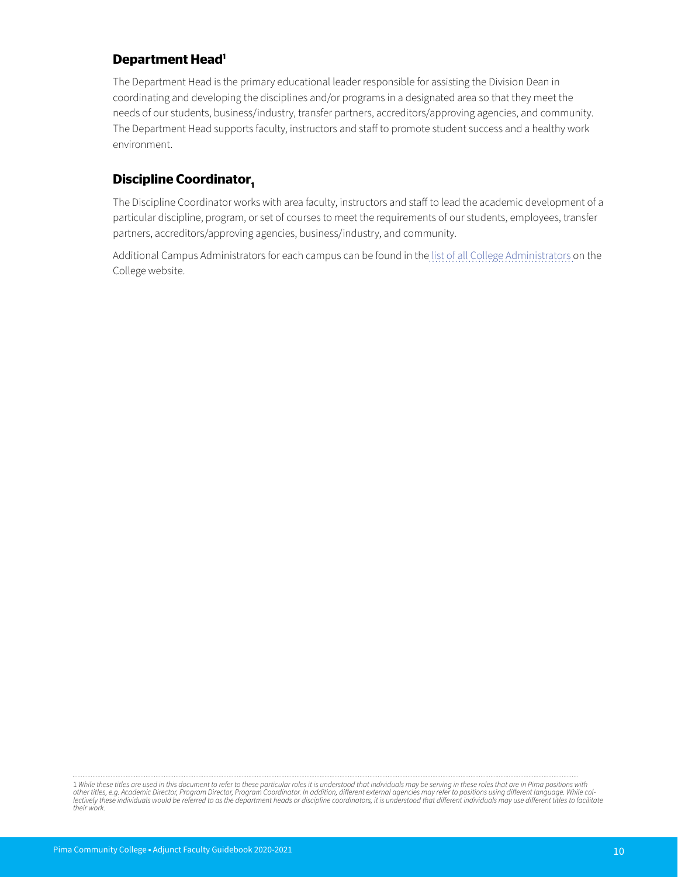## Department Head[1]

The Department Head is the primary educational leader responsible for assisting the Division Dean in coordinating and developing the disciplines and/or programs in a designated area so that they meet the needs of our students, business/industry, transfer partners, accreditors/approving agencies, and community. The Department Head supports faculty, instructors and staff to promote student success and a healthy work environment.

## Discipline Coordinator[1]

The Discipline Coordinator works with area faculty, instructors and staff to lead the academic development of a particular discipline, program, or set of courses to meet the requirements of our students, employees, transfer partners, accreditors/approving agencies, business/industry, and community.

Additional Campus Administrators for each campus can be found in the list of all College Administrators on the College website.

---

1 *While these titles are used in this document to refer to these particular roles it is understood that individuals may be serving in these roles that are in Pima positions with other titles, e.g. Academic Director, Program Director, Program Coordinator. In addition, different external agencies may refer to positions using different language. While collectively these individuals would be referred to as the department heads or discipline coordinators, it is understood that different individuals may use different titles to facilitate their work.*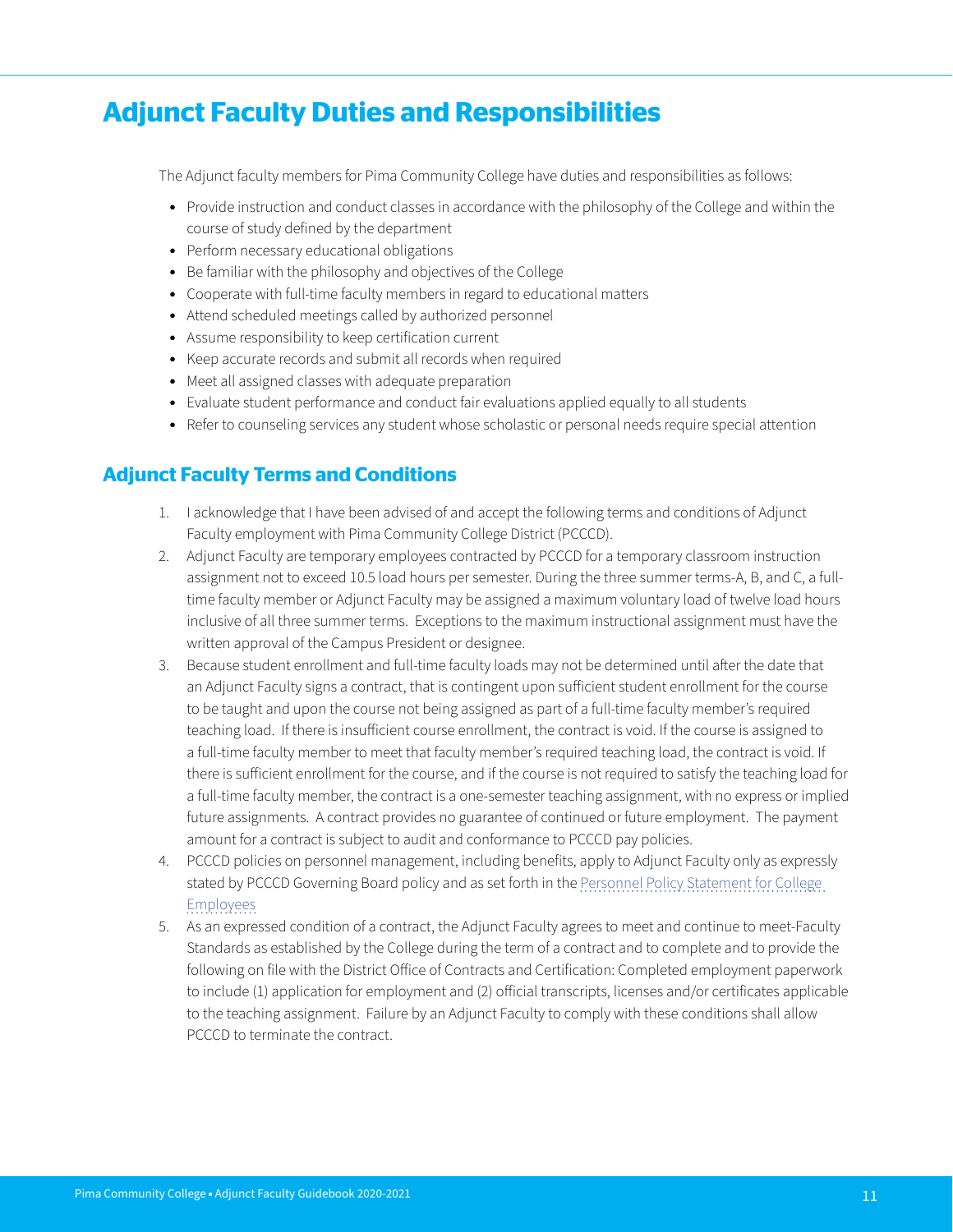# Adjunct Faculty Duties and Responsibilities

The Adjunct faculty members for Pima Community College have duties and responsibilities as follows:

- Provide instruction and conduct classes in accordance with the philosophy of the College and within the course of study defined by the department
- Perform necessary educational obligations
- Be familiar with the philosophy and objectives of the College
- Cooperate with full-time faculty members in regard to educational matters
- Attend scheduled meetings called by authorized personnel
- Assume responsibility to keep certification current
- Keep accurate records and submit all records when required
- Meet all assigned classes with adequate preparation
- Evaluate student performance and conduct fair evaluations applied equally to all students
- Refer to counseling services any student whose scholastic or personal needs require special attention

## Adjunct Faculty Terms and Conditions

1. I acknowledge that I have been advised of and accept the following terms and conditions of Adjunct Faculty employment with Pima Community College District (PCCCD).
2. Adjunct Faculty are temporary employees contracted by PCCCD for a temporary classroom instruction assignment not to exceed 10.5 load hours per semester. During the three summer terms-A, B, and C, a full-time faculty member or Adjunct Faculty may be assigned a maximum voluntary load of twelve load hours inclusive of all three summer terms. Exceptions to the maximum instructional assignment must have the written approval of the Campus President or designee.
3. Because student enrollment and full-time faculty loads may not be determined until after the date that an Adjunct Faculty signs a contract, that is contingent upon sufficient student enrollment for the course to be taught and upon the course not being assigned as part of a full-time faculty member's required teaching load. If there is insufficient course enrollment, the contract is void. If the course is assigned to a full-time faculty member to meet that faculty member's required teaching load, the contract is void. If there is sufficient enrollment for the course, and if the course is not required to satisfy the teaching load for a full-time faculty member, the contract is a one-semester teaching assignment, with no express or implied future assignments. A contract provides no guarantee of continued or future employment. The payment amount for a contract is subject to audit and conformance to PCCCD pay policies.
4. PCCCD policies on personnel management, including benefits, apply to Adjunct Faculty only as expressly stated by PCCCD Governing Board policy and as set forth in the Personnel Policy Statement for College Employees
5. As an expressed condition of a contract, the Adjunct Faculty agrees to meet and continue to meet-Faculty Standards as established by the College during the term of a contract and to complete and to provide the following on file with the District Office of Contracts and Certification: Completed employment paperwork to include (1) application for employment and (2) official transcripts, licenses and/or certificates applicable to the teaching assignment. Failure by an Adjunct Faculty to comply with these conditions shall allow PCCCD to terminate the contract.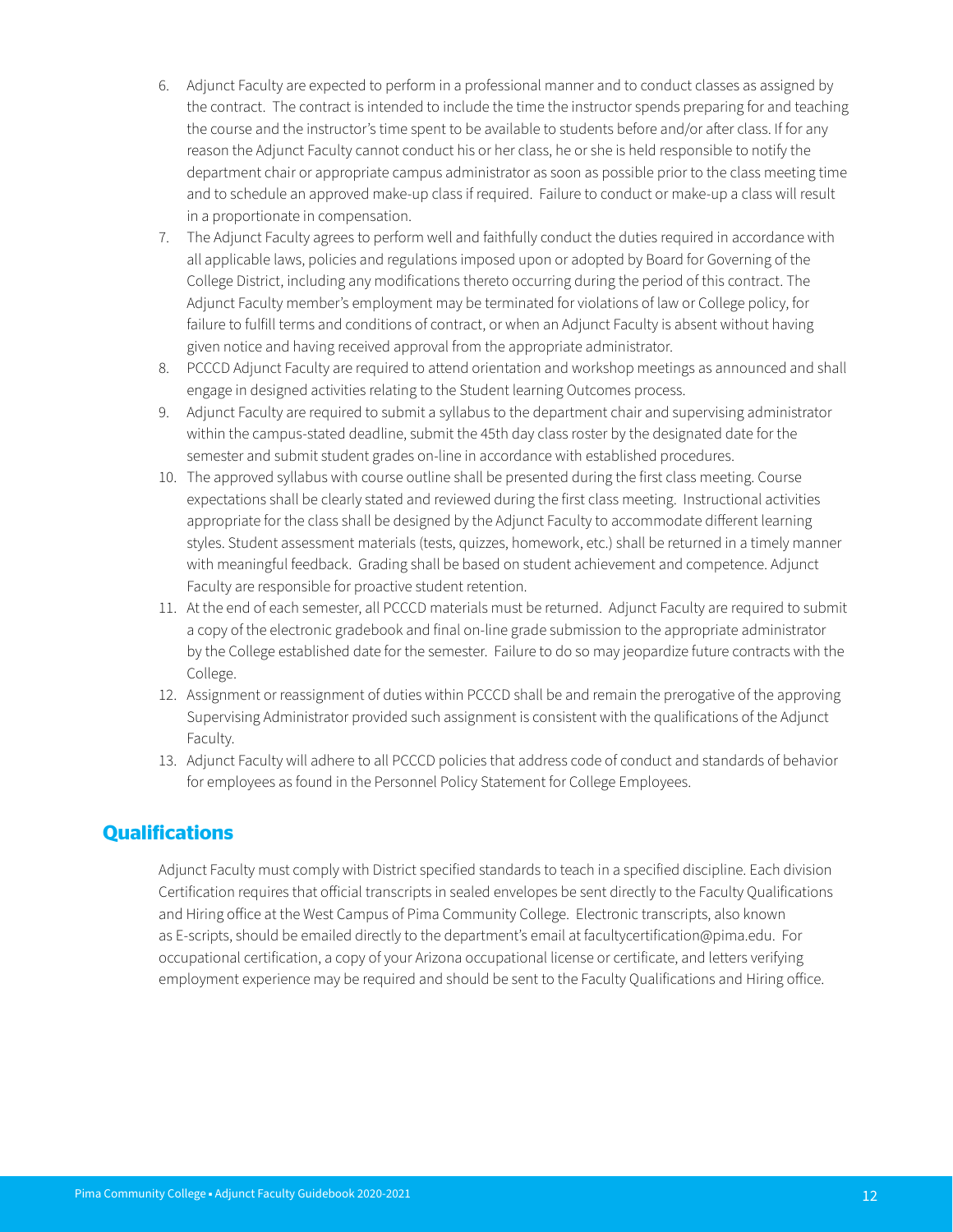6. Adjunct Faculty are expected to perform in a professional manner and to conduct classes as assigned by the contract. The contract is intended to include the time the instructor spends preparing for and teaching the course and the instructor's time spent to be available to students before and/or after class. If for any reason the Adjunct Faculty cannot conduct his or her class, he or she is held responsible to notify the department chair or appropriate campus administrator as soon as possible prior to the class meeting time and to schedule an approved make-up class if required. Failure to conduct or make-up a class will result in a proportionate in compensation.
7. The Adjunct Faculty agrees to perform well and faithfully conduct the duties required in accordance with all applicable laws, policies and regulations imposed upon or adopted by Board for Governing of the College District, including any modifications thereto occurring during the period of this contract. The Adjunct Faculty member's employment may be terminated for violations of law or College policy, for failure to fulfill terms and conditions of contract, or when an Adjunct Faculty is absent without having given notice and having received approval from the appropriate administrator.
8. PCCCD Adjunct Faculty are required to attend orientation and workshop meetings as announced and shall engage in designed activities relating to the Student learning Outcomes process.
9. Adjunct Faculty are required to submit a syllabus to the department chair and supervising administrator within the campus-stated deadline, submit the 45th day class roster by the designated date for the semester and submit student grades on-line in accordance with established procedures.
10. The approved syllabus with course outline shall be presented during the first class meeting. Course expectations shall be clearly stated and reviewed during the first class meeting. Instructional activities appropriate for the class shall be designed by the Adjunct Faculty to accommodate different learning styles. Student assessment materials (tests, quizzes, homework, etc.) shall be returned in a timely manner with meaningful feedback. Grading shall be based on student achievement and competence. Adjunct Faculty are responsible for proactive student retention.
11. At the end of each semester, all PCCCD materials must be returned. Adjunct Faculty are required to submit a copy of the electronic gradebook and final on-line grade submission to the appropriate administrator by the College established date for the semester. Failure to do so may jeopardize future contracts with the College.
12. Assignment or reassignment of duties within PCCCD shall be and remain the prerogative of the approving Supervising Administrator provided such assignment is consistent with the qualifications of the Adjunct Faculty.
13. Adjunct Faculty will adhere to all PCCCD policies that address code of conduct and standards of behavior for employees as found in the Personnel Policy Statement for College Employees.

## Qualifications

Adjunct Faculty must comply with District specified standards to teach in a specified discipline. Each division Certification requires that official transcripts in sealed envelopes be sent directly to the Faculty Qualifications and Hiring office at the West Campus of Pima Community College. Electronic transcripts, also known as E-scripts, should be emailed directly to the department's email at facultycertification@pima.edu. For occupational certification, a copy of your Arizona occupational license or certificate, and letters verifying employment experience may be required and should be sent to the Faculty Qualifications and Hiring office.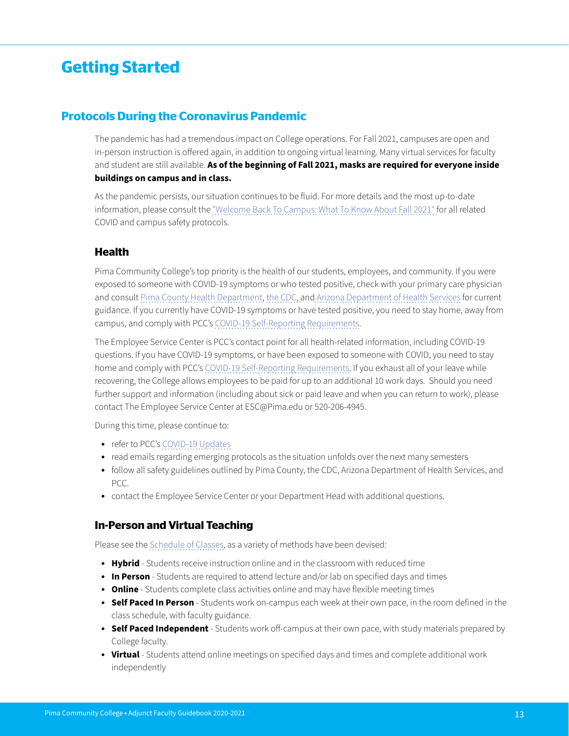# Getting Started

## Protocols During the Coronavirus Pandemic

The pandemic has had a tremendous impact on College operations. For Fall 2021, campuses are open and in-person instruction is offered again, in addition to ongoing virtual learning. Many virtual services for faculty and student are still available. **As of the beginning of Fall 2021, masks are required for everyone inside buildings on campus and in class.**

As the pandemic persists, our situation continues to be fluid. For more details and the most up-to-date information, please consult the "Welcome Back To Campus: What To Know About Fall 2021" for all related COVID and campus safety protocols.

### Health

Pima Community College's top priority is the health of our students, employees, and community. If you were exposed to someone with COVID-19 symptoms or who tested positive, check with your primary care physician and consult Pima County Health Department, the CDC, and Arizona Department of Health Services for current guidance. If you currently have COVID-19 symptoms or have tested positive, you need to stay home, away from campus, and comply with PCC's COVID-19 Self-Reporting Requirements.

The Employee Service Center is PCC's contact point for all health-related information, including COVID-19 questions. If you have COVID-19 symptoms, or have been exposed to someone with COVID, you need to stay home and comply with PCC's COVID-19 Self-Reporting Requirements. If you exhaust all of your leave while recovering, the College allows employees to be paid for up to an additional 10 work days. Should you need further support and information (including about sick or paid leave and when you can return to work), please contact The Employee Service Center at ESC@Pima.edu or 520-206-4945.

During this time, please continue to:

- refer to PCC's COVID-19 Updates
- read emails regarding emerging protocols as the situation unfolds over the next many semesters
- follow all safety guidelines outlined by Pima County, the CDC, Arizona Department of Health Services, and PCC.
- contact the Employee Service Center or your Department Head with additional questions.

### In-Person and Virtual Teaching

Please see the Schedule of Classes, as a variety of methods have been devised:

- **Hybrid** - Students receive instruction online and in the classroom with reduced time
- **In Person** - Students are required to attend lecture and/or lab on specified days and times
- **Online** - Students complete class activities online and may have flexible meeting times
- **Self Paced In Person** - Students work on-campus each week at their own pace, in the room defined in the class schedule, with faculty guidance.
- **Self Paced Independent** - Students work off-campus at their own pace, with study materials prepared by College faculty.
- **Virtual** - Students attend online meetings on specified days and times and complete additional work independently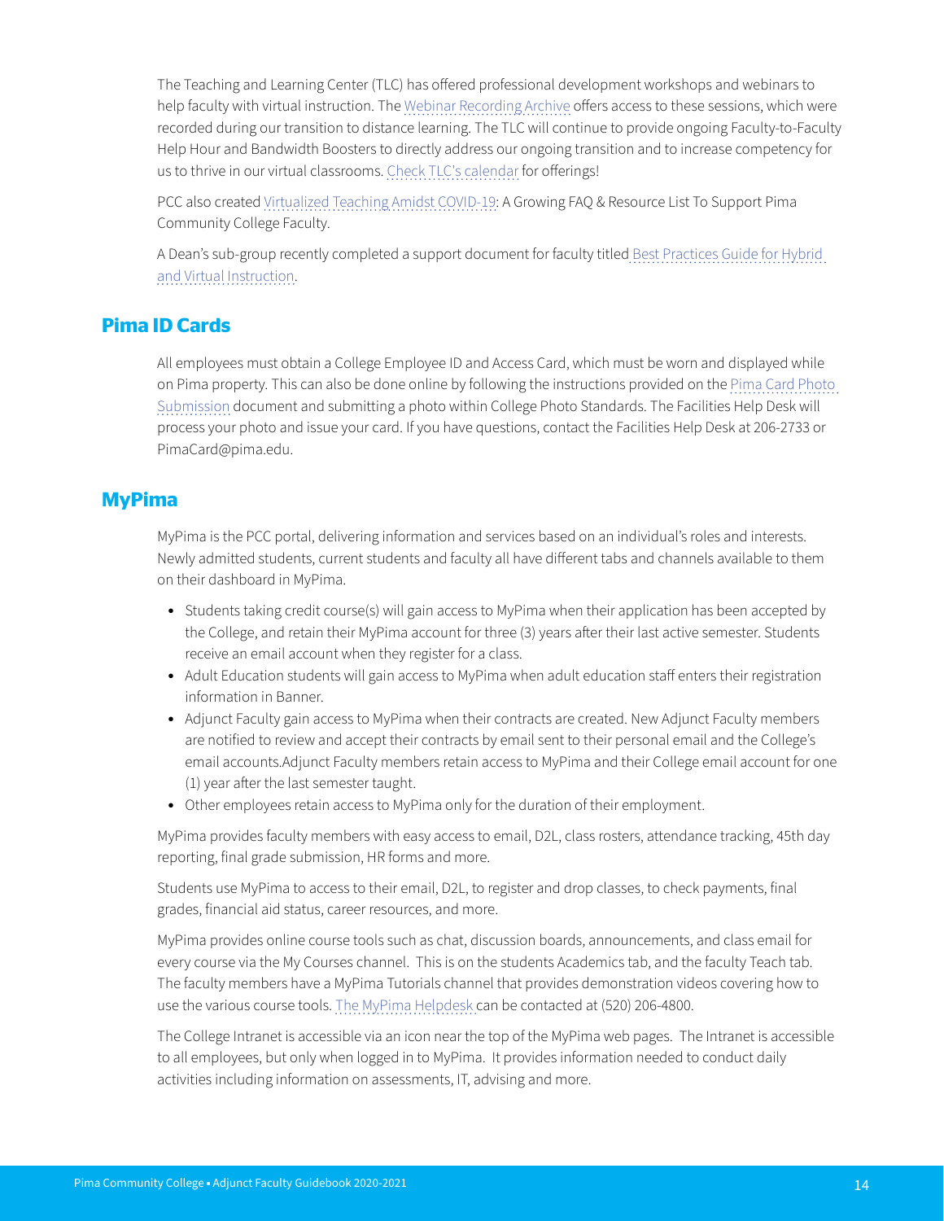The Teaching and Learning Center (TLC) has offered professional development workshops and webinars to help faculty with virtual instruction. The Webinar Recording Archive offers access to these sessions, which were recorded during our transition to distance learning. The TLC will continue to provide ongoing Faculty-to-Faculty Help Hour and Bandwidth Boosters to directly address our ongoing transition and to increase competency for us to thrive in our virtual classrooms. Check TLC's calendar for offerings!

PCC also created Virtualized Teaching Amidst COVID-19: A Growing FAQ & Resource List To Support Pima Community College Faculty.

A Dean's sub-group recently completed a support document for faculty titled Best Practices Guide for Hybrid and Virtual Instruction.

## Pima ID Cards

All employees must obtain a College Employee ID and Access Card, which must be worn and displayed while on Pima property. This can also be done online by following the instructions provided on the Pima Card Photo Submission document and submitting a photo within College Photo Standards. The Facilities Help Desk will process your photo and issue your card. If you have questions, contact the Facilities Help Desk at 206-2733 or PimaCard@pima.edu.

## MyPima

MyPima is the PCC portal, delivering information and services based on an individual's roles and interests. Newly admitted students, current students and faculty all have different tabs and channels available to them on their dashboard in MyPima.

- Students taking credit course(s) will gain access to MyPima when their application has been accepted by the College, and retain their MyPima account for three (3) years after their last active semester. Students receive an email account when they register for a class.
- Adult Education students will gain access to MyPima when adult education staff enters their registration information in Banner.
- Adjunct Faculty gain access to MyPima when their contracts are created. New Adjunct Faculty members are notified to review and accept their contracts by email sent to their personal email and the College's email accounts.Adjunct Faculty members retain access to MyPima and their College email account for one (1) year after the last semester taught.
- Other employees retain access to MyPima only for the duration of their employment.

MyPima provides faculty members with easy access to email, D2L, class rosters, attendance tracking, 45th day reporting, final grade submission, HR forms and more.

Students use MyPima to access to their email, D2L, to register and drop classes, to check payments, final grades, financial aid status, career resources, and more.

MyPima provides online course tools such as chat, discussion boards, announcements, and class email for every course via the My Courses channel. This is on the students Academics tab, and the faculty Teach tab. The faculty members have a MyPima Tutorials channel that provides demonstration videos covering how to use the various course tools. The MyPima Helpdesk can be contacted at (520) 206-4800.

The College Intranet is accessible via an icon near the top of the MyPima web pages. The Intranet is accessible to all employees, but only when logged in to MyPima. It provides information needed to conduct daily activities including information on assessments, IT, advising and more.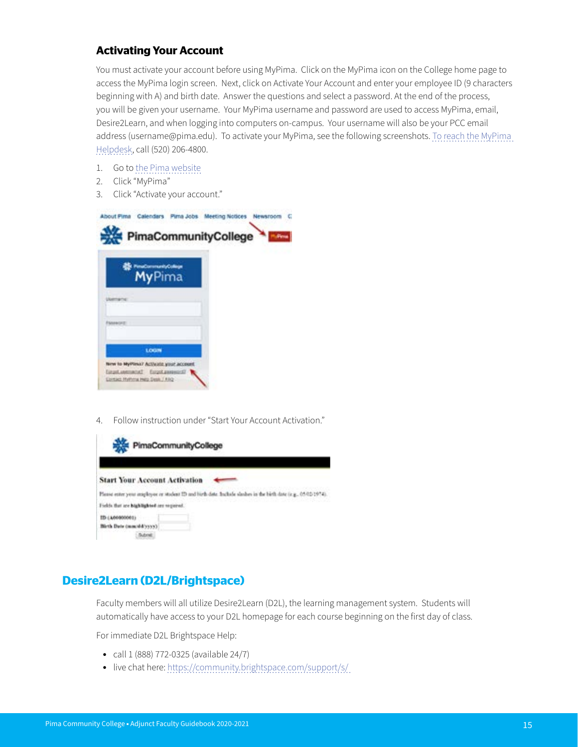### Activating Your Account

You must activate your account before using MyPima. Click on the MyPima icon on the College home page to access the MyPima login screen. Next, click on Activate Your Account and enter your employee ID (9 characters beginning with A) and birth date. Answer the questions and select a password. At the end of the process, you will be given your username. Your MyPima username and password are used to access MyPima, email, Desire2Learn, and when logging into computers on-campus. Your username will also be your PCC email address (username@pima.edu). To activate your MyPima, see the following screenshots. To reach the MyPima Helpdesk, call (520) 206-4800.

1. Go to the Pima website
2. Click "MyPima"
3. Click "Activate your account."

4. Follow instruction under "Start Your Account Activation."

## Desire2Learn (D2L/Brightspace)

Faculty members will all utilize Desire2Learn (D2L), the learning management system. Students will automatically have access to your D2L homepage for each course beginning on the first day of class.

For immediate D2L Brightspace Help:

- call 1 (888) 772-0325 (available 24/7)
- live chat here: https://community.brightspace.com/support/s/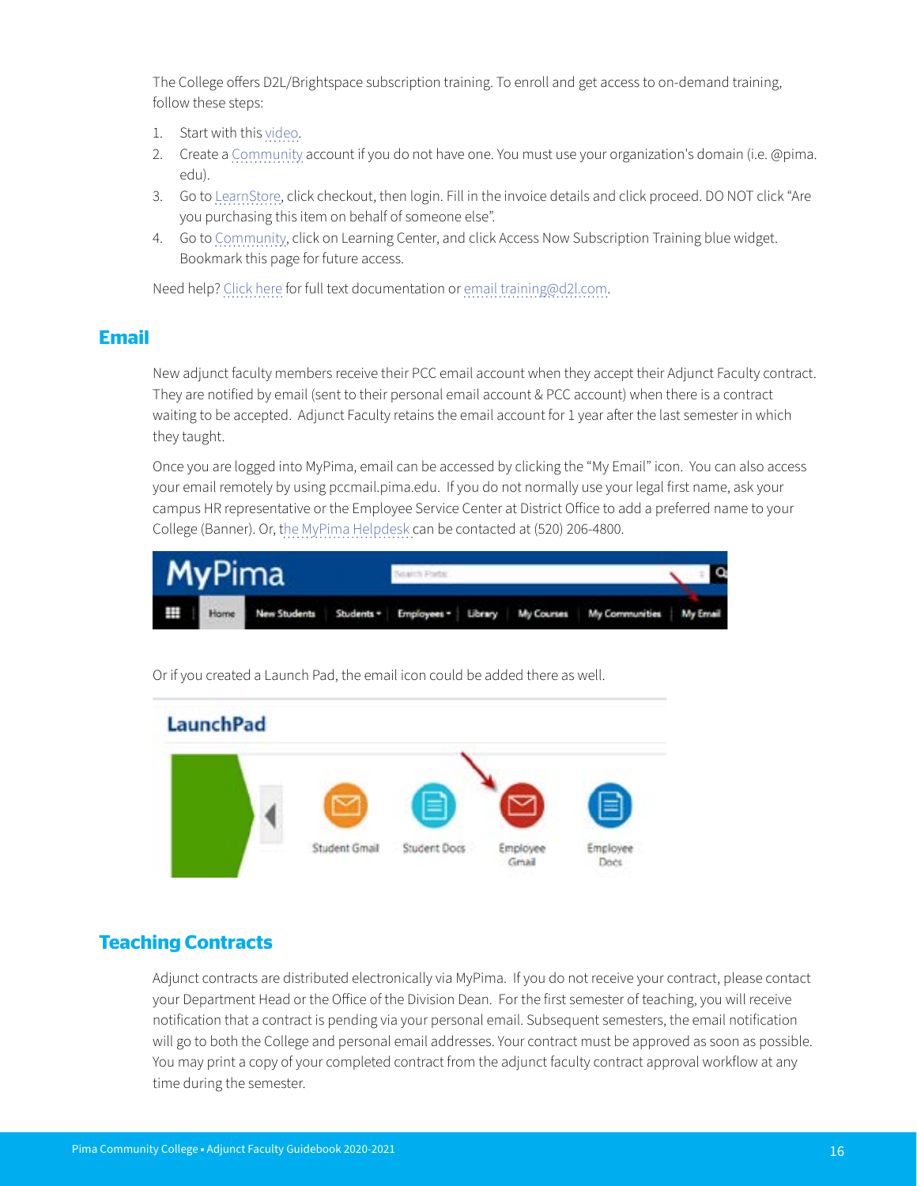The College offers D2L/Brightspace subscription training. To enroll and get access to on-demand training, follow these steps:

1. Start with this video.
2. Create a Community account if you do not have one. You must use your organization's domain (i.e. @pima.edu).
3. Go to LearnStore, click checkout, then login. Fill in the invoice details and click proceed. DO NOT click "Are you purchasing this item on behalf of someone else".
4. Go to Community, click on Learning Center, and click Access Now Subscription Training blue widget. Bookmark this page for future access.

Need help? Click here for full text documentation or email training@d2l.com.

## Email

New adjunct faculty members receive their PCC email account when they accept their Adjunct Faculty contract. They are notified by email (sent to their personal email account & PCC account) when there is a contract waiting to be accepted. Adjunct Faculty retains the email account for 1 year after the last semester in which they taught.

Once you are logged into MyPima, email can be accessed by clicking the "My Email" icon. You can also access your email remotely by using pccmail.pima.edu. If you do not normally use your legal first name, ask your campus HR representative or the Employee Service Center at District Office to add a preferred name to your College (Banner). Or, the MyPima Helpdesk can be contacted at (520) 206-4800.

Or if you created a Launch Pad, the email icon could be added there as well.

## Teaching Contracts

Adjunct contracts are distributed electronically via MyPima. If you do not receive your contract, please contact your Department Head or the Office of the Division Dean. For the first semester of teaching, you will receive notification that a contract is pending via your personal email. Subsequent semesters, the email notification will go to both the College and personal email addresses. Your contract must be approved as soon as possible. You may print a copy of your completed contract from the adjunct faculty contract approval workflow at any time during the semester.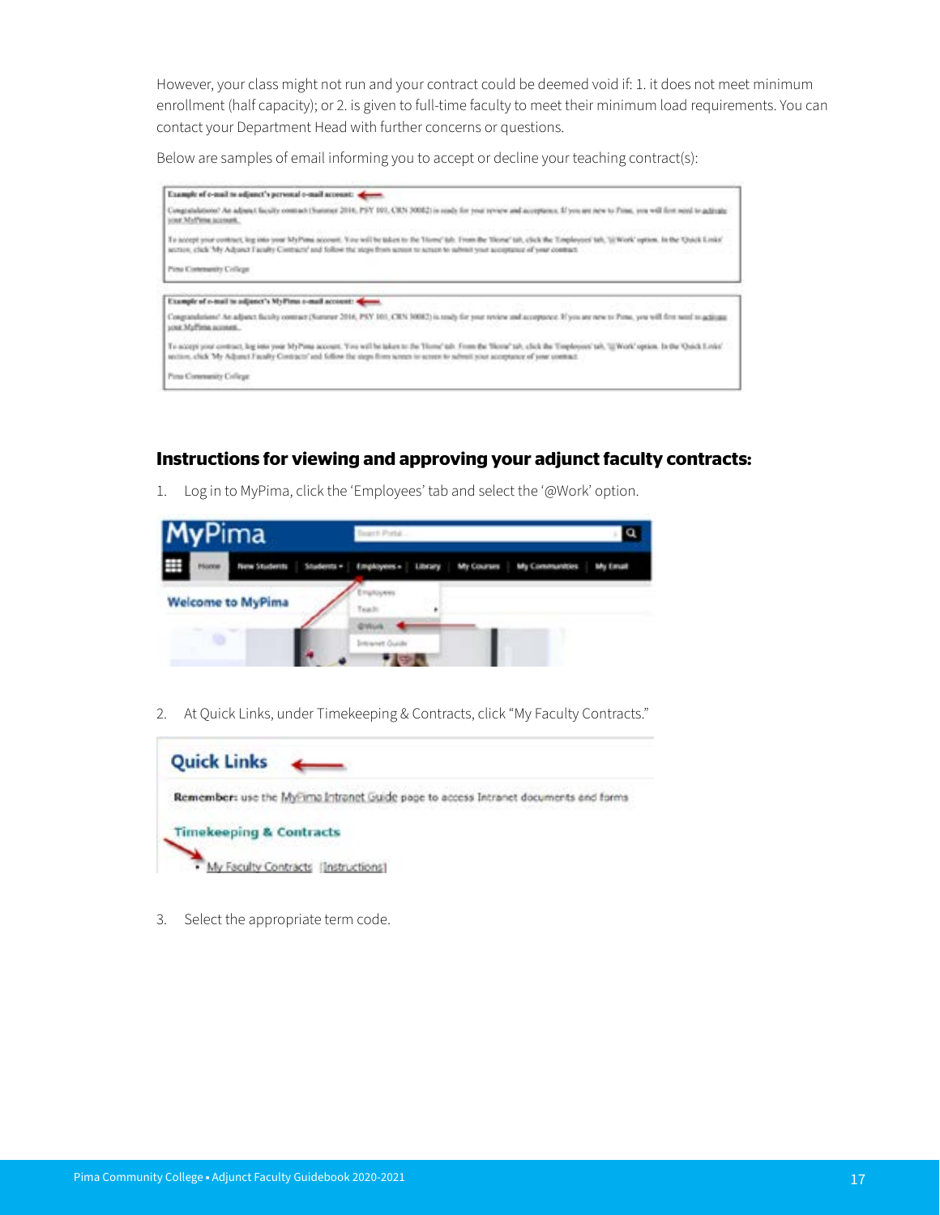However, your class might not run and your contract could be deemed void if: 1. it does not meet minimum enrollment (half capacity); or 2. is given to full-time faculty to meet their minimum load requirements. You can contact your Department Head with further concerns or questions.

Below are samples of email informing you to accept or decline your teaching contract(s):

## Instructions for viewing and approving your adjunct faculty contracts:

1. Log in to MyPima, click the 'Employees' tab and select the '@Work' option.

2. At Quick Links, under Timekeeping & Contracts, click "My Faculty Contracts."

3. Select the appropriate term code.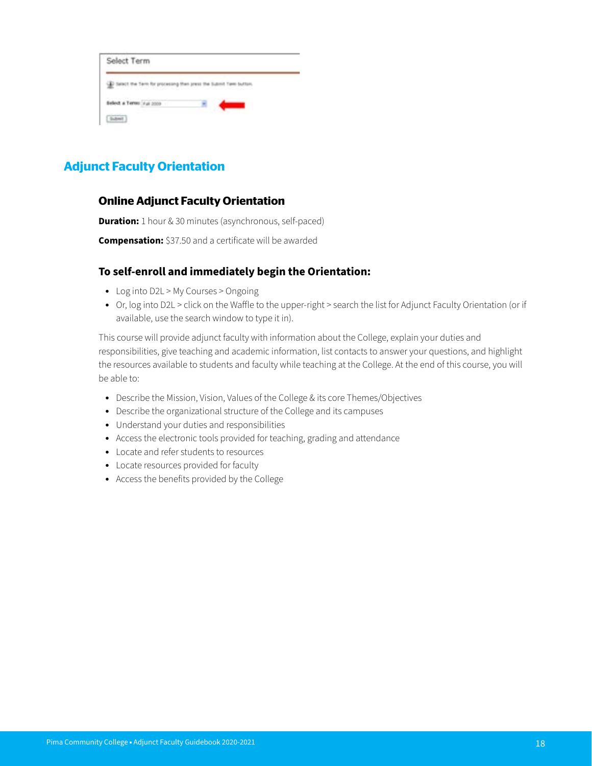## Adjunct Faculty Orientation

### Online Adjunct Faculty Orientation

**Duration:** 1 hour & 30 minutes (asynchronous, self-paced)

**Compensation:** $37.50 and a certificate will be awarded

### To self-enroll and immediately begin the Orientation:

- Log into D2L > My Courses > Ongoing
- Or, log into D2L > click on the Waffle to the upper-right > search the list for Adjunct Faculty Orientation (or if available, use the search window to type it in).

This course will provide adjunct faculty with information about the College, explain your duties and responsibilities, give teaching and academic information, list contacts to answer your questions, and highlight the resources available to students and faculty while teaching at the College. At the end of this course, you will be able to:

- Describe the Mission, Vision, Values of the College & its core Themes/Objectives
- Describe the organizational structure of the College and its campuses
- Understand your duties and responsibilities
- Access the electronic tools provided for teaching, grading and attendance
- Locate and refer students to resources
- Locate resources provided for faculty
- Access the benefits provided by the College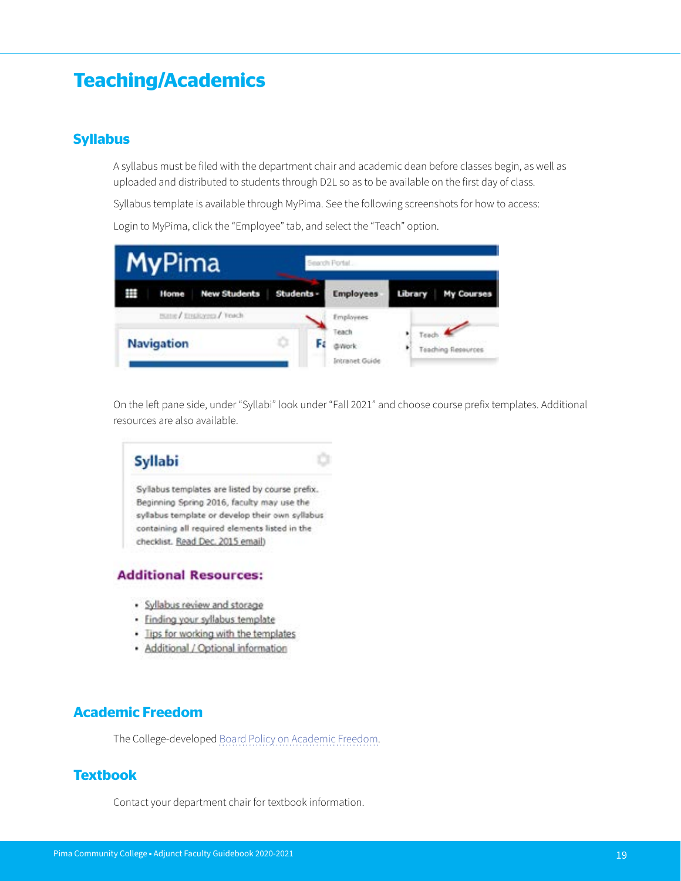# Teaching/Academics

## Syllabus

A syllabus must be filed with the department chair and academic dean before classes begin, as well as uploaded and distributed to students through D2L so as to be available on the first day of class.

Syllabus template is available through MyPima. See the following screenshots for how to access:

Login to MyPima, click the "Employee" tab, and select the "Teach" option.

On the left pane side, under "Syllabi" look under "Fall 2021" and choose course prefix templates. Additional resources are also available.

## Academic Freedom

The College-developed Board Policy on Academic Freedom.

## Textbook

Contact your department chair for textbook information.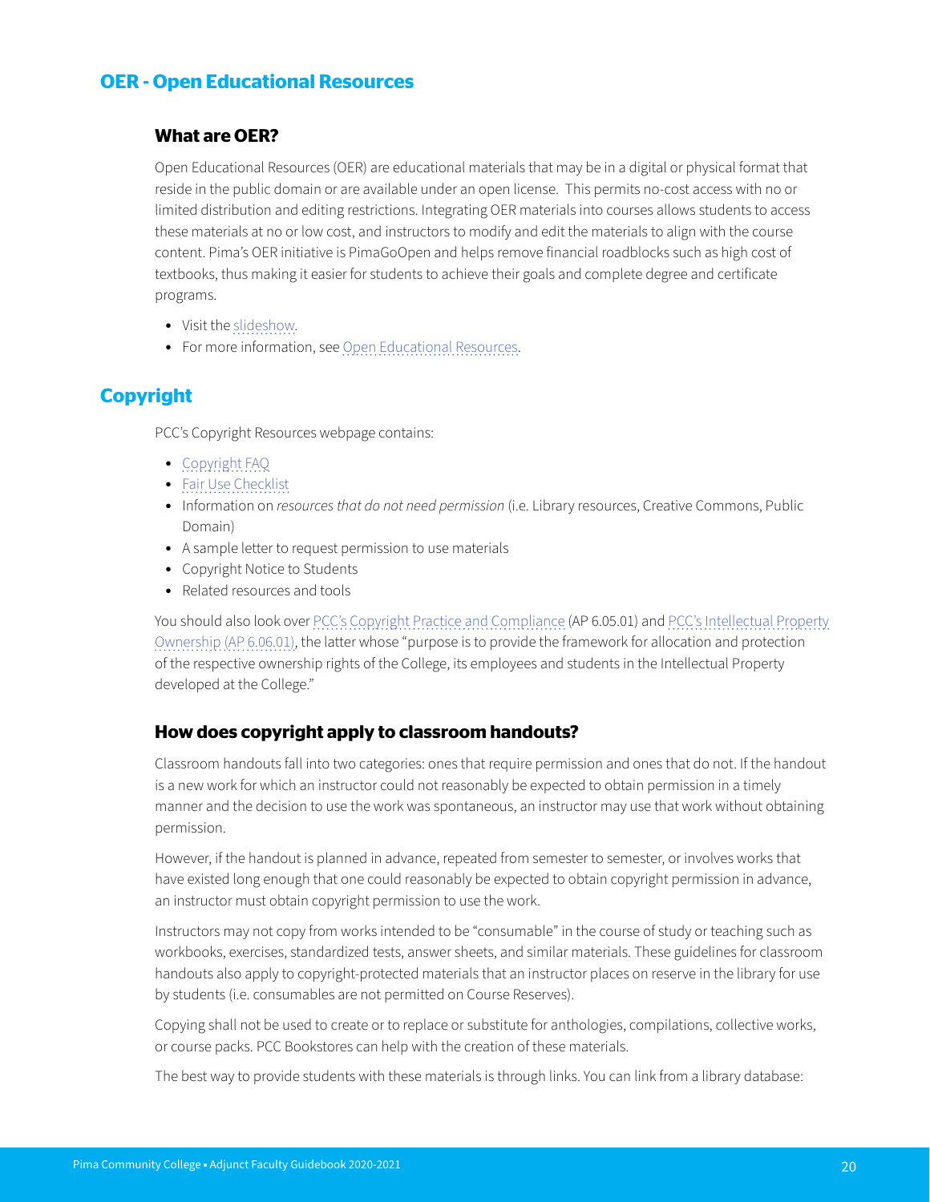## OER - Open Educational Resources

### What are OER?

Open Educational Resources (OER) are educational materials that may be in a digital or physical format that reside in the public domain or are available under an open license. This permits no-cost access with no or limited distribution and editing restrictions. Integrating OER materials into courses allows students to access these materials at no or low cost, and instructors to modify and edit the materials to align with the course content. Pima's OER initiative is PimaGoOpen and helps remove financial roadblocks such as high cost of textbooks, thus making it easier for students to achieve their goals and complete degree and certificate programs.

- Visit the slideshow.
- For more information, see Open Educational Resources.

## Copyright

PCC's Copyright Resources webpage contains:

- Copyright FAQ
- Fair Use Checklist
- Information on *resources that do not need permission* (i.e. Library resources, Creative Commons, Public Domain)
- A sample letter to request permission to use materials
- Copyright Notice to Students
- Related resources and tools

You should also look over PCC's Copyright Practice and Compliance (AP 6.05.01) and PCC's Intellectual Property Ownership (AP 6.06.01), the latter whose "purpose is to provide the framework for allocation and protection of the respective ownership rights of the College, its employees and students in the Intellectual Property developed at the College."

### How does copyright apply to classroom handouts?

Classroom handouts fall into two categories: ones that require permission and ones that do not. If the handout is a new work for which an instructor could not reasonably be expected to obtain permission in a timely manner and the decision to use the work was spontaneous, an instructor may use that work without obtaining permission.

However, if the handout is planned in advance, repeated from semester to semester, or involves works that have existed long enough that one could reasonably be expected to obtain copyright permission in advance, an instructor must obtain copyright permission to use the work.

Instructors may not copy from works intended to be "consumable" in the course of study or teaching such as workbooks, exercises, standardized tests, answer sheets, and similar materials. These guidelines for classroom handouts also apply to copyright-protected materials that an instructor places on reserve in the library for use by students (i.e. consumables are not permitted on Course Reserves).

Copying shall not be used to create or to replace or substitute for anthologies, compilations, collective works, or course packs. PCC Bookstores can help with the creation of these materials.

The best way to provide students with these materials is through links. You can link from a library database: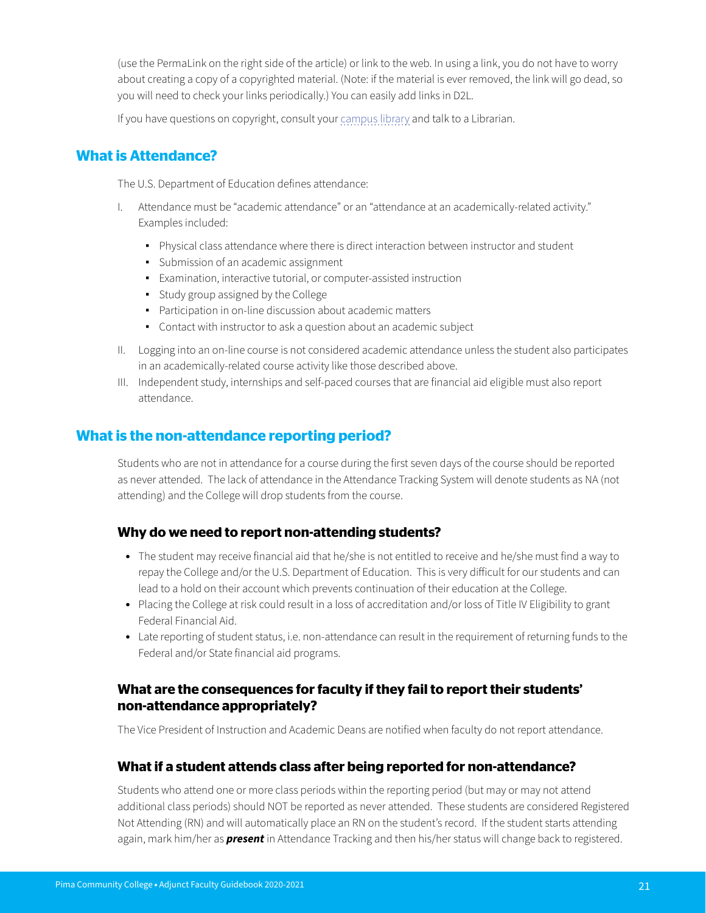(use the PermaLink on the right side of the article) or link to the web. In using a link, you do not have to worry about creating a copy of a copyrighted material. (Note: if the material is ever removed, the link will go dead, so you will need to check your links periodically.) You can easily add links in D2L.

If you have questions on copyright, consult your campus library and talk to a Librarian.

## What is Attendance?

The U.S. Department of Education defines attendance:

I. Attendance must be "academic attendance" or an "attendance at an academically-related activity." Examples included:
   - Physical class attendance where there is direct interaction between instructor and student
   - Submission of an academic assignment
   - Examination, interactive tutorial, or computer-assisted instruction
   - Study group assigned by the College
   - Participation in on-line discussion about academic matters
   - Contact with instructor to ask a question about an academic subject

II. Logging into an on-line course is not considered academic attendance unless the student also participates in an academically-related course activity like those described above.

III. Independent study, internships and self-paced courses that are financial aid eligible must also report attendance.

## What is the non-attendance reporting period?

Students who are not in attendance for a course during the first seven days of the course should be reported as never attended. The lack of attendance in the Attendance Tracking System will denote students as NA (not attending) and the College will drop students from the course.

### Why do we need to report non-attending students?

- The student may receive financial aid that he/she is not entitled to receive and he/she must find a way to repay the College and/or the U.S. Department of Education. This is very difficult for our students and can lead to a hold on their account which prevents continuation of their education at the College.
- Placing the College at risk could result in a loss of accreditation and/or loss of Title IV Eligibility to grant Federal Financial Aid.
- Late reporting of student status, i.e. non-attendance can result in the requirement of returning funds to the Federal and/or State financial aid programs.

### What are the consequences for faculty if they fail to report their students' non-attendance appropriately?

The Vice President of Instruction and Academic Deans are notified when faculty do not report attendance.

### What if a student attends class after being reported for non-attendance?

Students who attend one or more class periods within the reporting period (but may or may not attend additional class periods) should NOT be reported as never attended. These students are considered Registered Not Attending (RN) and will automatically place an RN on the student's record. If the student starts attending again, mark him/her as ***present*** in Attendance Tracking and then his/her status will change back to registered.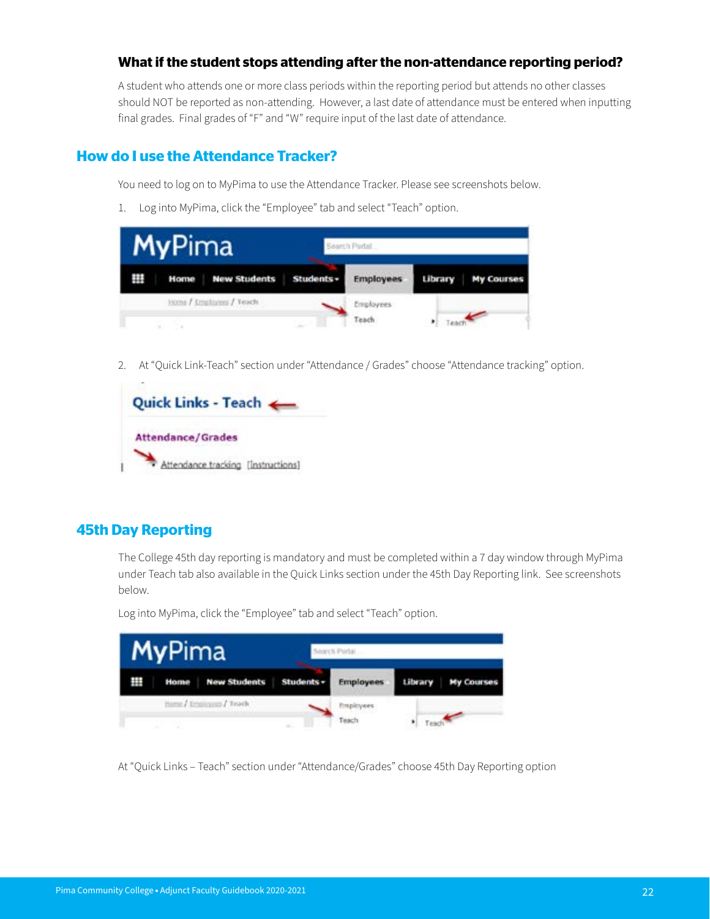### What if the student stops attending after the non-attendance reporting period?

A student who attends one or more class periods within the reporting period but attends no other classes should NOT be reported as non-attending. However, a last date of attendance must be entered when inputting final grades. Final grades of "F" and "W" require input of the last date of attendance.

## How do I use the Attendance Tracker?

You need to log on to MyPima to use the Attendance Tracker. Please see screenshots below.

1. Log into MyPima, click the "Employee" tab and select "Teach" option.

2. At "Quick Link-Teach" section under "Attendance / Grades" choose "Attendance tracking" option.

## 45th Day Reporting

The College 45th day reporting is mandatory and must be completed within a 7 day window through MyPima under Teach tab also available in the Quick Links section under the 45th Day Reporting link. See screenshots below.

Log into MyPima, click the "Employee" tab and select "Teach" option.

At "Quick Links – Teach" section under "Attendance/Grades" choose 45th Day Reporting option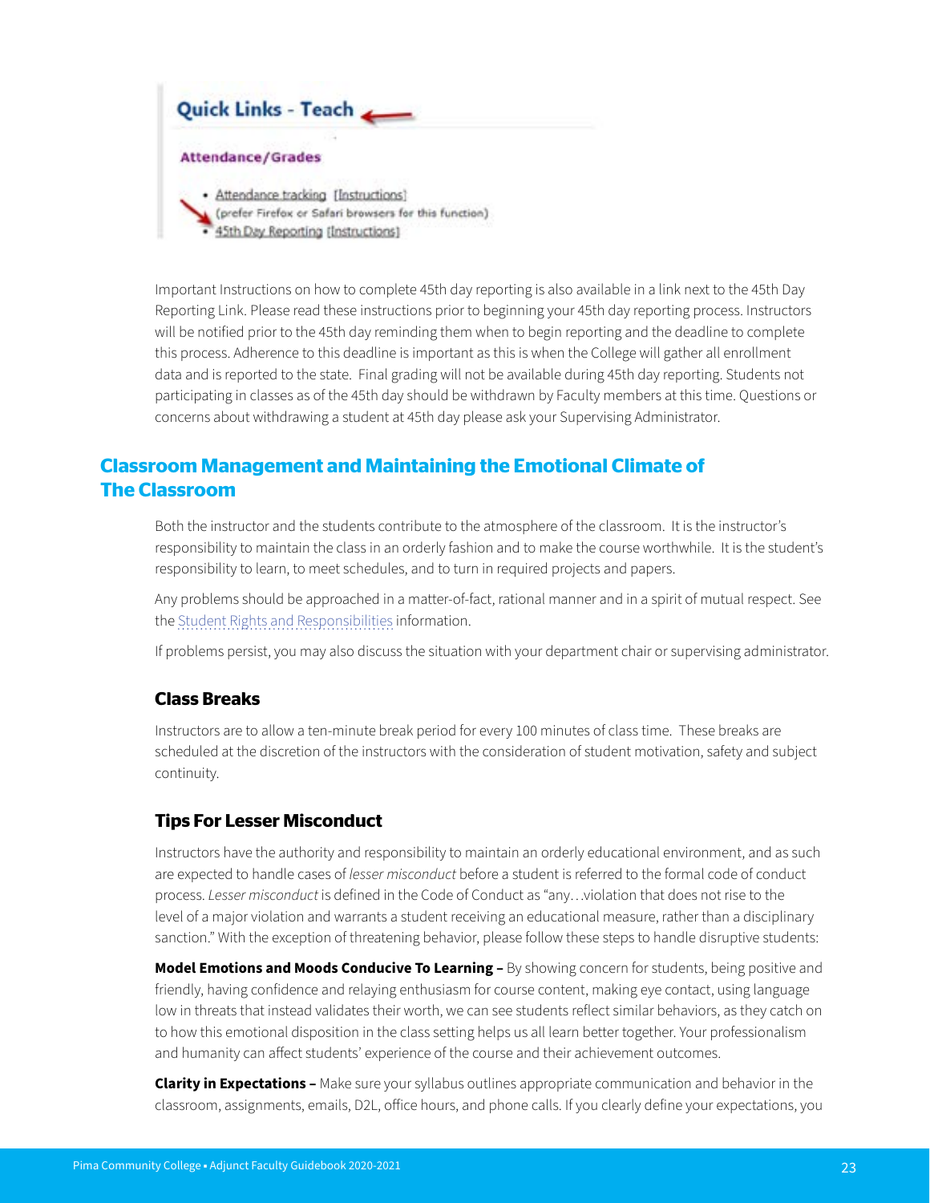Quick Links - Teach

Attendance/Grades

- Attendance tracking [Instructions] (prefer Firefox or Safari browsers for this function)
- 45th Day Reporting [Instructions]

Important Instructions on how to complete 45th day reporting is also available in a link next to the 45th Day Reporting Link. Please read these instructions prior to beginning your 45th day reporting process. Instructors will be notified prior to the 45th day reminding them when to begin reporting and the deadline to complete this process. Adherence to this deadline is important as this is when the College will gather all enrollment data and is reported to the state. Final grading will not be available during 45th day reporting. Students not participating in classes as of the 45th day should be withdrawn by Faculty members at this time. Questions or concerns about withdrawing a student at 45th day please ask your Supervising Administrator.

## Classroom Management and Maintaining the Emotional Climate of The Classroom

Both the instructor and the students contribute to the atmosphere of the classroom. It is the instructor's responsibility to maintain the class in an orderly fashion and to make the course worthwhile. It is the student's responsibility to learn, to meet schedules, and to turn in required projects and papers.

Any problems should be approached in a matter-of-fact, rational manner and in a spirit of mutual respect. See the Student Rights and Responsibilities information.

If problems persist, you may also discuss the situation with your department chair or supervising administrator.

### Class Breaks

Instructors are to allow a ten-minute break period for every 100 minutes of class time. These breaks are scheduled at the discretion of the instructors with the consideration of student motivation, safety and subject continuity.

### Tips For Lesser Misconduct

Instructors have the authority and responsibility to maintain an orderly educational environment, and as such are expected to handle cases of *lesser misconduct* before a student is referred to the formal code of conduct process. *Lesser misconduct* is defined in the Code of Conduct as "any…violation that does not rise to the level of a major violation and warrants a student receiving an educational measure, rather than a disciplinary sanction." With the exception of threatening behavior, please follow these steps to handle disruptive students:

**Model Emotions and Moods Conducive To Learning –** By showing concern for students, being positive and friendly, having confidence and relaying enthusiasm for course content, making eye contact, using language low in threats that instead validates their worth, we can see students reflect similar behaviors, as they catch on to how this emotional disposition in the class setting helps us all learn better together. Your professionalism and humanity can affect students' experience of the course and their achievement outcomes.

**Clarity in Expectations –** Make sure your syllabus outlines appropriate communication and behavior in the classroom, assignments, emails, D2L, office hours, and phone calls. If you clearly define your expectations, you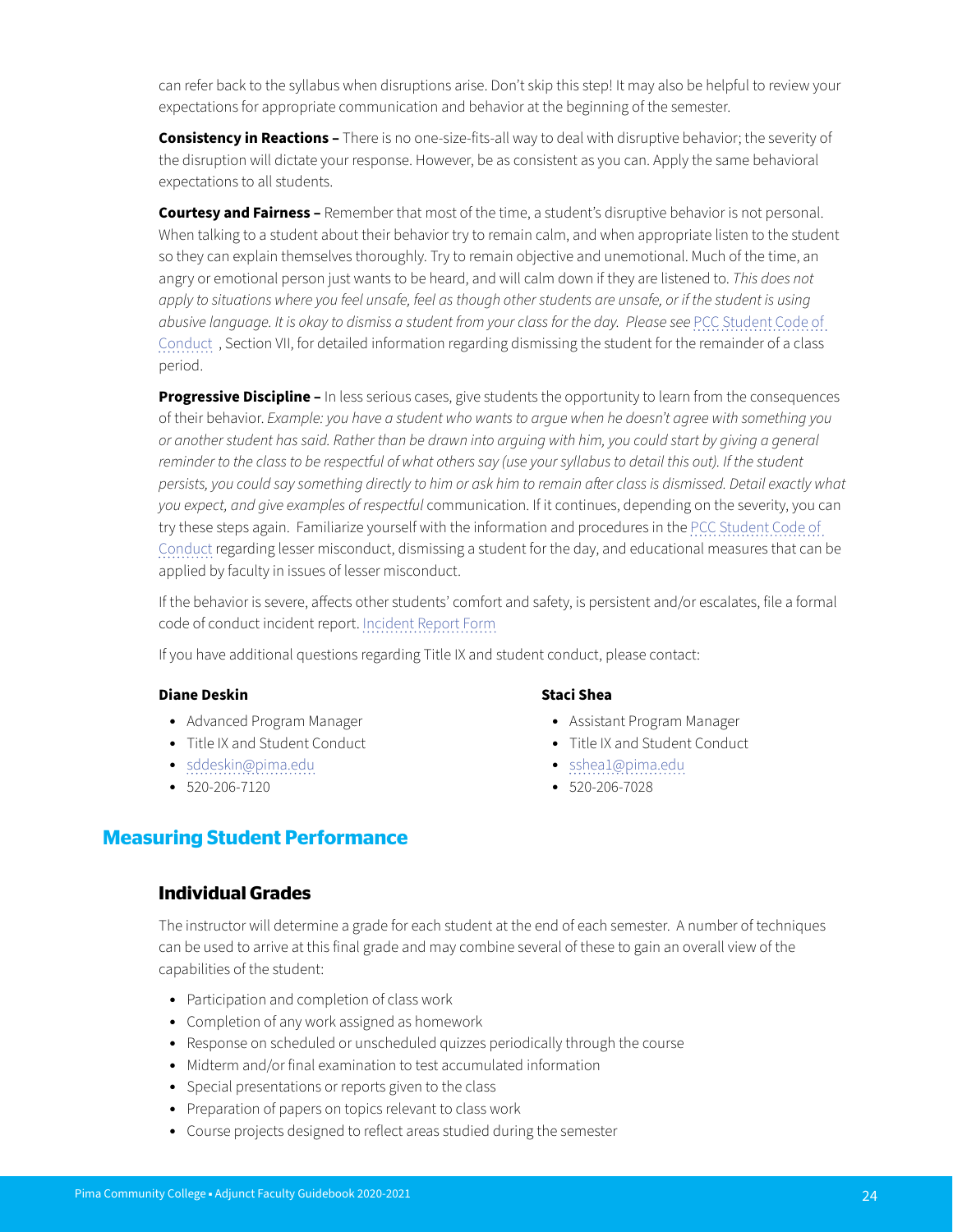can refer back to the syllabus when disruptions arise. Don't skip this step! It may also be helpful to review your expectations for appropriate communication and behavior at the beginning of the semester.

**Consistency in Reactions –** There is no one-size-fits-all way to deal with disruptive behavior; the severity of the disruption will dictate your response. However, be as consistent as you can. Apply the same behavioral expectations to all students.

**Courtesy and Fairness –** Remember that most of the time, a student's disruptive behavior is not personal. When talking to a student about their behavior try to remain calm, and when appropriate listen to the student so they can explain themselves thoroughly. Try to remain objective and unemotional. Much of the time, an angry or emotional person just wants to be heard, and will calm down if they are listened to. *This does not apply to situations where you feel unsafe, feel as though other students are unsafe, or if the student is using abusive language. It is okay to dismiss a student from your class for the day. Please see* PCC Student Code of Conduct , Section VII, for detailed information regarding dismissing the student for the remainder of a class period.

**Progressive Discipline –** In less serious cases, give students the opportunity to learn from the consequences of their behavior. *Example: you have a student who wants to argue when he doesn't agree with something you or another student has said. Rather than be drawn into arguing with him, you could start by giving a general reminder to the class to be respectful of what others say (use your syllabus to detail this out). If the student persists, you could say something directly to him or ask him to remain after class is dismissed. Detail exactly what you expect, and give examples of respectful* communication. If it continues, depending on the severity, you can try these steps again. Familiarize yourself with the information and procedures in the PCC Student Code of Conduct regarding lesser misconduct, dismissing a student for the day, and educational measures that can be applied by faculty in issues of lesser misconduct.

If the behavior is severe, affects other students' comfort and safety, is persistent and/or escalates, file a formal code of conduct incident report. Incident Report Form

If you have additional questions regarding Title IX and student conduct, please contact:

**Diane Deskin**

- Advanced Program Manager
- Title IX and Student Conduct
- sddeskin@pima.edu
- 520-206-7120

**Staci Shea**

- Assistant Program Manager
- Title IX and Student Conduct
- sshea1@pima.edu
- 520-206-7028

## Measuring Student Performance

### Individual Grades

The instructor will determine a grade for each student at the end of each semester. A number of techniques can be used to arrive at this final grade and may combine several of these to gain an overall view of the capabilities of the student:

- Participation and completion of class work
- Completion of any work assigned as homework
- Response on scheduled or unscheduled quizzes periodically through the course
- Midterm and/or final examination to test accumulated information
- Special presentations or reports given to the class
- Preparation of papers on topics relevant to class work
- Course projects designed to reflect areas studied during the semester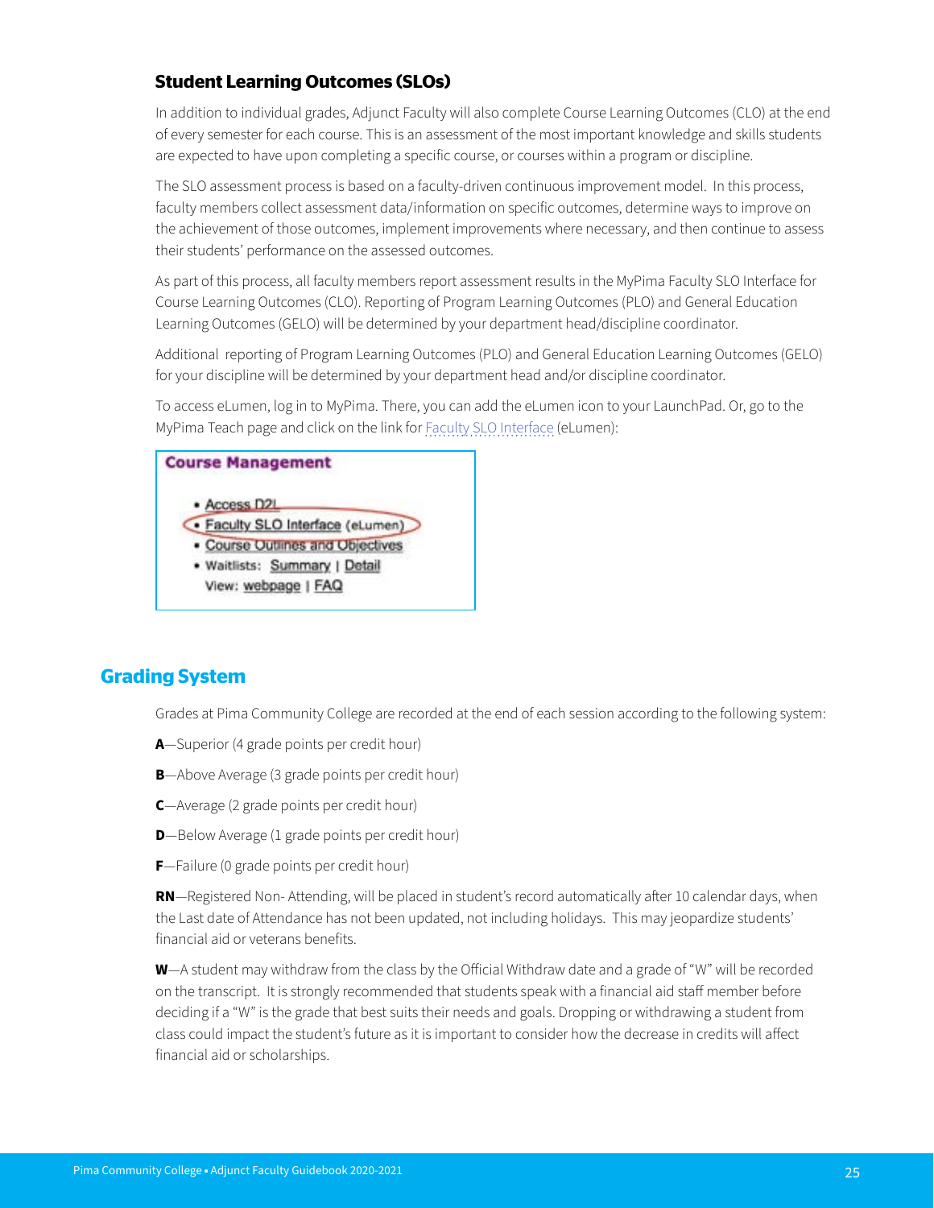### Student Learning Outcomes (SLOs)

In addition to individual grades, Adjunct Faculty will also complete Course Learning Outcomes (CLO) at the end of every semester for each course. This is an assessment of the most important knowledge and skills students are expected to have upon completing a specific course, or courses within a program or discipline.

The SLO assessment process is based on a faculty-driven continuous improvement model. In this process, faculty members collect assessment data/information on specific outcomes, determine ways to improve on the achievement of those outcomes, implement improvements where necessary, and then continue to assess their students' performance on the assessed outcomes.

As part of this process, all faculty members report assessment results in the MyPima Faculty SLO Interface for Course Learning Outcomes (CLO). Reporting of Program Learning Outcomes (PLO) and General Education Learning Outcomes (GELO) will be determined by your department head/discipline coordinator.

Additional reporting of Program Learning Outcomes (PLO) and General Education Learning Outcomes (GELO) for your discipline will be determined by your department head and/or discipline coordinator.

To access eLumen, log in to MyPima. There, you can add the eLumen icon to your LaunchPad. Or, go to the MyPima Teach page and click on the link for Faculty SLO Interface (eLumen):

**Course Management**

- Access D2L
- Faculty SLO Interface (eLumen)
- Course Outlines and Objectives
- Waitlists: Summary | Detail
  View: webpage | FAQ

## Grading System

Grades at Pima Community College are recorded at the end of each session according to the following system:

**A**—Superior (4 grade points per credit hour)

**B**—Above Average (3 grade points per credit hour)

**C**—Average (2 grade points per credit hour)

**D**—Below Average (1 grade points per credit hour)

**F**—Failure (0 grade points per credit hour)

**RN**—Registered Non- Attending, will be placed in student's record automatically after 10 calendar days, when the Last date of Attendance has not been updated, not including holidays. This may jeopardize students' financial aid or veterans benefits.

**W**—A student may withdraw from the class by the Official Withdraw date and a grade of "W" will be recorded on the transcript. It is strongly recommended that students speak with a financial aid staff member before deciding if a "W" is the grade that best suits their needs and goals. Dropping or withdrawing a student from class could impact the student's future as it is important to consider how the decrease in credits will affect financial aid or scholarships.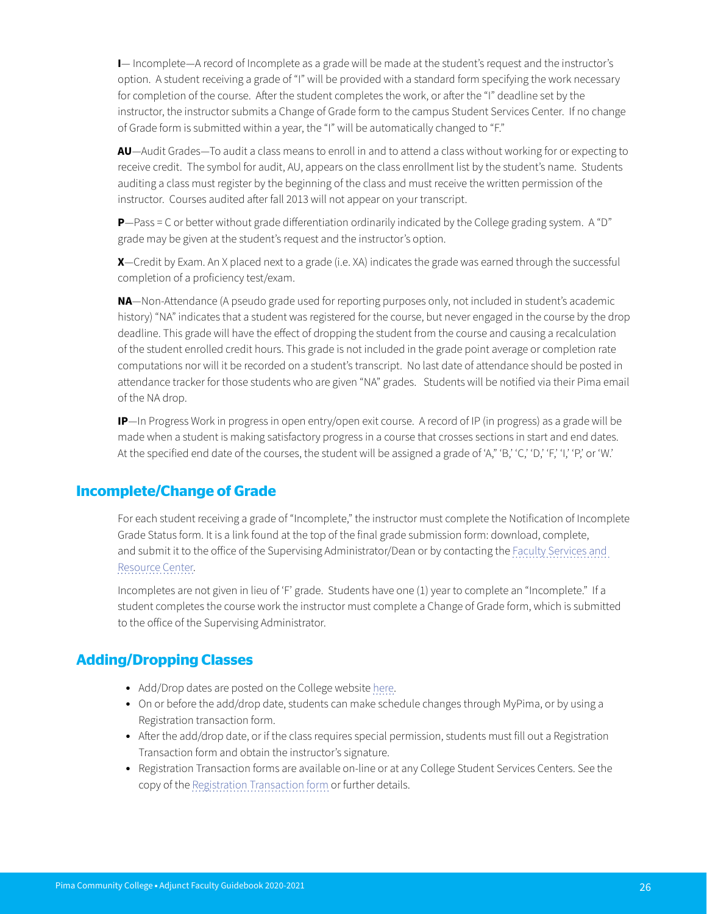**I**— Incomplete—A record of Incomplete as a grade will be made at the student's request and the instructor's option. A student receiving a grade of "I" will be provided with a standard form specifying the work necessary for completion of the course. After the student completes the work, or after the "I" deadline set by the instructor, the instructor submits a Change of Grade form to the campus Student Services Center. If no change of Grade form is submitted within a year, the "I" will be automatically changed to "F."

**AU**—Audit Grades—To audit a class means to enroll in and to attend a class without working for or expecting to receive credit. The symbol for audit, AU, appears on the class enrollment list by the student's name. Students auditing a class must register by the beginning of the class and must receive the written permission of the instructor. Courses audited after fall 2013 will not appear on your transcript.

**P**—Pass = C or better without grade differentiation ordinarily indicated by the College grading system. A "D" grade may be given at the student's request and the instructor's option.

**X**—Credit by Exam. An X placed next to a grade (i.e. XA) indicates the grade was earned through the successful completion of a proficiency test/exam.

**NA**—Non-Attendance (A pseudo grade used for reporting purposes only, not included in student's academic history) "NA" indicates that a student was registered for the course, but never engaged in the course by the drop deadline. This grade will have the effect of dropping the student from the course and causing a recalculation of the student enrolled credit hours. This grade is not included in the grade point average or completion rate computations nor will it be recorded on a student's transcript. No last date of attendance should be posted in attendance tracker for those students who are given "NA" grades. Students will be notified via their Pima email of the NA drop.

**IP**—In Progress Work in progress in open entry/open exit course. A record of IP (in progress) as a grade will be made when a student is making satisfactory progress in a course that crosses sections in start and end dates. At the specified end date of the courses, the student will be assigned a grade of 'A," 'B,' 'C,' 'D,' 'F,' 'I,' 'P,' or 'W.'

## Incomplete/Change of Grade

For each student receiving a grade of "Incomplete," the instructor must complete the Notification of Incomplete Grade Status form. It is a link found at the top of the final grade submission form: download, complete, and submit it to the office of the Supervising Administrator/Dean or by contacting the Faculty Services and Resource Center.

Incompletes are not given in lieu of 'F' grade. Students have one (1) year to complete an "Incomplete." If a student completes the course work the instructor must complete a Change of Grade form, which is submitted to the office of the Supervising Administrator.

## Adding/Dropping Classes

- Add/Drop dates are posted on the College website here.
- On or before the add/drop date, students can make schedule changes through MyPima, or by using a Registration transaction form.
- After the add/drop date, or if the class requires special permission, students must fill out a Registration Transaction form and obtain the instructor's signature.
- Registration Transaction forms are available on-line or at any College Student Services Centers. See the copy of the Registration Transaction form or further details.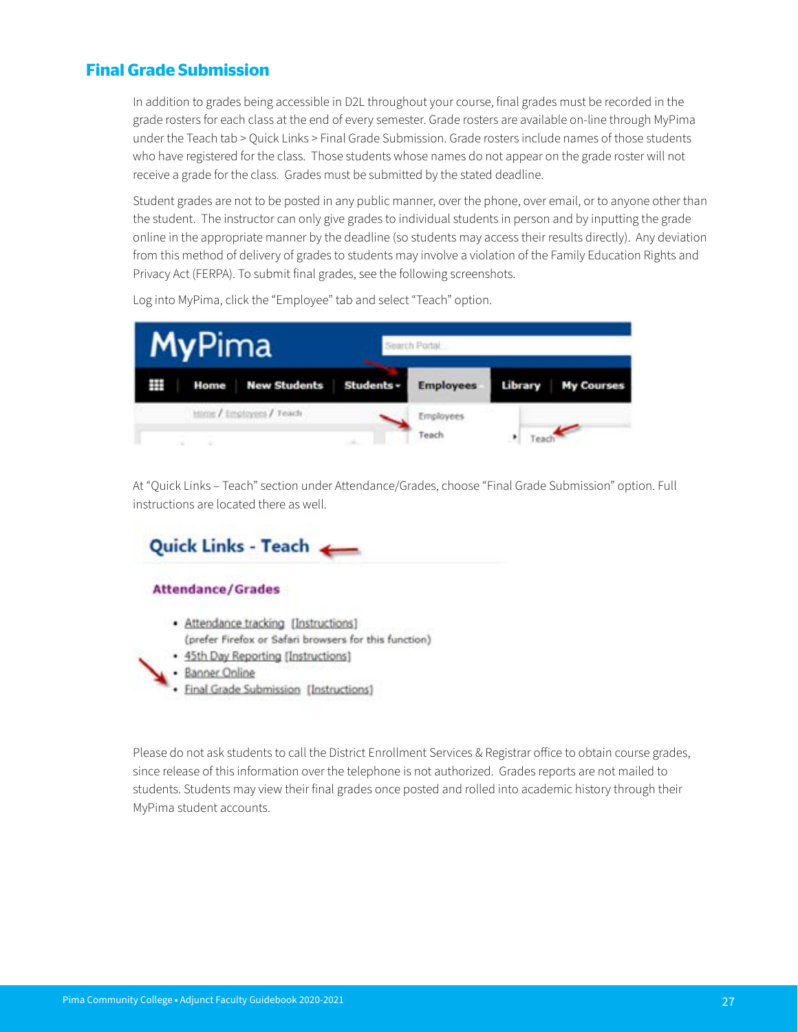## Final Grade Submission

In addition to grades being accessible in D2L throughout your course, final grades must be recorded in the grade rosters for each class at the end of every semester. Grade rosters are available on-line through MyPima under the Teach tab > Quick Links > Final Grade Submission. Grade rosters include names of those students who have registered for the class. Those students whose names do not appear on the grade roster will not receive a grade for the class. Grades must be submitted by the stated deadline.

Student grades are not to be posted in any public manner, over the phone, over email, or to anyone other than the student. The instructor can only give grades to individual students in person and by inputting the grade online in the appropriate manner by the deadline (so students may access their results directly). Any deviation from this method of delivery of grades to students may involve a violation of the Family Education Rights and Privacy Act (FERPA). To submit final grades, see the following screenshots.

Log into MyPima, click the "Employee" tab and select "Teach" option.

At "Quick Links – Teach" section under Attendance/Grades, choose "Final Grade Submission" option. Full instructions are located there as well.

Please do not ask students to call the District Enrollment Services & Registrar office to obtain course grades, since release of this information over the telephone is not authorized. Grades reports are not mailed to students. Students may view their final grades once posted and rolled into academic history through their MyPima student accounts.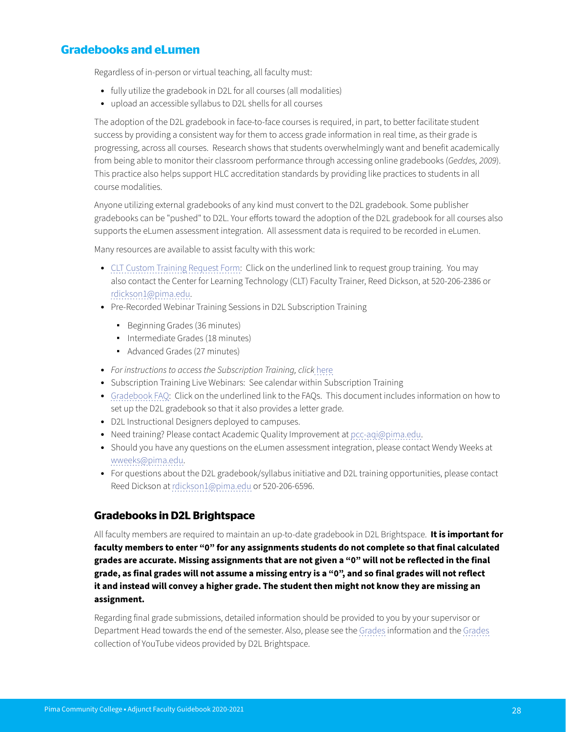## Gradebooks and eLumen

Regardless of in-person or virtual teaching, all faculty must:

- fully utilize the gradebook in D2L for all courses (all modalities)
- upload an accessible syllabus to D2L shells for all courses

The adoption of the D2L gradebook in face-to-face courses is required, in part, to better facilitate student success by providing a consistent way for them to access grade information in real time, as their grade is progressing, across all courses. Research shows that students overwhelmingly want and benefit academically from being able to monitor their classroom performance through accessing online gradebooks (*Geddes, 2009*). This practice also helps support HLC accreditation standards by providing like practices to students in all course modalities.

Anyone utilizing external gradebooks of any kind must convert to the D2L gradebook. Some publisher gradebooks can be "pushed" to D2L. Your efforts toward the adoption of the D2L gradebook for all courses also supports the eLumen assessment integration. All assessment data is required to be recorded in eLumen.

Many resources are available to assist faculty with this work:

- CLT Custom Training Request Form: Click on the underlined link to request group training. You may also contact the Center for Learning Technology (CLT) Faculty Trainer, Reed Dickson, at 520-206-2386 or rdickson1@pima.edu.
- Pre-Recorded Webinar Training Sessions in D2L Subscription Training
  - Beginning Grades (36 minutes)
  - Intermediate Grades (18 minutes)
  - Advanced Grades (27 minutes)
- *For instructions to access the Subscription Training, click* here
- Subscription Training Live Webinars: See calendar within Subscription Training
- Gradebook FAQ: Click on the underlined link to the FAQs. This document includes information on how to set up the D2L gradebook so that it also provides a letter grade.
- D2L Instructional Designers deployed to campuses.
- Need training? Please contact Academic Quality Improvement at pcc-aqi@pima.edu.
- Should you have any questions on the eLumen assessment integration, please contact Wendy Weeks at wweeks@pima.edu.
- For questions about the D2L gradebook/syllabus initiative and D2L training opportunities, please contact Reed Dickson at rdickson1@pima.edu or 520-206-6596.

### Gradebooks in D2L Brightspace

All faculty members are required to maintain an up-to-date gradebook in D2L Brightspace. **It is important for faculty members to enter "0" for any assignments students do not complete so that final calculated grades are accurate. Missing assignments that are not given a "0" will not be reflected in the final grade, as final grades will not assume a missing entry is a "0", and so final grades will not reflect it and instead will convey a higher grade. The student then might not know they are missing an assignment.**

Regarding final grade submissions, detailed information should be provided to you by your supervisor or Department Head towards the end of the semester. Also, please see the Grades information and the Grades collection of YouTube videos provided by D2L Brightspace.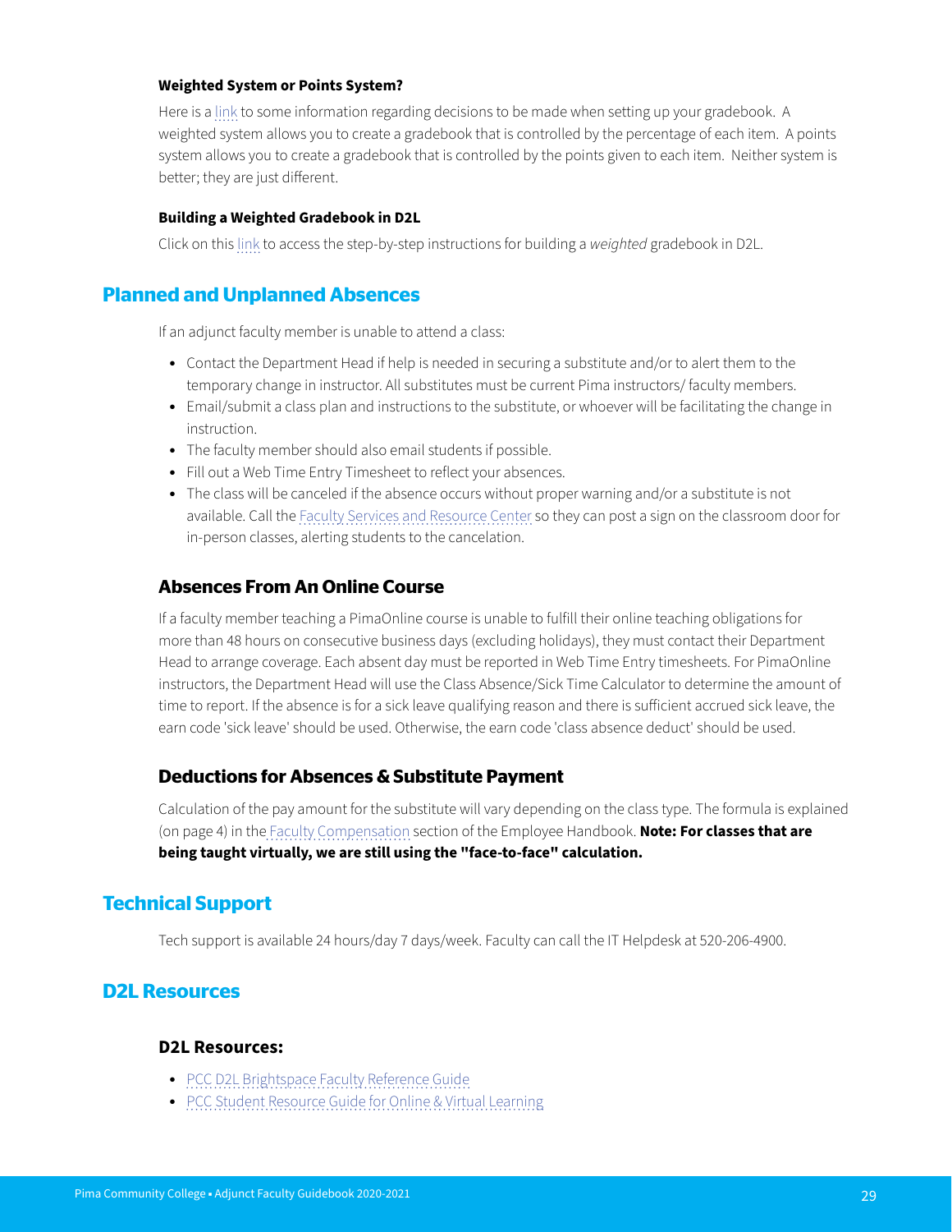#### Weighted System or Points System?

Here is a link to some information regarding decisions to be made when setting up your gradebook. A weighted system allows you to create a gradebook that is controlled by the percentage of each item. A points system allows you to create a gradebook that is controlled by the points given to each item. Neither system is better; they are just different.

#### Building a Weighted Gradebook in D2L

Click on this link to access the step-by-step instructions for building a *weighted* gradebook in D2L.

## Planned and Unplanned Absences

If an adjunct faculty member is unable to attend a class:

- Contact the Department Head if help is needed in securing a substitute and/or to alert them to the temporary change in instructor. All substitutes must be current Pima instructors/ faculty members.
- Email/submit a class plan and instructions to the substitute, or whoever will be facilitating the change in instruction.
- The faculty member should also email students if possible.
- Fill out a Web Time Entry Timesheet to reflect your absences.
- The class will be canceled if the absence occurs without proper warning and/or a substitute is not available. Call the Faculty Services and Resource Center so they can post a sign on the classroom door for in-person classes, alerting students to the cancelation.

### Absences From An Online Course

If a faculty member teaching a PimaOnline course is unable to fulfill their online teaching obligations for more than 48 hours on consecutive business days (excluding holidays), they must contact their Department Head to arrange coverage. Each absent day must be reported in Web Time Entry timesheets. For PimaOnline instructors, the Department Head will use the Class Absence/Sick Time Calculator to determine the amount of time to report. If the absence is for a sick leave qualifying reason and there is sufficient accrued sick leave, the earn code 'sick leave' should be used. Otherwise, the earn code 'class absence deduct' should be used.

### Deductions for Absences & Substitute Payment

Calculation of the pay amount for the substitute will vary depending on the class type. The formula is explained (on page 4) in the Faculty Compensation section of the Employee Handbook. **Note: For classes that are being taught virtually, we are still using the "face-to-face" calculation.**

## Technical Support

Tech support is available 24 hours/day 7 days/week. Faculty can call the IT Helpdesk at 520-206-4900.

## D2L Resources

### D2L Resources:

- PCC D2L Brightspace Faculty Reference Guide
- PCC Student Resource Guide for Online & Virtual Learning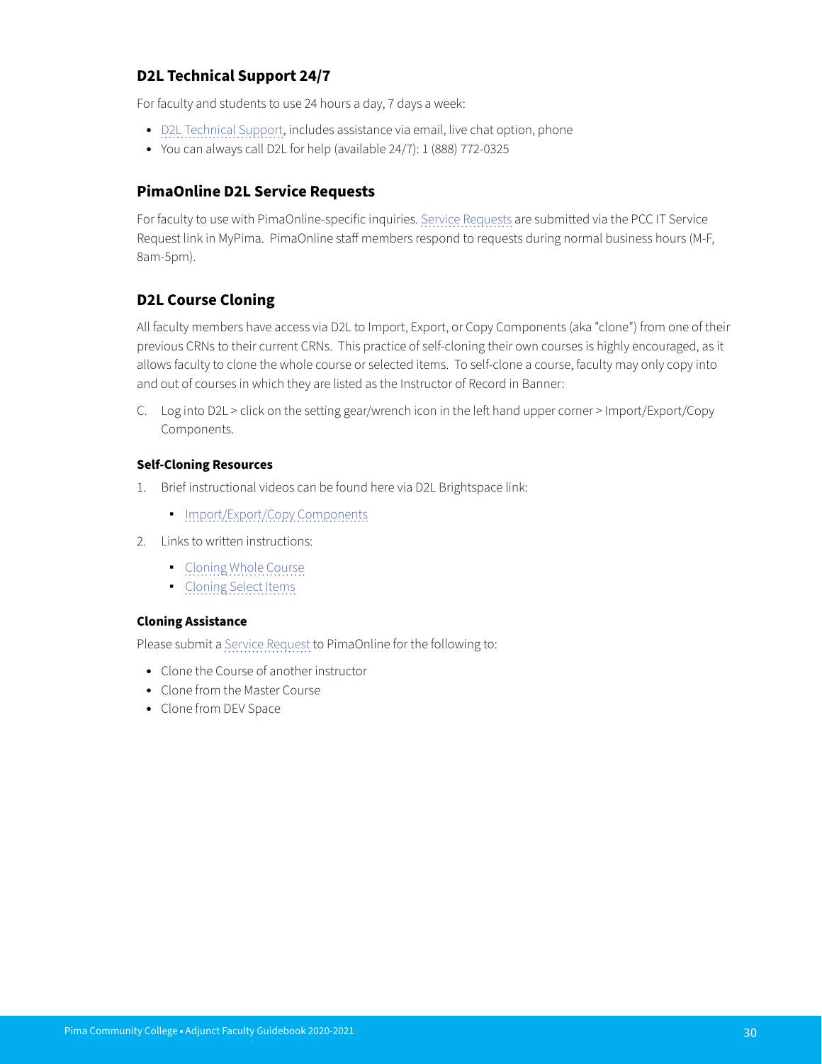## D2L Technical Support 24/7

For faculty and students to use 24 hours a day, 7 days a week:

- D2L Technical Support, includes assistance via email, live chat option, phone
- You can always call D2L for help (available 24/7): 1 (888) 772-0325

## PimaOnline D2L Service Requests

For faculty to use with PimaOnline-specific inquiries. Service Requests are submitted via the PCC IT Service Request link in MyPima. PimaOnline staff members respond to requests during normal business hours (M-F, 8am-5pm).

## D2L Course Cloning

All faculty members have access via D2L to Import, Export, or Copy Components (aka "clone") from one of their previous CRNs to their current CRNs. This practice of self-cloning their own courses is highly encouraged, as it allows faculty to clone the whole course or selected items. To self-clone a course, faculty may only copy into and out of courses in which they are listed as the Instructor of Record in Banner:

C. Log into D2L > click on the setting gear/wrench icon in the left hand upper corner > Import/Export/Copy Components.

### Self-Cloning Resources

1. Brief instructional videos can be found here via D2L Brightspace link:
   - Import/Export/Copy Components
2. Links to written instructions:
   - Cloning Whole Course
   - Cloning Select Items

### Cloning Assistance

Please submit a Service Request to PimaOnline for the following to:

- Clone the Course of another instructor
- Clone from the Master Course
- Clone from DEV Space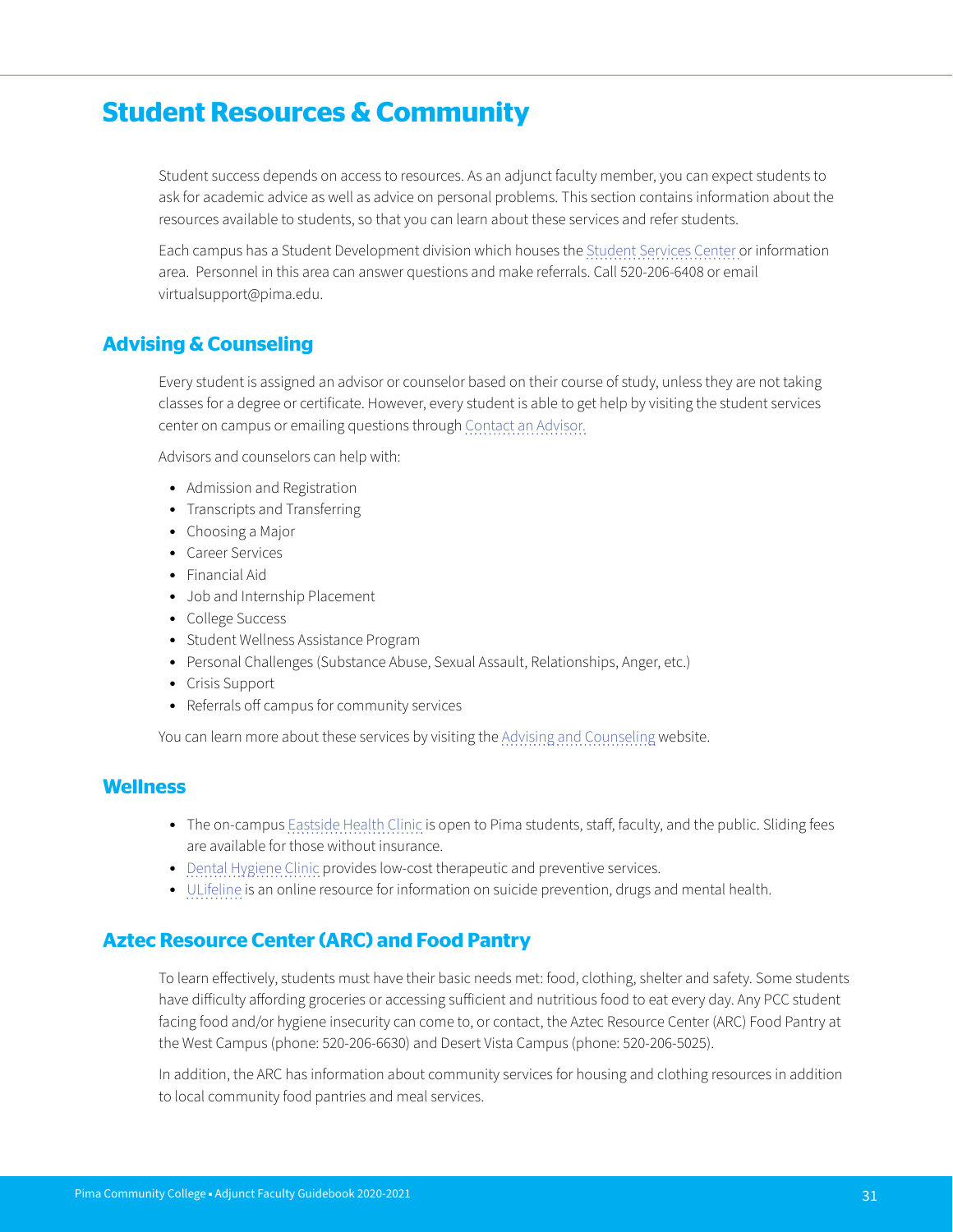# Student Resources & Community

Student success depends on access to resources. As an adjunct faculty member, you can expect students to ask for academic advice as well as advice on personal problems. This section contains information about the resources available to students, so that you can learn about these services and refer students.

Each campus has a Student Development division which houses the Student Services Center or information area.  Personnel in this area can answer questions and make referrals. Call 520-206-6408 or email virtualsupport@pima.edu.

## Advising & Counseling

Every student is assigned an advisor or counselor based on their course of study, unless they are not taking classes for a degree or certificate. However, every student is able to get help by visiting the student services center on campus or emailing questions through Contact an Advisor.

Advisors and counselors can help with:

- Admission and Registration
- Transcripts and Transferring
- Choosing a Major
- Career Services
- Financial Aid
- Job and Internship Placement
- College Success
- Student Wellness Assistance Program
- Personal Challenges (Substance Abuse, Sexual Assault, Relationships, Anger, etc.)
- Crisis Support
- Referrals off campus for community services

You can learn more about these services by visiting the Advising and Counseling website.

## Wellness

- The on-campus Eastside Health Clinic is open to Pima students, staff, faculty, and the public. Sliding fees are available for those without insurance.
- Dental Hygiene Clinic provides low-cost therapeutic and preventive services.
- ULifeline is an online resource for information on suicide prevention, drugs and mental health.

## Aztec Resource Center (ARC) and Food Pantry

To learn effectively, students must have their basic needs met: food, clothing, shelter and safety. Some students have difficulty affording groceries or accessing sufficient and nutritious food to eat every day. Any PCC student facing food and/or hygiene insecurity can come to, or contact, the Aztec Resource Center (ARC) Food Pantry at the West Campus (phone: 520-206-6630) and Desert Vista Campus (phone: 520-206-5025).

In addition, the ARC has information about community services for housing and clothing resources in addition to local community food pantries and meal services.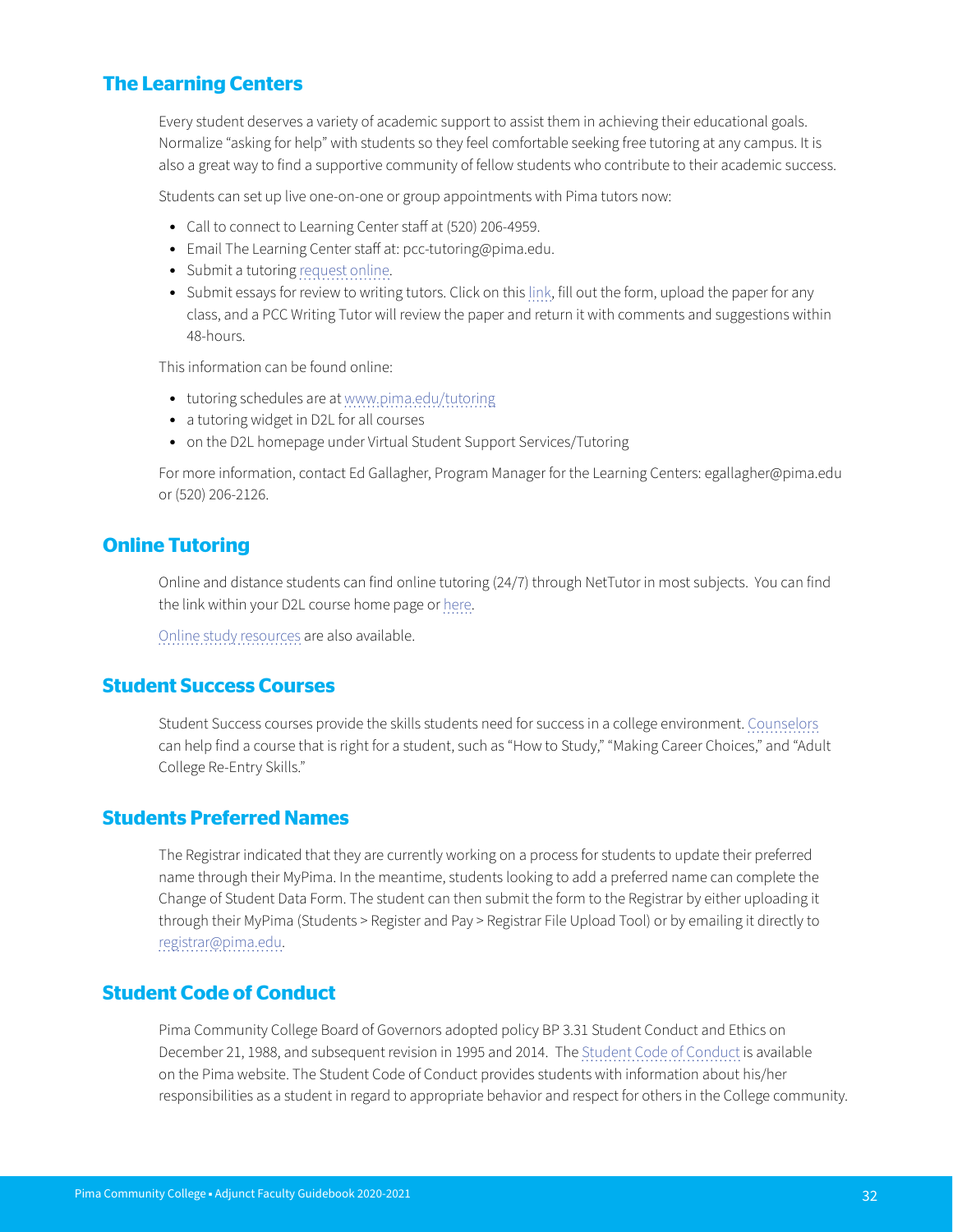## The Learning Centers

Every student deserves a variety of academic support to assist them in achieving their educational goals. Normalize "asking for help" with students so they feel comfortable seeking free tutoring at any campus. It is also a great way to find a supportive community of fellow students who contribute to their academic success.

Students can set up live one-on-one or group appointments with Pima tutors now:

- Call to connect to Learning Center staff at (520) 206-4959.
- Email The Learning Center staff at: pcc-tutoring@pima.edu.
- Submit a tutoring request online.
- Submit essays for review to writing tutors. Click on this link, fill out the form, upload the paper for any class, and a PCC Writing Tutor will review the paper and return it with comments and suggestions within 48-hours.

This information can be found online:

- tutoring schedules are at www.pima.edu/tutoring
- a tutoring widget in D2L for all courses
- on the D2L homepage under Virtual Student Support Services/Tutoring

For more information, contact Ed Gallagher, Program Manager for the Learning Centers: egallagher@pima.edu or (520) 206-2126.

## Online Tutoring

Online and distance students can find online tutoring (24/7) through NetTutor in most subjects. You can find the link within your D2L course home page or here.

Online study resources are also available.

## Student Success Courses

Student Success courses provide the skills students need for success in a college environment. Counselors can help find a course that is right for a student, such as "How to Study," "Making Career Choices," and "Adult College Re-Entry Skills."

## Students Preferred Names

The Registrar indicated that they are currently working on a process for students to update their preferred name through their MyPima. In the meantime, students looking to add a preferred name can complete the Change of Student Data Form. The student can then submit the form to the Registrar by either uploading it through their MyPima (Students > Register and Pay > Registrar File Upload Tool) or by emailing it directly to registrar@pima.edu.

## Student Code of Conduct

Pima Community College Board of Governors adopted policy BP 3.31 Student Conduct and Ethics on December 21, 1988, and subsequent revision in 1995 and 2014. The Student Code of Conduct is available on the Pima website. The Student Code of Conduct provides students with information about his/her responsibilities as a student in regard to appropriate behavior and respect for others in the College community.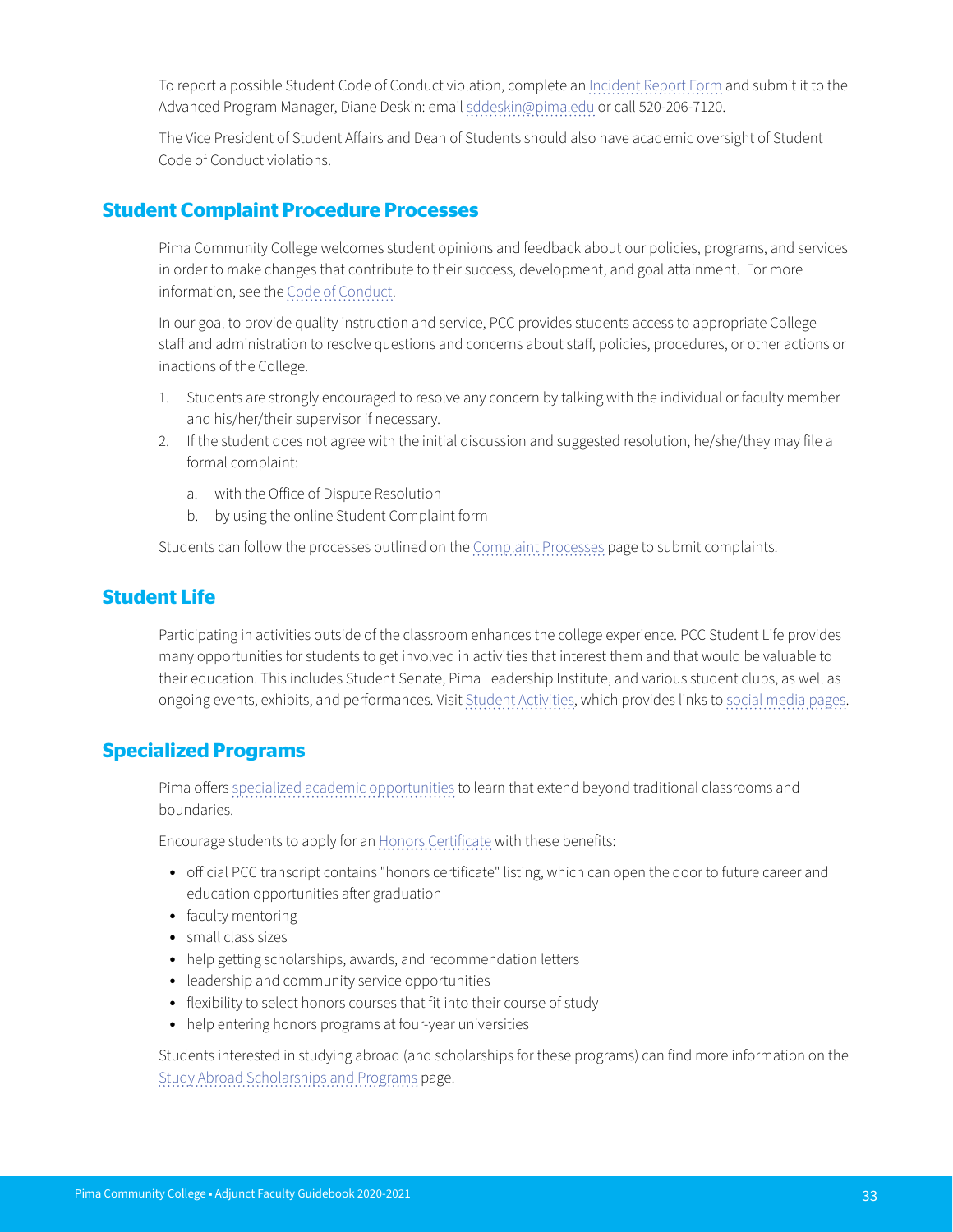To report a possible Student Code of Conduct violation, complete an Incident Report Form and submit it to the Advanced Program Manager, Diane Deskin: email sddeskin@pima.edu or call 520-206-7120.

The Vice President of Student Affairs and Dean of Students should also have academic oversight of Student Code of Conduct violations.

## Student Complaint Procedure Processes

Pima Community College welcomes student opinions and feedback about our policies, programs, and services in order to make changes that contribute to their success, development, and goal attainment. For more information, see the Code of Conduct.

In our goal to provide quality instruction and service, PCC provides students access to appropriate College staff and administration to resolve questions and concerns about staff, policies, procedures, or other actions or inactions of the College.

1. Students are strongly encouraged to resolve any concern by talking with the individual or faculty member and his/her/their supervisor if necessary.
2. If the student does not agree with the initial discussion and suggested resolution, he/she/they may file a formal complaint:
   a. with the Office of Dispute Resolution
   b. by using the online Student Complaint form

Students can follow the processes outlined on the Complaint Processes page to submit complaints.

## Student Life

Participating in activities outside of the classroom enhances the college experience. PCC Student Life provides many opportunities for students to get involved in activities that interest them and that would be valuable to their education. This includes Student Senate, Pima Leadership Institute, and various student clubs, as well as ongoing events, exhibits, and performances. Visit Student Activities, which provides links to social media pages.

## Specialized Programs

Pima offers specialized academic opportunities to learn that extend beyond traditional classrooms and boundaries.

Encourage students to apply for an Honors Certificate with these benefits:

- official PCC transcript contains "honors certificate" listing, which can open the door to future career and education opportunities after graduation
- faculty mentoring
- small class sizes
- help getting scholarships, awards, and recommendation letters
- leadership and community service opportunities
- flexibility to select honors courses that fit into their course of study
- help entering honors programs at four-year universities

Students interested in studying abroad (and scholarships for these programs) can find more information on the Study Abroad Scholarships and Programs page.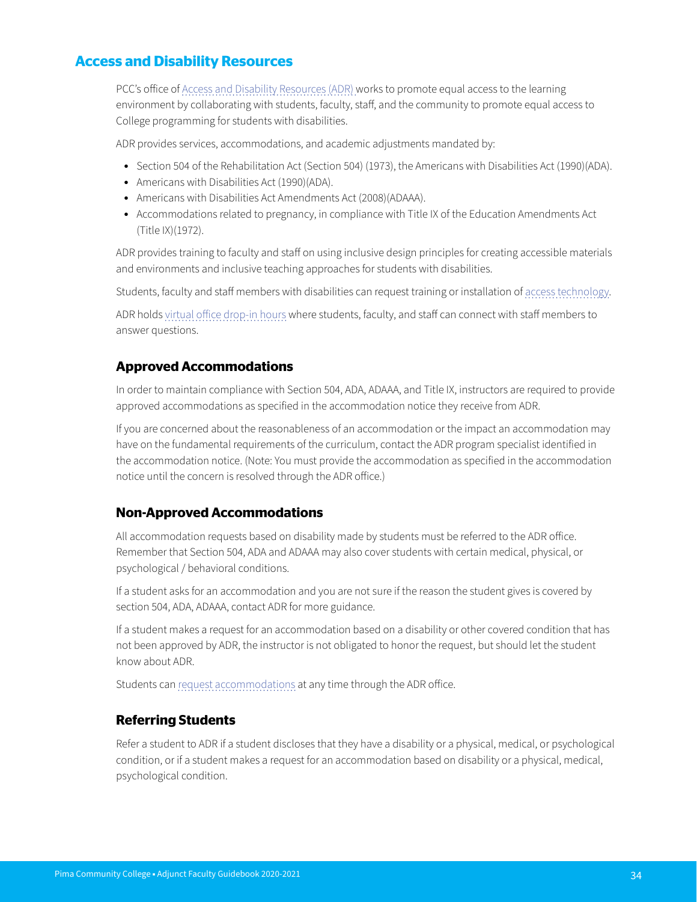## Access and Disability Resources

PCC's office of Access and Disability Resources (ADR) works to promote equal access to the learning environment by collaborating with students, faculty, staff, and the community to promote equal access to College programming for students with disabilities.

ADR provides services, accommodations, and academic adjustments mandated by:

- Section 504 of the Rehabilitation Act (Section 504) (1973), the Americans with Disabilities Act (1990)(ADA).
- Americans with Disabilities Act (1990)(ADA).
- Americans with Disabilities Act Amendments Act (2008)(ADAAA).
- Accommodations related to pregnancy, in compliance with Title IX of the Education Amendments Act (Title IX)(1972).

ADR provides training to faculty and staff on using inclusive design principles for creating accessible materials and environments and inclusive teaching approaches for students with disabilities.

Students, faculty and staff members with disabilities can request training or installation of access technology.

ADR holds virtual office drop-in hours where students, faculty, and staff can connect with staff members to answer questions.

### Approved Accommodations

In order to maintain compliance with Section 504, ADA, ADAAA, and Title IX, instructors are required to provide approved accommodations as specified in the accommodation notice they receive from ADR.

If you are concerned about the reasonableness of an accommodation or the impact an accommodation may have on the fundamental requirements of the curriculum, contact the ADR program specialist identified in the accommodation notice. (Note: You must provide the accommodation as specified in the accommodation notice until the concern is resolved through the ADR office.)

### Non-Approved Accommodations

All accommodation requests based on disability made by students must be referred to the ADR office. Remember that Section 504, ADA and ADAAA may also cover students with certain medical, physical, or psychological / behavioral conditions.

If a student asks for an accommodation and you are not sure if the reason the student gives is covered by section 504, ADA, ADAAA, contact ADR for more guidance.

If a student makes a request for an accommodation based on a disability or other covered condition that has not been approved by ADR, the instructor is not obligated to honor the request, but should let the student know about ADR.

Students can request accommodations at any time through the ADR office.

### Referring Students

Refer a student to ADR if a student discloses that they have a disability or a physical, medical, or psychological condition, or if a student makes a request for an accommodation based on disability or a physical, medical, psychological condition.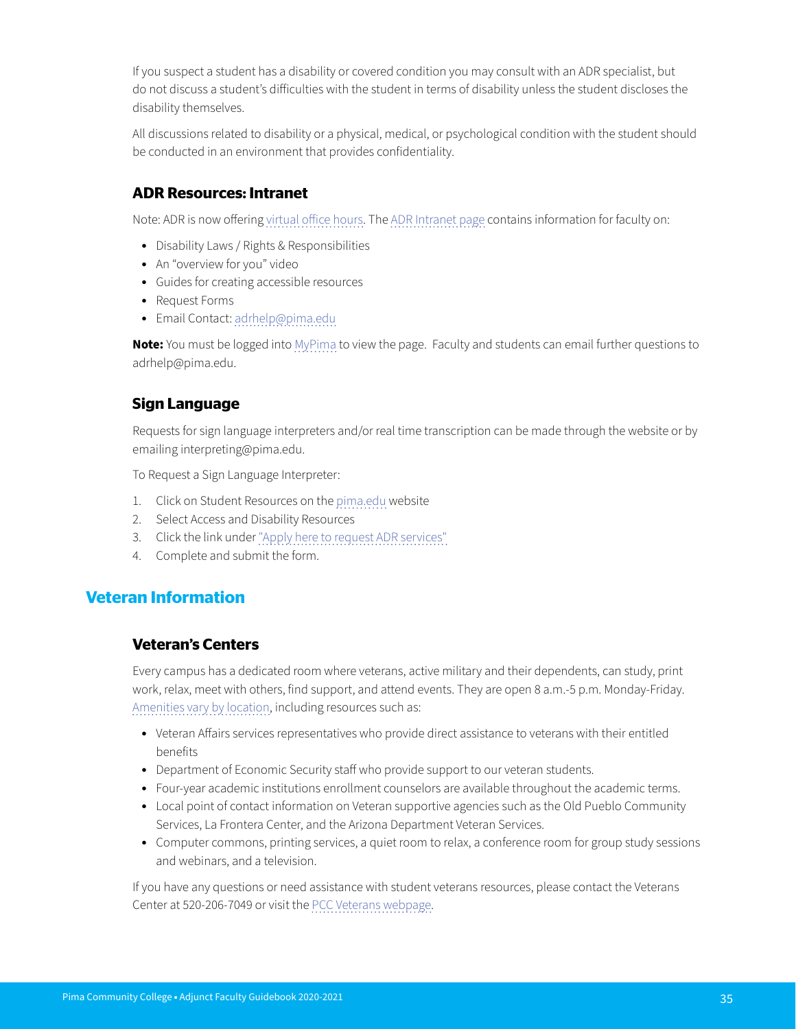If you suspect a student has a disability or covered condition you may consult with an ADR specialist, but do not discuss a student's difficulties with the student in terms of disability unless the student discloses the disability themselves.

All discussions related to disability or a physical, medical, or psychological condition with the student should be conducted in an environment that provides confidentiality.

### ADR Resources: Intranet

Note: ADR is now offering virtual office hours. The ADR Intranet page contains information for faculty on:

- Disability Laws / Rights & Responsibilities
- An "overview for you" video
- Guides for creating accessible resources
- Request Forms
- Email Contact: adrhelp@pima.edu

**Note:** You must be logged into MyPima to view the page. Faculty and students can email further questions to adrhelp@pima.edu.

### Sign Language

Requests for sign language interpreters and/or real time transcription can be made through the website or by emailing interpreting@pima.edu.

To Request a Sign Language Interpreter:

1. Click on Student Resources on the pima.edu website
2. Select Access and Disability Resources
3. Click the link under "Apply here to request ADR services"
4. Complete and submit the form.

## Veteran Information

### Veteran's Centers

Every campus has a dedicated room where veterans, active military and their dependents, can study, print work, relax, meet with others, find support, and attend events. They are open 8 a.m.-5 p.m. Monday-Friday. Amenities vary by location, including resources such as:

- Veteran Affairs services representatives who provide direct assistance to veterans with their entitled benefits
- Department of Economic Security staff who provide support to our veteran students.
- Four-year academic institutions enrollment counselors are available throughout the academic terms.
- Local point of contact information on Veteran supportive agencies such as the Old Pueblo Community Services, La Frontera Center, and the Arizona Department Veteran Services.
- Computer commons, printing services, a quiet room to relax, a conference room for group study sessions and webinars, and a television.

If you have any questions or need assistance with student veterans resources, please contact the Veterans Center at 520-206-7049 or visit the PCC Veterans webpage.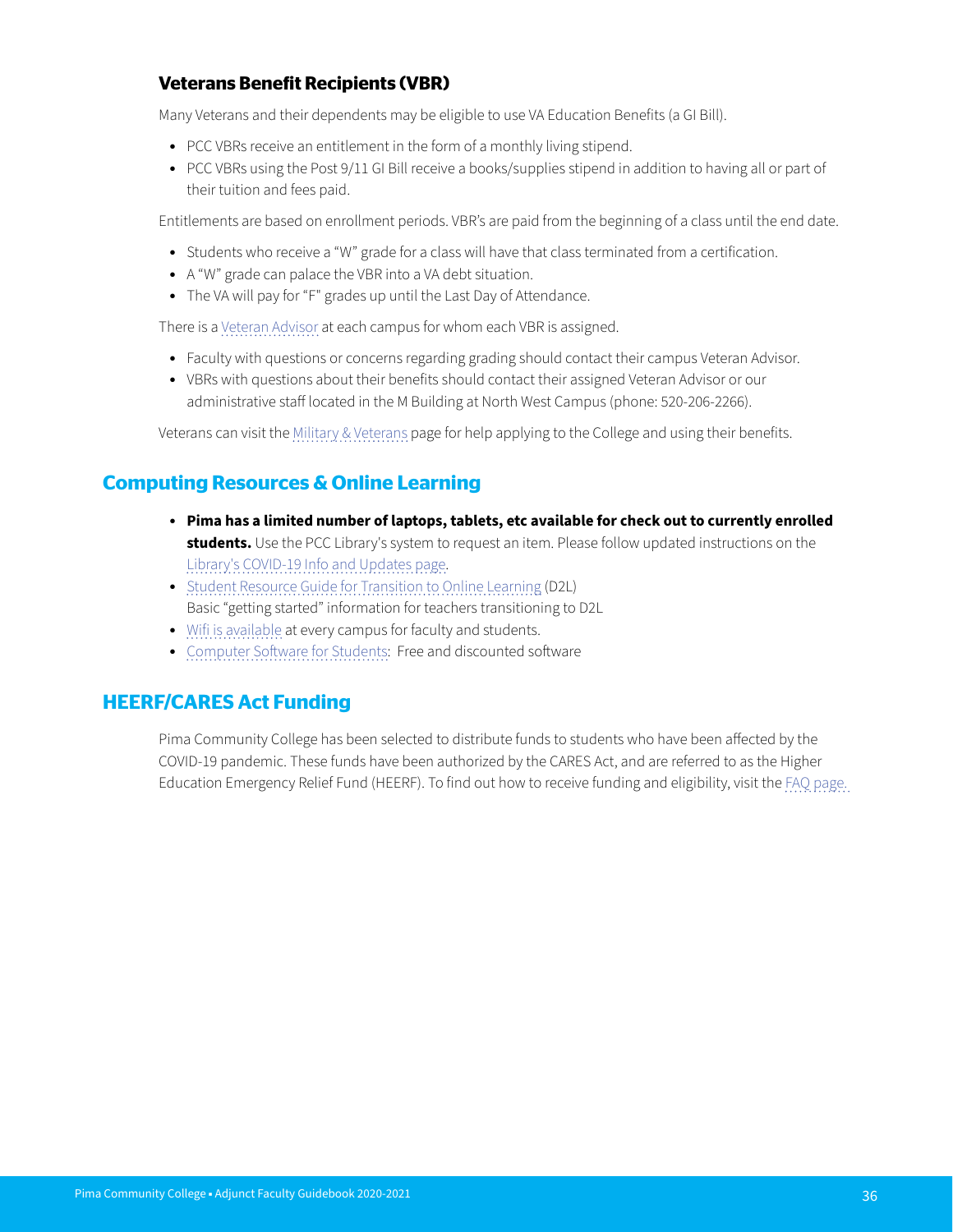### Veterans Benefit Recipients (VBR)

Many Veterans and their dependents may be eligible to use VA Education Benefits (a GI Bill).

- PCC VBRs receive an entitlement in the form of a monthly living stipend.
- PCC VBRs using the Post 9/11 GI Bill receive a books/supplies stipend in addition to having all or part of their tuition and fees paid.

Entitlements are based on enrollment periods. VBR's are paid from the beginning of a class until the end date.

- Students who receive a "W" grade for a class will have that class terminated from a certification.
- A "W" grade can palace the VBR into a VA debt situation.
- The VA will pay for "F" grades up until the Last Day of Attendance.

There is a Veteran Advisor at each campus for whom each VBR is assigned.

- Faculty with questions or concerns regarding grading should contact their campus Veteran Advisor.
- VBRs with questions about their benefits should contact their assigned Veteran Advisor or our administrative staff located in the M Building at North West Campus (phone: 520-206-2266).

Veterans can visit the Military & Veterans page for help applying to the College and using their benefits.

## Computing Resources & Online Learning

- **Pima has a limited number of laptops, tablets, etc available for check out to currently enrolled students.** Use the PCC Library's system to request an item. Please follow updated instructions on the Library's COVID-19 Info and Updates page.
- Student Resource Guide for Transition to Online Learning (D2L)
  Basic "getting started" information for teachers transitioning to D2L
- Wifi is available at every campus for faculty and students.
- Computer Software for Students: Free and discounted software

## HEERF/CARES Act Funding

Pima Community College has been selected to distribute funds to students who have been affected by the COVID-19 pandemic. These funds have been authorized by the CARES Act, and are referred to as the Higher Education Emergency Relief Fund (HEERF). To find out how to receive funding and eligibility, visit the FAQ page.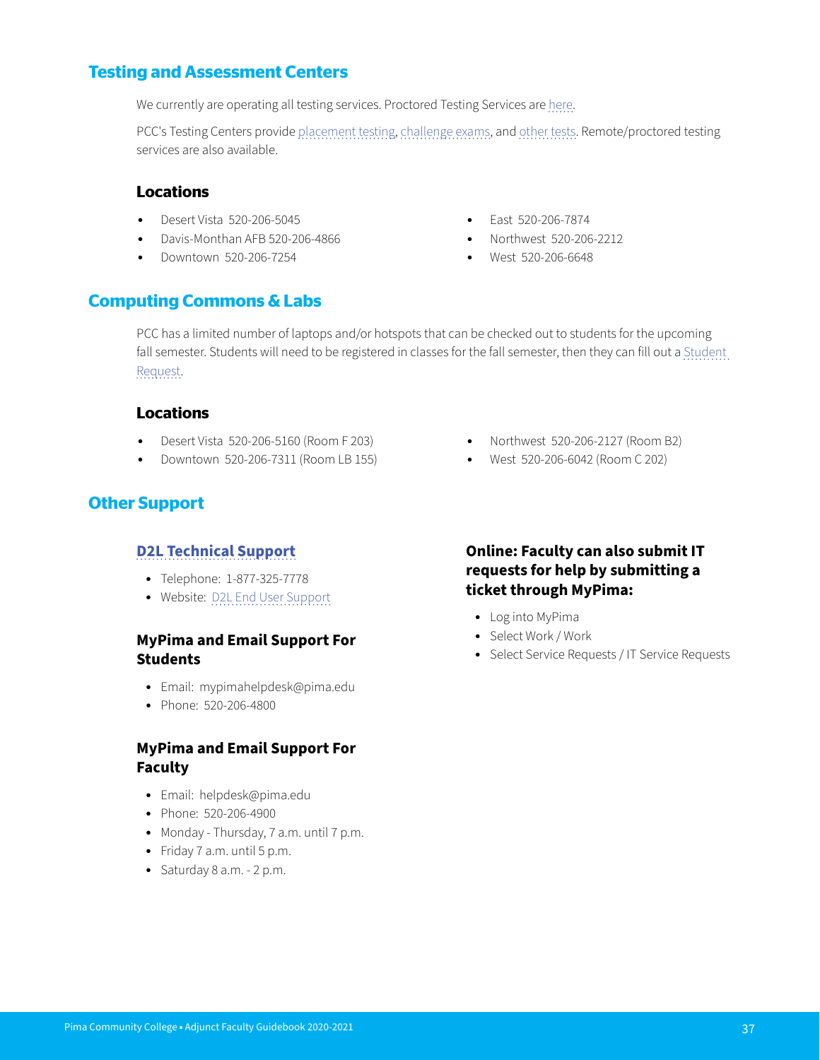## Testing and Assessment Centers

We currently are operating all testing services. Proctored Testing Services are here.

PCC's Testing Centers provide placement testing, challenge exams, and other tests. Remote/proctored testing services are also available.

### Locations

- Desert Vista 520-206-5045
- Davis-Monthan AFB 520-206-4866
- Downtown 520-206-7254
- East 520-206-7874
- Northwest 520-206-2212
- West 520-206-6648

## Computing Commons & Labs

PCC has a limited number of laptops and/or hotspots that can be checked out to students for the upcoming fall semester. Students will need to be registered in classes for the fall semester, then they can fill out a Student Request.

### Locations

- Desert Vista 520-206-5160 (Room F 203)
- Downtown 520-206-7311 (Room LB 155)
- Northwest 520-206-2127 (Room B2)
- West 520-206-6042 (Room C 202)

## Other Support

### D2L Technical Support

- Telephone: 1-877-325-7778
- Website: D2L End User Support

### MyPima and Email Support For Students

- Email: mypimahelpdesk@pima.edu
- Phone: 520-206-4800

### MyPima and Email Support For Faculty

- Email: helpdesk@pima.edu
- Phone: 520-206-4900
- Monday - Thursday, 7 a.m. until 7 p.m.
- Friday 7 a.m. until 5 p.m.
- Saturday 8 a.m. - 2 p.m.

### Online: Faculty can also submit IT requests for help by submitting a ticket through MyPima:

- Log into MyPima
- Select Work / Work
- Select Service Requests / IT Service Requests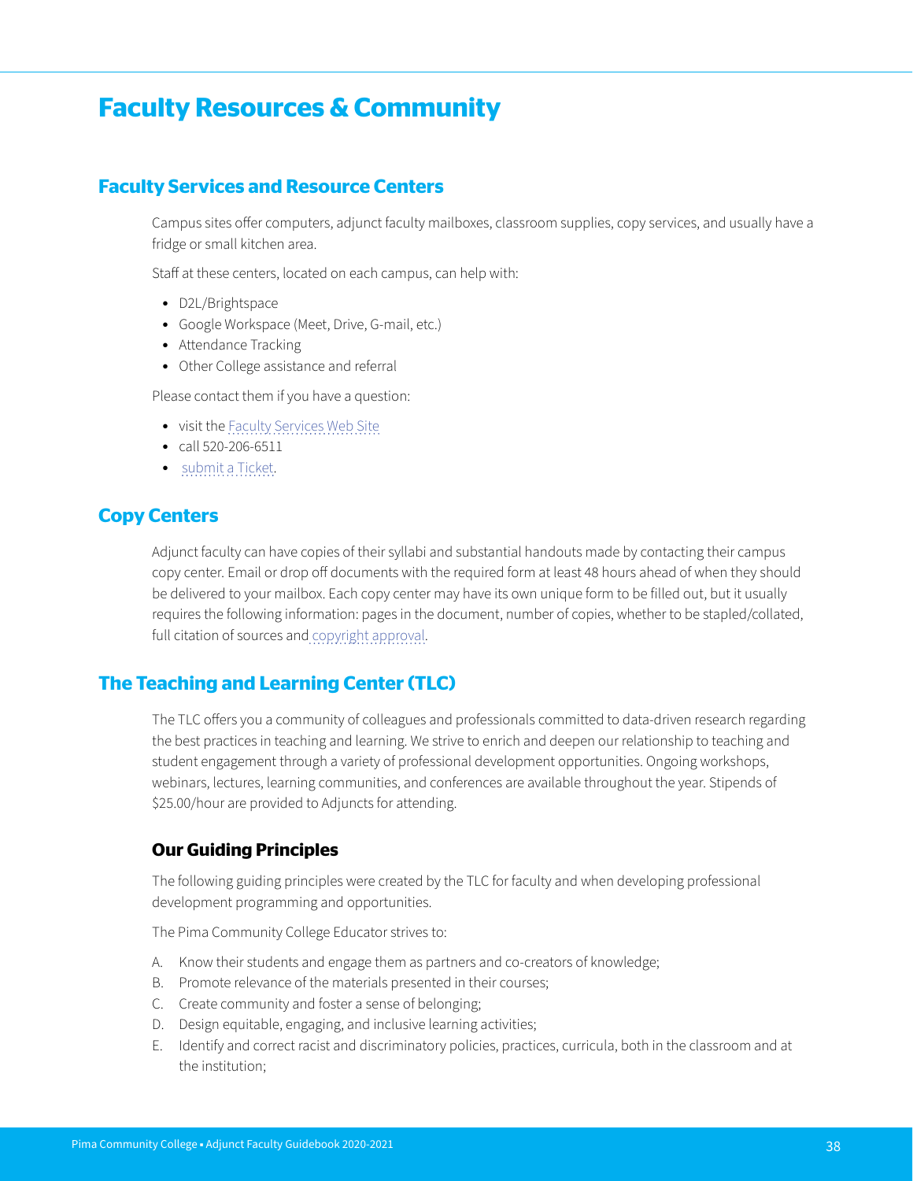# Faculty Resources & Community

## Faculty Services and Resource Centers

Campus sites offer computers, adjunct faculty mailboxes, classroom supplies, copy services, and usually have a fridge or small kitchen area.

Staff at these centers, located on each campus, can help with:

- D2L/Brightspace
- Google Workspace (Meet, Drive, G-mail, etc.)
- Attendance Tracking
- Other College assistance and referral

Please contact them if you have a question:

- visit the Faculty Services Web Site
- call 520-206-6511
- submit a Ticket.

## Copy Centers

Adjunct faculty can have copies of their syllabi and substantial handouts made by contacting their campus copy center. Email or drop off documents with the required form at least 48 hours ahead of when they should be delivered to your mailbox. Each copy center may have its own unique form to be filled out, but it usually requires the following information: pages in the document, number of copies, whether to be stapled/collated, full citation of sources and copyright approval.

## The Teaching and Learning Center (TLC)

The TLC offers you a community of colleagues and professionals committed to data-driven research regarding the best practices in teaching and learning. We strive to enrich and deepen our relationship to teaching and student engagement through a variety of professional development opportunities. Ongoing workshops, webinars, lectures, learning communities, and conferences are available throughout the year. Stipends of $25.00/hour are provided to Adjuncts for attending.

### Our Guiding Principles

The following guiding principles were created by the TLC for faculty and when developing professional development programming and opportunities.

The Pima Community College Educator strives to:

A. Know their students and engage them as partners and co-creators of knowledge;
B. Promote relevance of the materials presented in their courses;
C. Create community and foster a sense of belonging;
D. Design equitable, engaging, and inclusive learning activities;
E. Identify and correct racist and discriminatory policies, practices, curricula, both in the classroom and at the institution;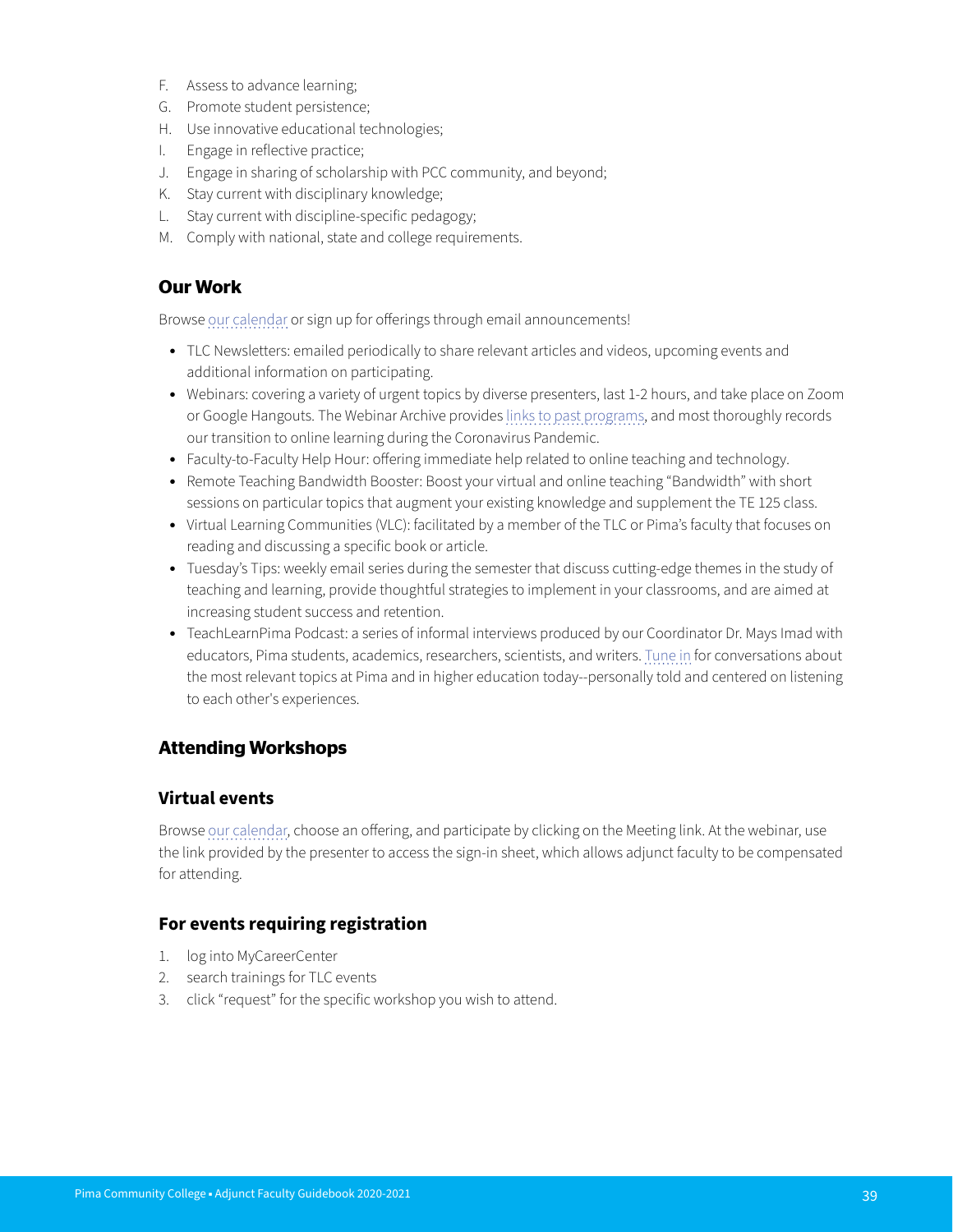F. Assess to advance learning;
G. Promote student persistence;
H. Use innovative educational technologies;
I. Engage in reflective practice;
J. Engage in sharing of scholarship with PCC community, and beyond;
K. Stay current with disciplinary knowledge;
L. Stay current with discipline-specific pedagogy;
M. Comply with national, state and college requirements.

## Our Work

Browse our calendar or sign up for offerings through email announcements!

- TLC Newsletters: emailed periodically to share relevant articles and videos, upcoming events and additional information on participating.
- Webinars: covering a variety of urgent topics by diverse presenters, last 1-2 hours, and take place on Zoom or Google Hangouts. The Webinar Archive provides links to past programs, and most thoroughly records our transition to online learning during the Coronavirus Pandemic.
- Faculty-to-Faculty Help Hour: offering immediate help related to online teaching and technology.
- Remote Teaching Bandwidth Booster: Boost your virtual and online teaching "Bandwidth" with short sessions on particular topics that augment your existing knowledge and supplement the TE 125 class.
- Virtual Learning Communities (VLC): facilitated by a member of the TLC or Pima's faculty that focuses on reading and discussing a specific book or article.
- Tuesday's Tips: weekly email series during the semester that discuss cutting-edge themes in the study of teaching and learning, provide thoughtful strategies to implement in your classrooms, and are aimed at increasing student success and retention.
- TeachLearnPima Podcast: a series of informal interviews produced by our Coordinator Dr. Mays Imad with educators, Pima students, academics, researchers, scientists, and writers. Tune in for conversations about the most relevant topics at Pima and in higher education today--personally told and centered on listening to each other's experiences.

## Attending Workshops

### Virtual events

Browse our calendar, choose an offering, and participate by clicking on the Meeting link. At the webinar, use the link provided by the presenter to access the sign-in sheet, which allows adjunct faculty to be compensated for attending.

### For events requiring registration

1. log into MyCareerCenter
2. search trainings for TLC events
3. click "request" for the specific workshop you wish to attend.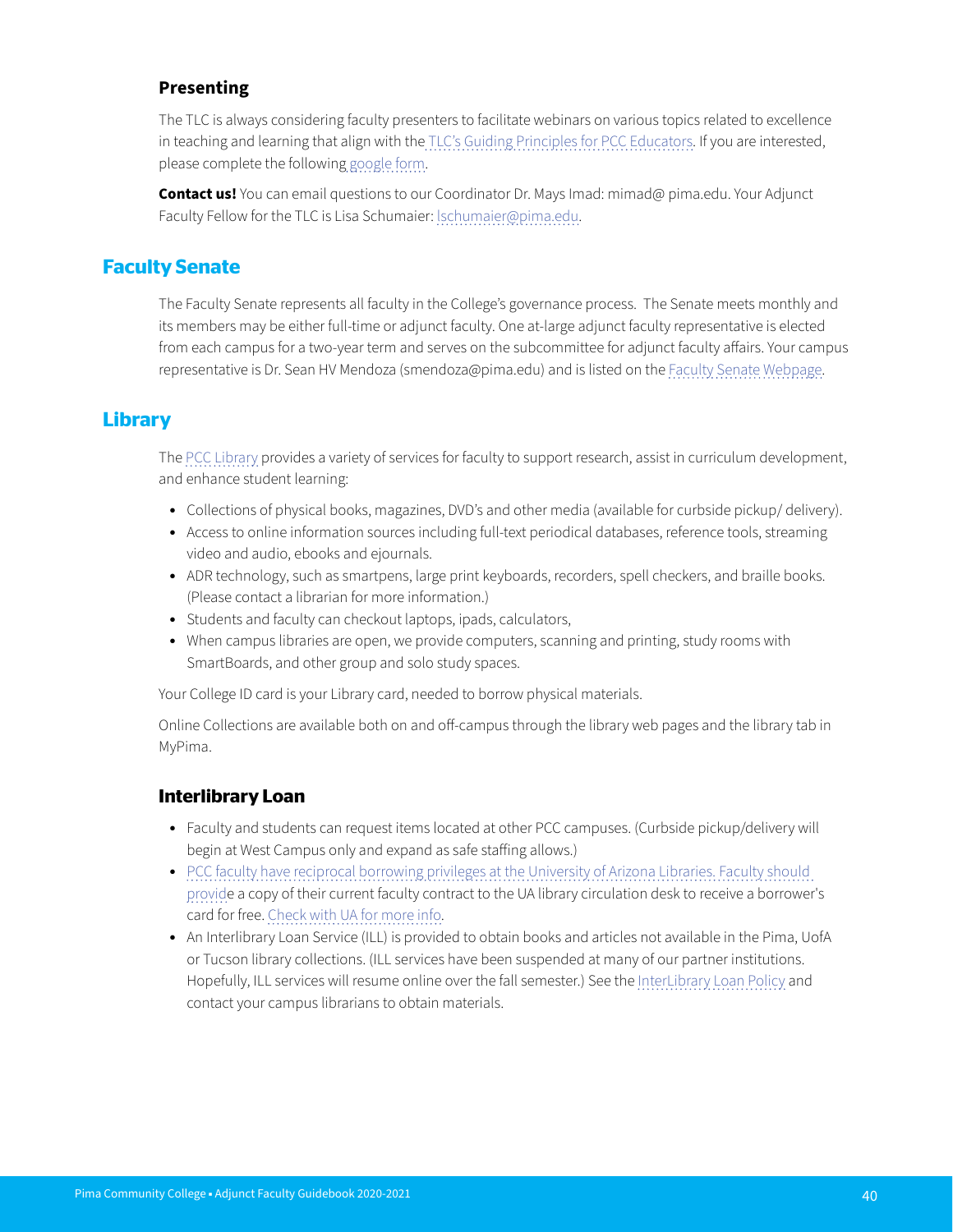### Presenting

The TLC is always considering faculty presenters to facilitate webinars on various topics related to excellence in teaching and learning that align with the TLC's Guiding Principles for PCC Educators. If you are interested, please complete the following google form.

**Contact us!** You can email questions to our Coordinator Dr. Mays Imad: mimad@ pima.edu. Your Adjunct Faculty Fellow for the TLC is Lisa Schumaier: lschumaier@pima.edu.

## Faculty Senate

The Faculty Senate represents all faculty in the College's governance process. The Senate meets monthly and its members may be either full-time or adjunct faculty. One at-large adjunct faculty representative is elected from each campus for a two-year term and serves on the subcommittee for adjunct faculty affairs. Your campus representative is Dr. Sean HV Mendoza (smendoza@pima.edu) and is listed on the Faculty Senate Webpage.

## Library

The PCC Library provides a variety of services for faculty to support research, assist in curriculum development, and enhance student learning:

- Collections of physical books, magazines, DVD's and other media (available for curbside pickup/ delivery).
- Access to online information sources including full-text periodical databases, reference tools, streaming video and audio, ebooks and ejournals.
- ADR technology, such as smartpens, large print keyboards, recorders, spell checkers, and braille books. (Please contact a librarian for more information.)
- Students and faculty can checkout laptops, ipads, calculators,
- When campus libraries are open, we provide computers, scanning and printing, study rooms with SmartBoards, and other group and solo study spaces.

Your College ID card is your Library card, needed to borrow physical materials.

Online Collections are available both on and off-campus through the library web pages and the library tab in MyPima.

### Interlibrary Loan

- Faculty and students can request items located at other PCC campuses. (Curbside pickup/delivery will begin at West Campus only and expand as safe staffing allows.)
- PCC faculty have reciprocal borrowing privileges at the University of Arizona Libraries. Faculty should provide a copy of their current faculty contract to the UA library circulation desk to receive a borrower's card for free. Check with UA for more info.
- An Interlibrary Loan Service (ILL) is provided to obtain books and articles not available in the Pima, UofA or Tucson library collections. (ILL services have been suspended at many of our partner institutions. Hopefully, ILL services will resume online over the fall semester.) See the InterLibrary Loan Policy and contact your campus librarians to obtain materials.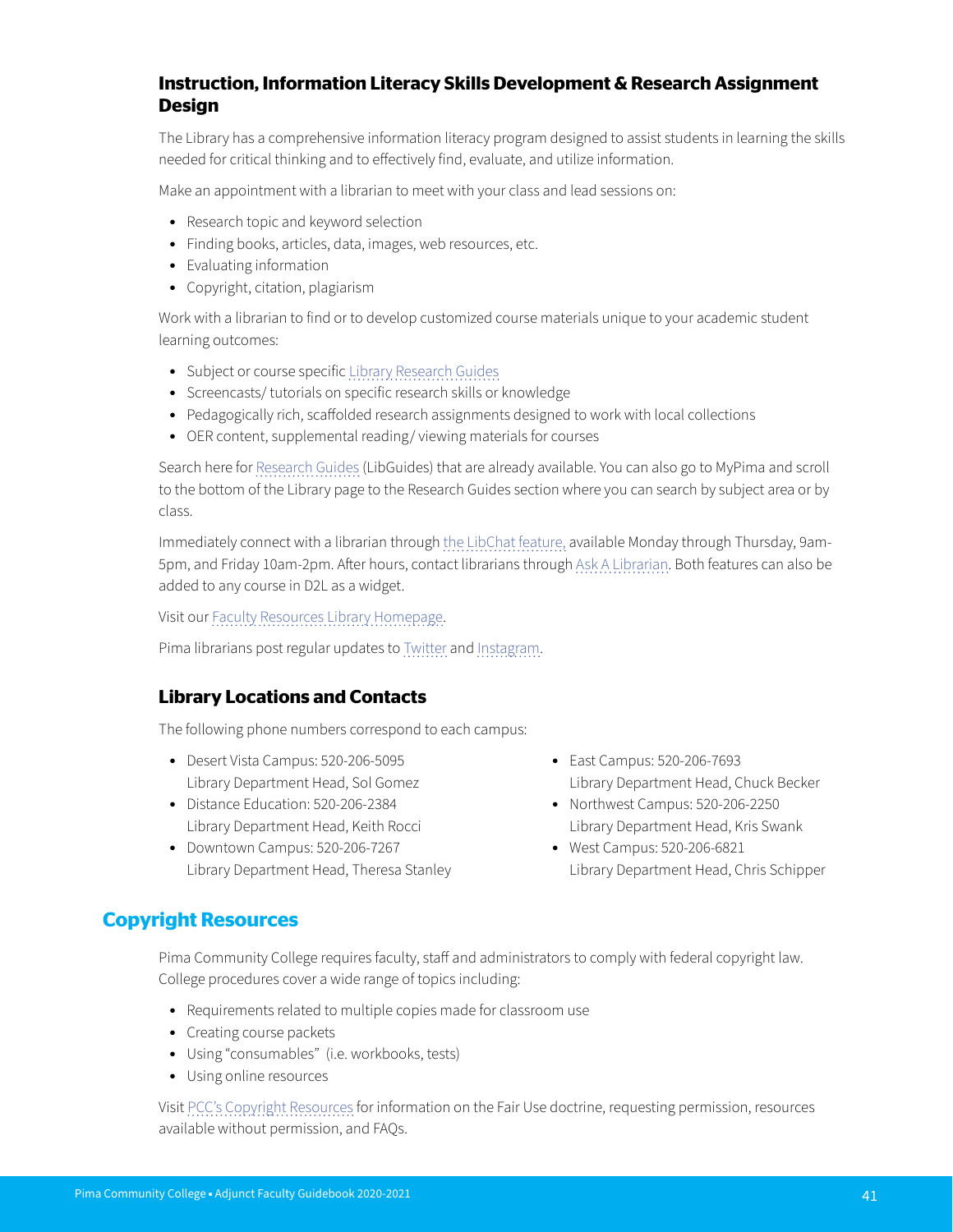### Instruction, Information Literacy Skills Development & Research Assignment Design

The Library has a comprehensive information literacy program designed to assist students in learning the skills needed for critical thinking and to effectively find, evaluate, and utilize information.

Make an appointment with a librarian to meet with your class and lead sessions on:

- Research topic and keyword selection
- Finding books, articles, data, images, web resources, etc.
- Evaluating information
- Copyright, citation, plagiarism

Work with a librarian to find or to develop customized course materials unique to your academic student learning outcomes:

- Subject or course specific Library Research Guides
- Screencasts/ tutorials on specific research skills or knowledge
- Pedagogically rich, scaffolded research assignments designed to work with local collections
- OER content, supplemental reading/ viewing materials for courses

Search here for Research Guides (LibGuides) that are already available. You can also go to MyPima and scroll to the bottom of the Library page to the Research Guides section where you can search by subject area or by class.

Immediately connect with a librarian through the LibChat feature, available Monday through Thursday, 9am-5pm, and Friday 10am-2pm. After hours, contact librarians through Ask A Librarian. Both features can also be added to any course in D2L as a widget.

Visit our Faculty Resources Library Homepage.

Pima librarians post regular updates to Twitter and Instagram.

### Library Locations and Contacts

The following phone numbers correspond to each campus:

- Desert Vista Campus: 520-206-5095
  Library Department Head, Sol Gomez
- Distance Education: 520-206-2384
  Library Department Head, Keith Rocci
- Downtown Campus: 520-206-7267
  Library Department Head, Theresa Stanley
- East Campus: 520-206-7693
  Library Department Head, Chuck Becker
- Northwest Campus: 520-206-2250
  Library Department Head, Kris Swank
- West Campus: 520-206-6821
  Library Department Head, Chris Schipper

## Copyright Resources

Pima Community College requires faculty, staff and administrators to comply with federal copyright law. College procedures cover a wide range of topics including:

- Requirements related to multiple copies made for classroom use
- Creating course packets
- Using "consumables" (i.e. workbooks, tests)
- Using online resources

Visit PCC's Copyright Resources for information on the Fair Use doctrine, requesting permission, resources available without permission, and FAQs.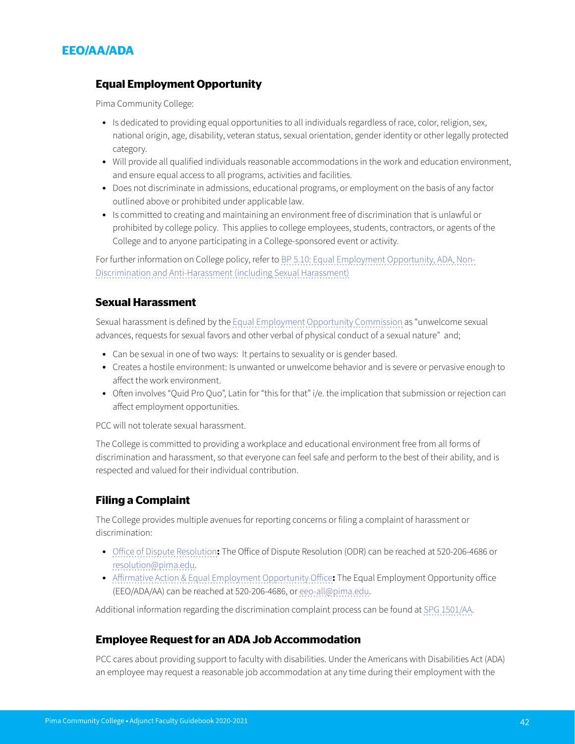# EEO/AA/ADA

## Equal Employment Opportunity

Pima Community College:

- Is dedicated to providing equal opportunities to all individuals regardless of race, color, religion, sex, national origin, age, disability, veteran status, sexual orientation, gender identity or other legally protected category.
- Will provide all qualified individuals reasonable accommodations in the work and education environment, and ensure equal access to all programs, activities and facilities.
- Does not discriminate in admissions, educational programs, or employment on the basis of any factor outlined above or prohibited under applicable law.
- Is committed to creating and maintaining an environment free of discrimination that is unlawful or prohibited by college policy. This applies to college employees, students, contractors, or agents of the College and to anyone participating in a College-sponsored event or activity.

For further information on College policy, refer to BP 5.10: Equal Employment Opportunity, ADA, Non-Discrimination and Anti-Harassment (including Sexual Harassment)

## Sexual Harassment

Sexual harassment is defined by the Equal Employment Opportunity Commission as "unwelcome sexual advances, requests for sexual favors and other verbal of physical conduct of a sexual nature" and;

- Can be sexual in one of two ways: It pertains to sexuality or is gender based.
- Creates a hostile environment: Is unwanted or unwelcome behavior and is severe or pervasive enough to affect the work environment.
- Often involves "Quid Pro Quo", Latin for "this for that" i/e. the implication that submission or rejection can affect employment opportunities.

PCC will not tolerate sexual harassment.

The College is committed to providing a workplace and educational environment free from all forms of discrimination and harassment, so that everyone can feel safe and perform to the best of their ability, and is respected and valued for their individual contribution.

## Filing a Complaint

The College provides multiple avenues for reporting concerns or filing a complaint of harassment or discrimination:

- Office of Dispute Resolution**:** The Office of Dispute Resolution (ODR) can be reached at 520-206-4686 or resolution@pima.edu.
- Affirmative Action & Equal Employment Opportunity Office**:** The Equal Employment Opportunity office (EEO/ADA/AA) can be reached at 520-206-4686, or eeo-all@pima.edu.

Additional information regarding the discrimination complaint process can be found at SPG 1501/AA.

## Employee Request for an ADA Job Accommodation

PCC cares about providing support to faculty with disabilities. Under the Americans with Disabilities Act (ADA) an employee may request a reasonable job accommodation at any time during their employment with the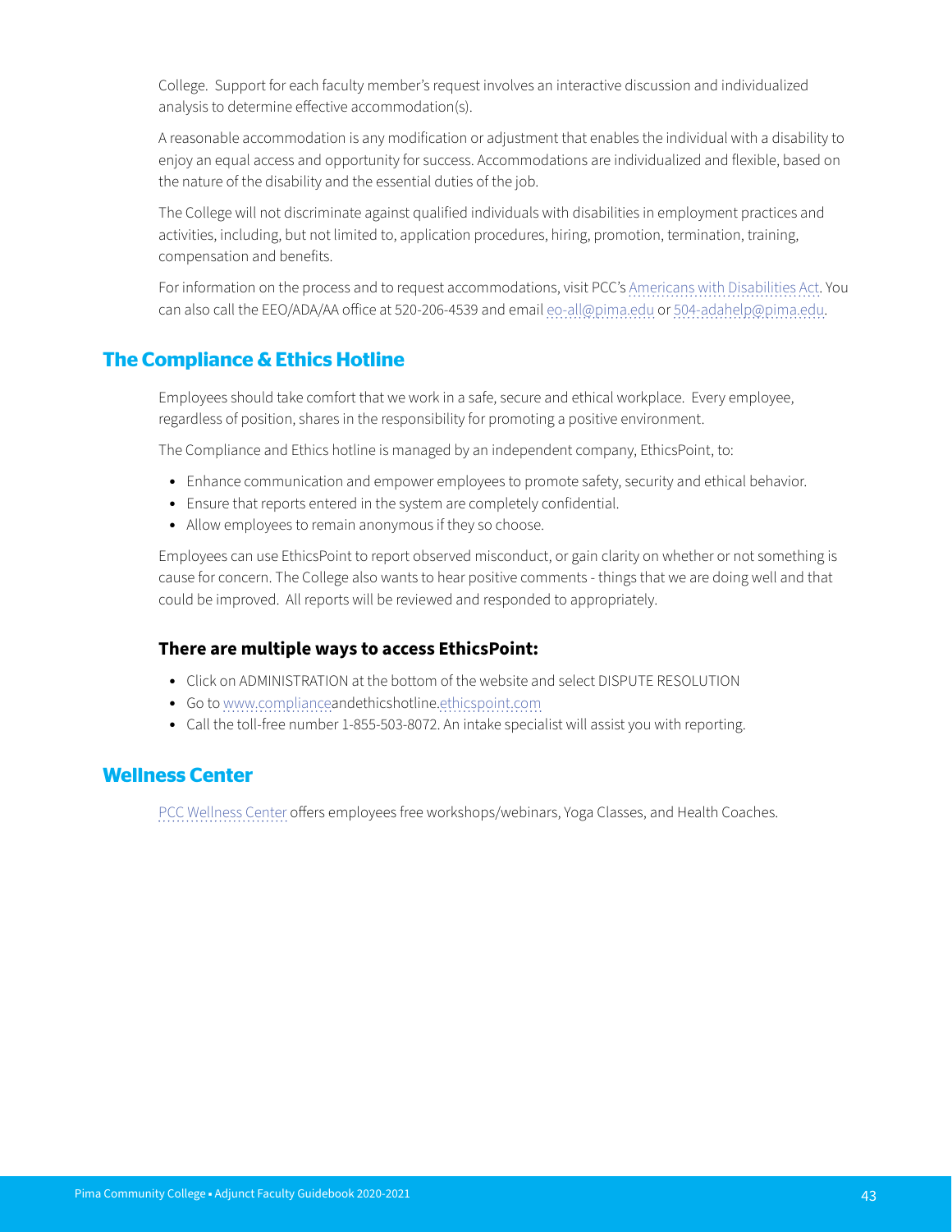College. Support for each faculty member's request involves an interactive discussion and individualized analysis to determine effective accommodation(s).

A reasonable accommodation is any modification or adjustment that enables the individual with a disability to enjoy an equal access and opportunity for success. Accommodations are individualized and flexible, based on the nature of the disability and the essential duties of the job.

The College will not discriminate against qualified individuals with disabilities in employment practices and activities, including, but not limited to, application procedures, hiring, promotion, termination, training, compensation and benefits.

For information on the process and to request accommodations, visit PCC's Americans with Disabilities Act. You can also call the EEO/ADA/AA office at 520-206-4539 and email eo-all@pima.edu or 504-adahelp@pima.edu.

## The Compliance & Ethics Hotline

Employees should take comfort that we work in a safe, secure and ethical workplace. Every employee, regardless of position, shares in the responsibility for promoting a positive environment.

The Compliance and Ethics hotline is managed by an independent company, EthicsPoint, to:

- Enhance communication and empower employees to promote safety, security and ethical behavior.
- Ensure that reports entered in the system are completely confidential.
- Allow employees to remain anonymous if they so choose.

Employees can use EthicsPoint to report observed misconduct, or gain clarity on whether or not something is cause for concern. The College also wants to hear positive comments - things that we are doing well and that could be improved. All reports will be reviewed and responded to appropriately.

### There are multiple ways to access EthicsPoint:

- Click on ADMINISTRATION at the bottom of the website and select DISPUTE RESOLUTION
- Go to www.complianceandethicshotline.ethicspoint.com
- Call the toll-free number 1-855-503-8072. An intake specialist will assist you with reporting.

## Wellness Center

PCC Wellness Center offers employees free workshops/webinars, Yoga Classes, and Health Coaches.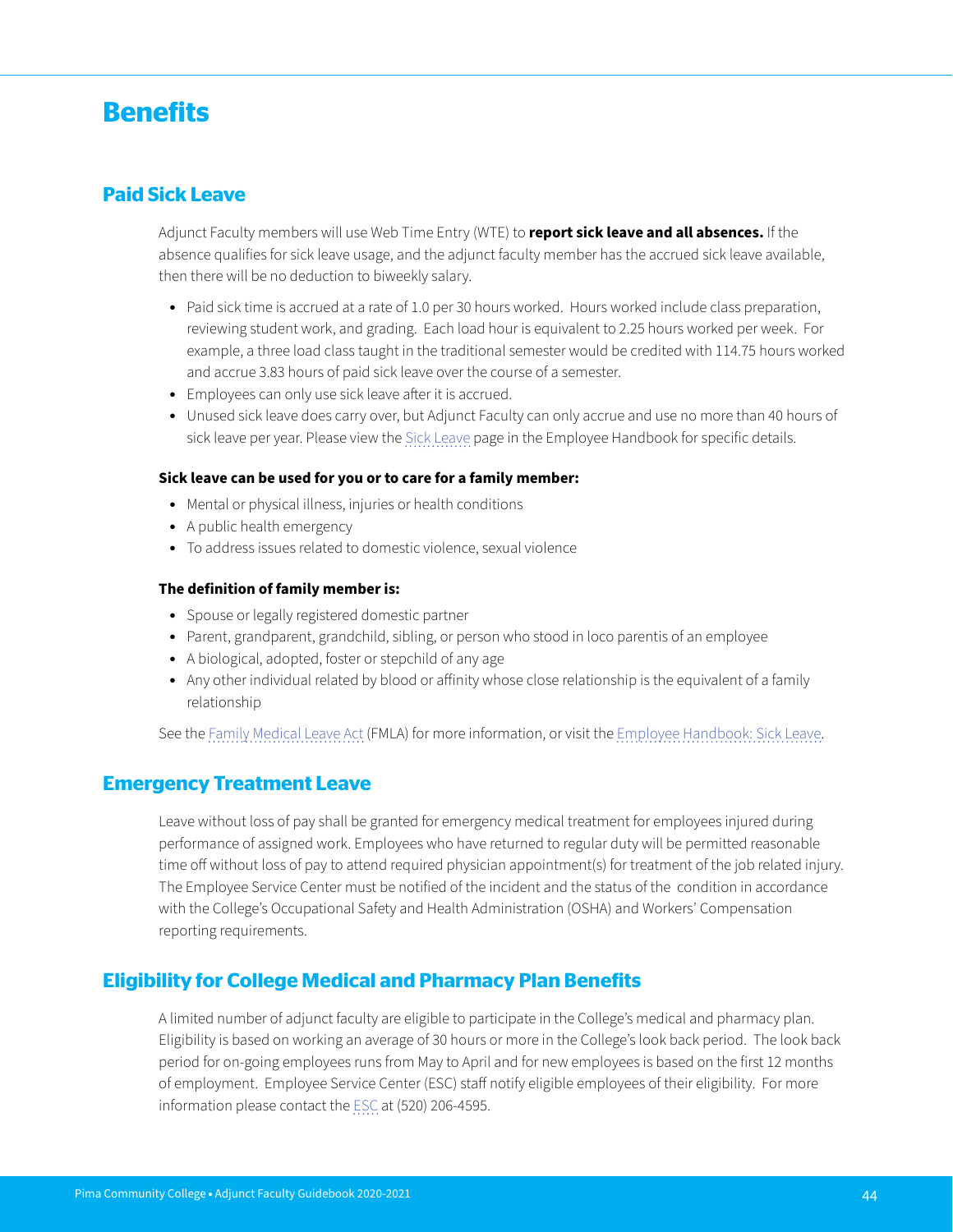# Benefits

## Paid Sick Leave

Adjunct Faculty members will use Web Time Entry (WTE) to **report sick leave and all absences.** If the absence qualifies for sick leave usage, and the adjunct faculty member has the accrued sick leave available, then there will be no deduction to biweekly salary.

- Paid sick time is accrued at a rate of 1.0 per 30 hours worked. Hours worked include class preparation, reviewing student work, and grading. Each load hour is equivalent to 2.25 hours worked per week. For example, a three load class taught in the traditional semester would be credited with 114.75 hours worked and accrue 3.83 hours of paid sick leave over the course of a semester.
- Employees can only use sick leave after it is accrued.
- Unused sick leave does carry over, but Adjunct Faculty can only accrue and use no more than 40 hours of sick leave per year. Please view the Sick Leave page in the Employee Handbook for specific details.

**Sick leave can be used for you or to care for a family member:**

- Mental or physical illness, injuries or health conditions
- A public health emergency
- To address issues related to domestic violence, sexual violence

**The definition of family member is:**

- Spouse or legally registered domestic partner
- Parent, grandparent, grandchild, sibling, or person who stood in loco parentis of an employee
- A biological, adopted, foster or stepchild of any age
- Any other individual related by blood or affinity whose close relationship is the equivalent of a family relationship

See the Family Medical Leave Act (FMLA) for more information, or visit the Employee Handbook: Sick Leave.

## Emergency Treatment Leave

Leave without loss of pay shall be granted for emergency medical treatment for employees injured during performance of assigned work. Employees who have returned to regular duty will be permitted reasonable time off without loss of pay to attend required physician appointment(s) for treatment of the job related injury. The Employee Service Center must be notified of the incident and the status of the condition in accordance with the College's Occupational Safety and Health Administration (OSHA) and Workers' Compensation reporting requirements.

## Eligibility for College Medical and Pharmacy Plan Benefits

A limited number of adjunct faculty are eligible to participate in the College's medical and pharmacy plan. Eligibility is based on working an average of 30 hours or more in the College's look back period. The look back period for on-going employees runs from May to April and for new employees is based on the first 12 months of employment. Employee Service Center (ESC) staff notify eligible employees of their eligibility. For more information please contact the ESC at (520) 206-4595.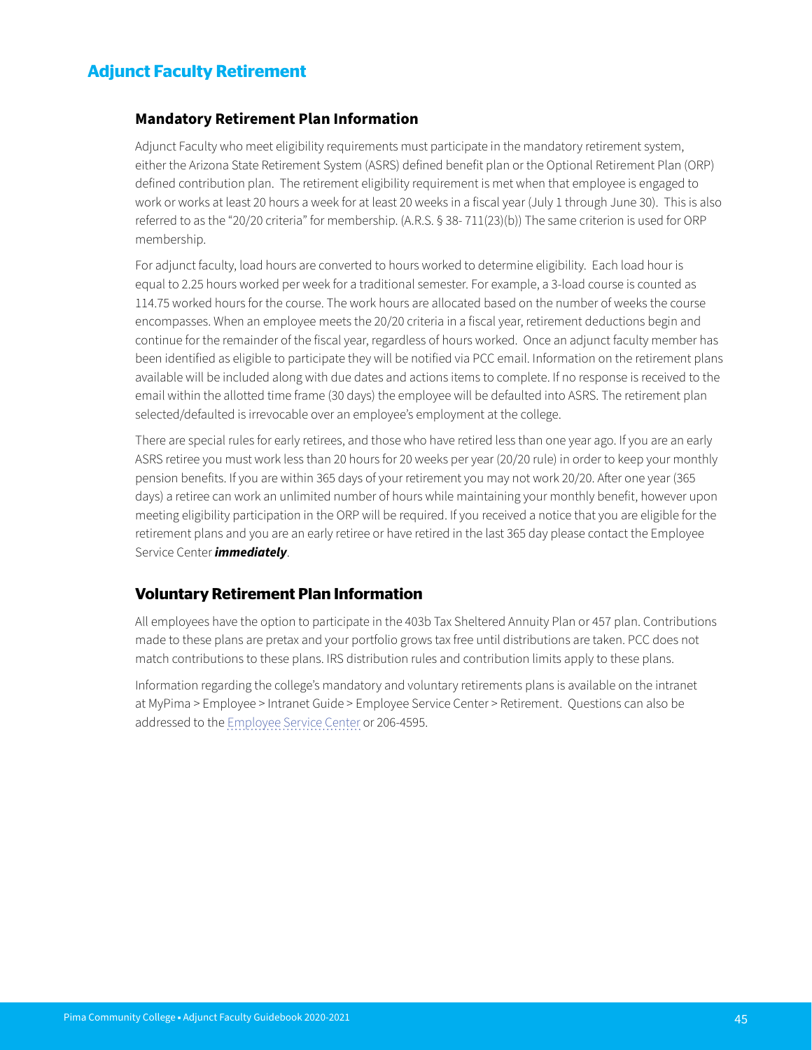## Adjunct Faculty Retirement

### Mandatory Retirement Plan Information

Adjunct Faculty who meet eligibility requirements must participate in the mandatory retirement system, either the Arizona State Retirement System (ASRS) defined benefit plan or the Optional Retirement Plan (ORP) defined contribution plan. The retirement eligibility requirement is met when that employee is engaged to work or works at least 20 hours a week for at least 20 weeks in a fiscal year (July 1 through June 30). This is also referred to as the "20/20 criteria" for membership. (A.R.S. § 38- 711(23)(b)) The same criterion is used for ORP membership.

For adjunct faculty, load hours are converted to hours worked to determine eligibility. Each load hour is equal to 2.25 hours worked per week for a traditional semester. For example, a 3-load course is counted as 114.75 worked hours for the course. The work hours are allocated based on the number of weeks the course encompasses. When an employee meets the 20/20 criteria in a fiscal year, retirement deductions begin and continue for the remainder of the fiscal year, regardless of hours worked. Once an adjunct faculty member has been identified as eligible to participate they will be notified via PCC email. Information on the retirement plans available will be included along with due dates and actions items to complete. If no response is received to the email within the allotted time frame (30 days) the employee will be defaulted into ASRS. The retirement plan selected/defaulted is irrevocable over an employee's employment at the college.

There are special rules for early retirees, and those who have retired less than one year ago. If you are an early ASRS retiree you must work less than 20 hours for 20 weeks per year (20/20 rule) in order to keep your monthly pension benefits. If you are within 365 days of your retirement you may not work 20/20. After one year (365 days) a retiree can work an unlimited number of hours while maintaining your monthly benefit, however upon meeting eligibility participation in the ORP will be required. If you received a notice that you are eligible for the retirement plans and you are an early retiree or have retired in the last 365 day please contact the Employee Service Center ***immediately***.

### Voluntary Retirement Plan Information

All employees have the option to participate in the 403b Tax Sheltered Annuity Plan or 457 plan. Contributions made to these plans are pretax and your portfolio grows tax free until distributions are taken. PCC does not match contributions to these plans. IRS distribution rules and contribution limits apply to these plans.

Information regarding the college's mandatory and voluntary retirements plans is available on the intranet at MyPima > Employee > Intranet Guide > Employee Service Center > Retirement. Questions can also be addressed to the Employee Service Center or 206-4595.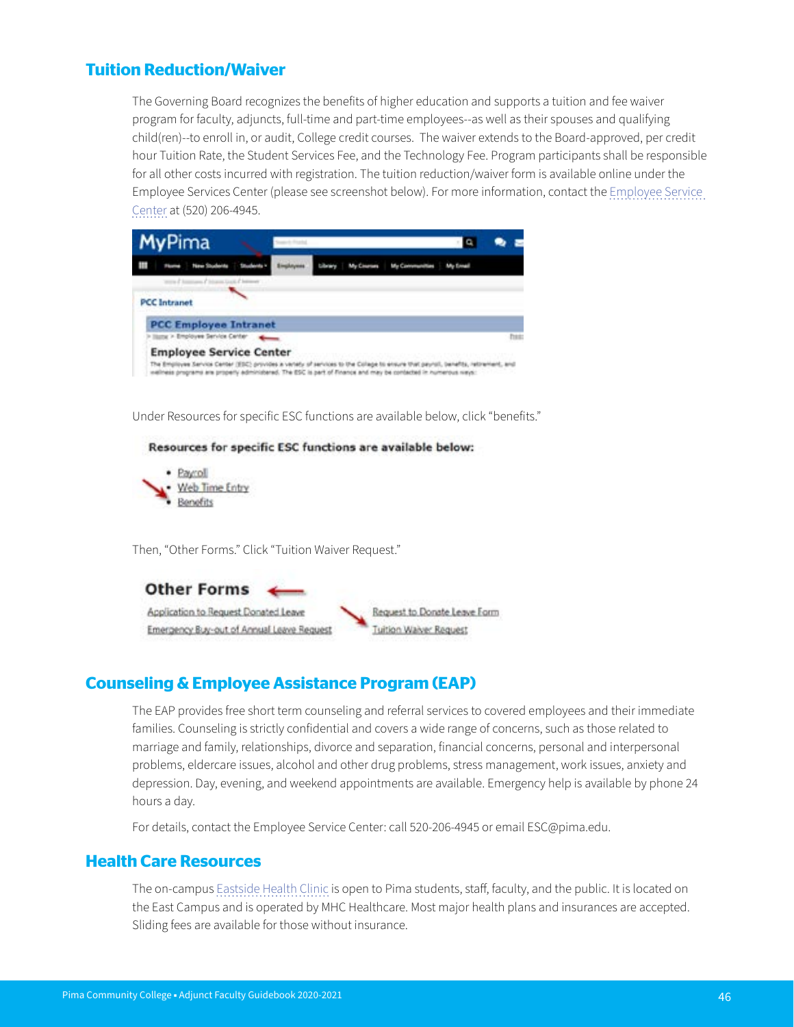## Tuition Reduction/Waiver

The Governing Board recognizes the benefits of higher education and supports a tuition and fee waiver program for faculty, adjuncts, full-time and part-time employees--as well as their spouses and qualifying child(ren)--to enroll in, or audit, College credit courses. The waiver extends to the Board-approved, per credit hour Tuition Rate, the Student Services Fee, and the Technology Fee. Program participants shall be responsible for all other costs incurred with registration. The tuition reduction/waiver form is available online under the Employee Services Center (please see screenshot below). For more information, contact the Employee Service Center at (520) 206-4945.

Under Resources for specific ESC functions are available below, click "benefits."

Then, "Other Forms." Click "Tuition Waiver Request."

## Counseling & Employee Assistance Program (EAP)

The EAP provides free short term counseling and referral services to covered employees and their immediate families. Counseling is strictly confidential and covers a wide range of concerns, such as those related to marriage and family, relationships, divorce and separation, financial concerns, personal and interpersonal problems, eldercare issues, alcohol and other drug problems, stress management, work issues, anxiety and depression. Day, evening, and weekend appointments are available. Emergency help is available by phone 24 hours a day.

For details, contact the Employee Service Center: call 520-206-4945 or email ESC@pima.edu.

## Health Care Resources

The on-campus Eastside Health Clinic is open to Pima students, staff, faculty, and the public. It is located on the East Campus and is operated by MHC Healthcare. Most major health plans and insurances are accepted. Sliding fees are available for those without insurance.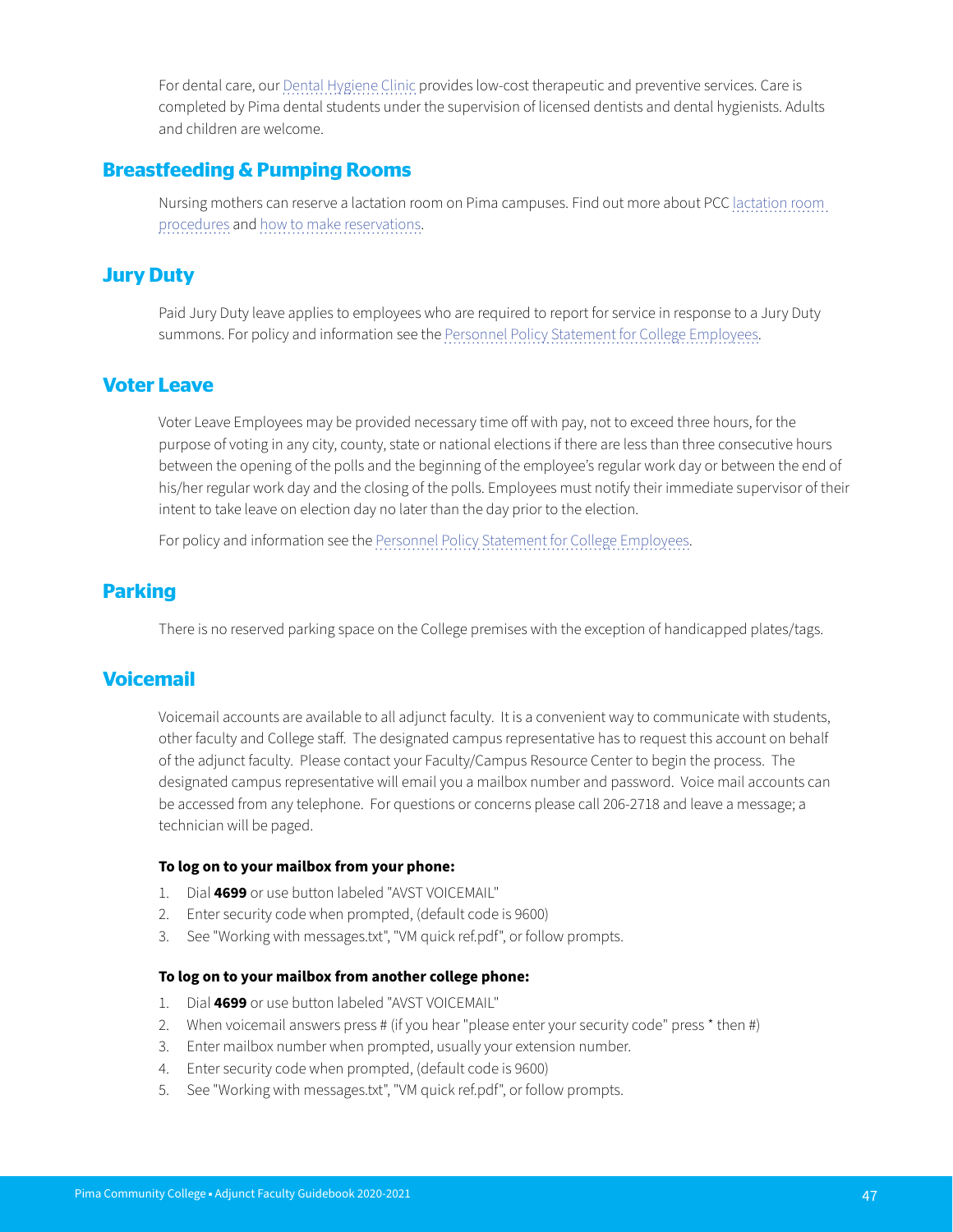For dental care, our Dental Hygiene Clinic provides low-cost therapeutic and preventive services. Care is completed by Pima dental students under the supervision of licensed dentists and dental hygienists. Adults and children are welcome.

## Breastfeeding & Pumping Rooms

Nursing mothers can reserve a lactation room on Pima campuses. Find out more about PCC lactation room procedures and how to make reservations.

## Jury Duty

Paid Jury Duty leave applies to employees who are required to report for service in response to a Jury Duty summons. For policy and information see the Personnel Policy Statement for College Employees.

## Voter Leave

Voter Leave Employees may be provided necessary time off with pay, not to exceed three hours, for the purpose of voting in any city, county, state or national elections if there are less than three consecutive hours between the opening of the polls and the beginning of the employee's regular work day or between the end of his/her regular work day and the closing of the polls. Employees must notify their immediate supervisor of their intent to take leave on election day no later than the day prior to the election.

For policy and information see the Personnel Policy Statement for College Employees.

## Parking

There is no reserved parking space on the College premises with the exception of handicapped plates/tags.

## Voicemail

Voicemail accounts are available to all adjunct faculty. It is a convenient way to communicate with students, other faculty and College staff. The designated campus representative has to request this account on behalf of the adjunct faculty. Please contact your Faculty/Campus Resource Center to begin the process. The designated campus representative will email you a mailbox number and password. Voice mail accounts can be accessed from any telephone. For questions or concerns please call 206-2718 and leave a message; a technician will be paged.

**To log on to your mailbox from your phone:**

1. Dial **4699** or use button labeled "AVST VOICEMAIL"
2. Enter security code when prompted, (default code is 9600)
3. See "Working with messages.txt", "VM quick ref.pdf", or follow prompts.

**To log on to your mailbox from another college phone:**

1. Dial **4699** or use button labeled "AVST VOICEMAIL"
2. When voicemail answers press # (if you hear "please enter your security code" press * then #)
3. Enter mailbox number when prompted, usually your extension number.
4. Enter security code when prompted, (default code is 9600)
5. See "Working with messages.txt", "VM quick ref.pdf", or follow prompts.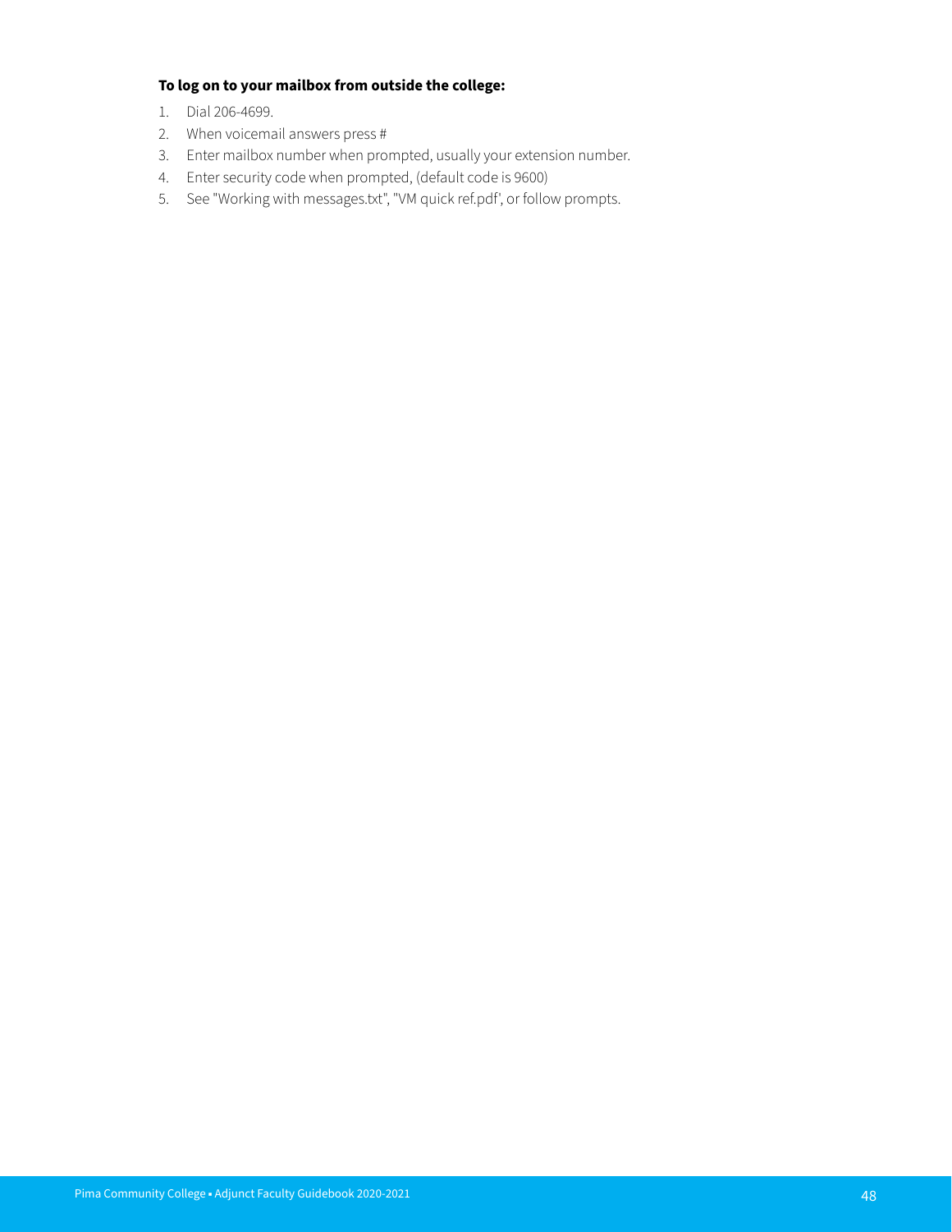**To log on to your mailbox from outside the college:**

1. Dial 206-4699.
2. When voicemail answers press #
3. Enter mailbox number when prompted, usually your extension number.
4. Enter security code when prompted, (default code is 9600)
5. See "Working with messages.txt", "VM quick ref.pdf', or follow prompts.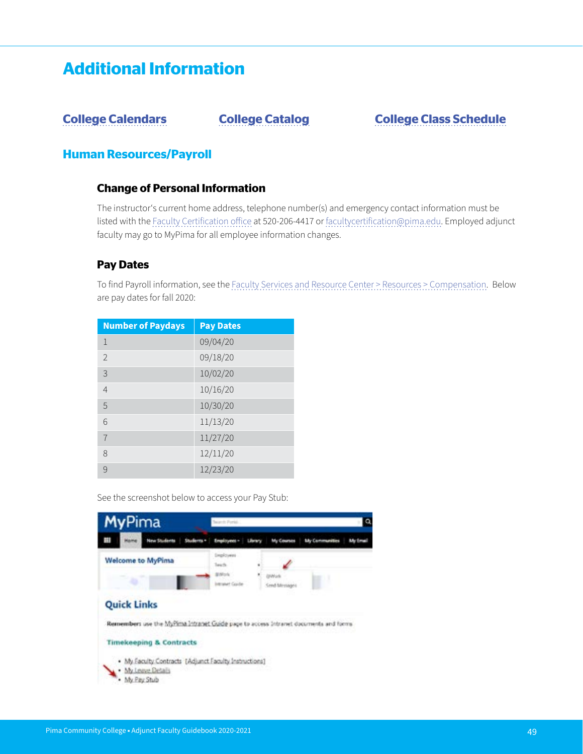# Additional Information

[College Calendars](#) [College Catalog](#) [College Class Schedule](#)

## Human Resources/Payroll

### Change of Personal Information

The instructor's current home address, telephone number(s) and emergency contact information must be listed with the Faculty Certification office at 520-206-4417 or facultycertification@pima.edu. Employed adjunct faculty may go to MyPima for all employee information changes.

### Pay Dates

To find Payroll information, see the Faculty Services and Resource Center > Resources > Compensation. Below are pay dates for fall 2020:

| Number of Paydays | Pay Dates |
|---|---|
| 1 | 09/04/20 |
| 2 | 09/18/20 |
| 3 | 10/02/20 |
| 4 | 10/16/20 |
| 5 | 10/30/20 |
| 6 | 11/13/20 |
| 7 | 11/27/20 |
| 8 | 12/11/20 |
| 9 | 12/23/20 |

See the screenshot below to access your Pay Stub: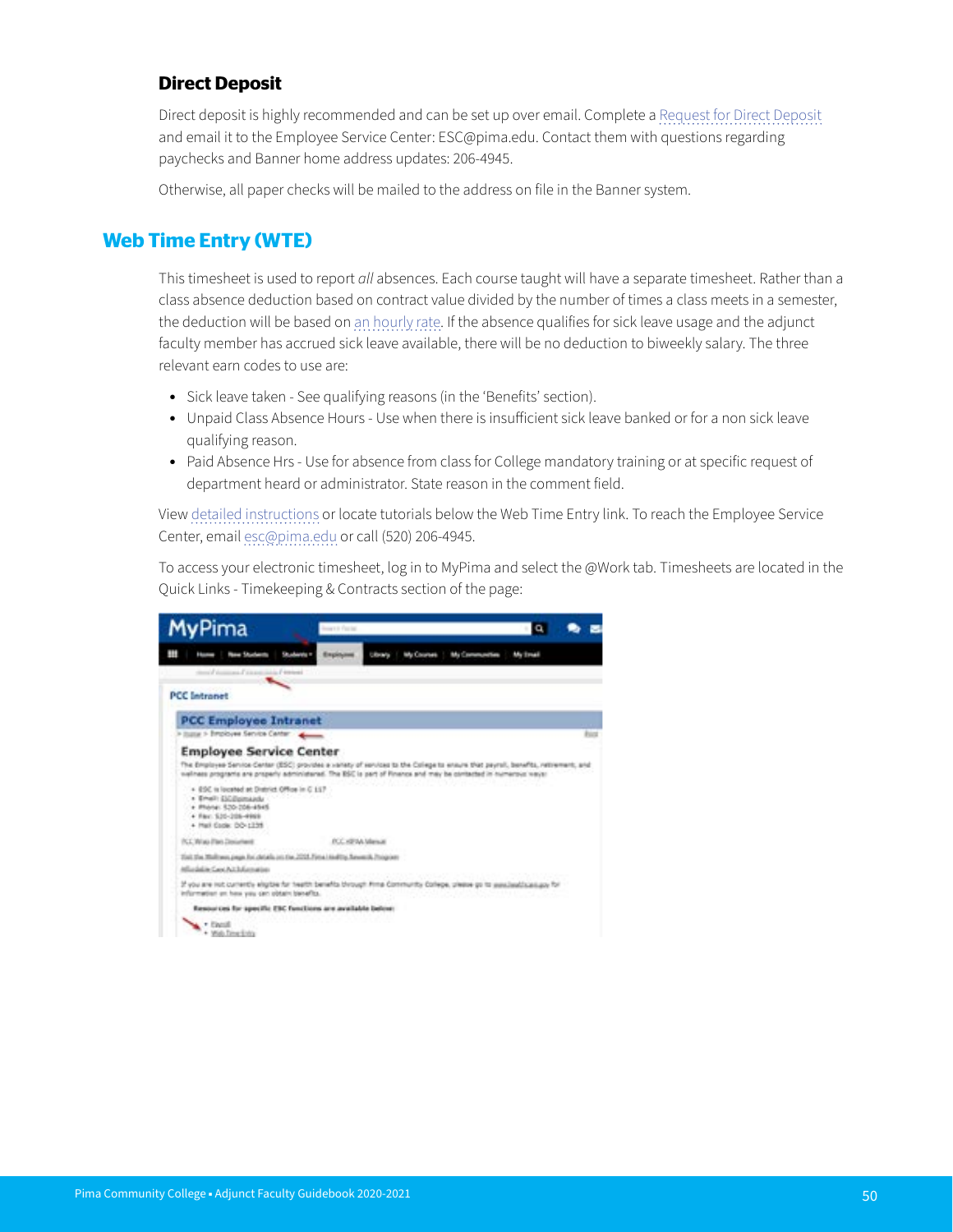### Direct Deposit

Direct deposit is highly recommended and can be set up over email. Complete a Request for Direct Deposit and email it to the Employee Service Center: ESC@pima.edu. Contact them with questions regarding paychecks and Banner home address updates: 206-4945.

Otherwise, all paper checks will be mailed to the address on file in the Banner system.

## Web Time Entry (WTE)

This timesheet is used to report *all* absences. Each course taught will have a separate timesheet. Rather than a class absence deduction based on contract value divided by the number of times a class meets in a semester, the deduction will be based on an hourly rate. If the absence qualifies for sick leave usage and the adjunct faculty member has accrued sick leave available, there will be no deduction to biweekly salary. The three relevant earn codes to use are:

- Sick leave taken - See qualifying reasons (in the 'Benefits' section).
- Unpaid Class Absence Hours - Use when there is insufficient sick leave banked or for a non sick leave qualifying reason.
- Paid Absence Hrs - Use for absence from class for College mandatory training or at specific request of department heard or administrator. State reason in the comment field.

View detailed instructions or locate tutorials below the Web Time Entry link. To reach the Employee Service Center, email esc@pima.edu or call (520) 206-4945.

To access your electronic timesheet, log in to MyPima and select the @Work tab. Timesheets are located in the Quick Links - Timekeeping & Contracts section of the page: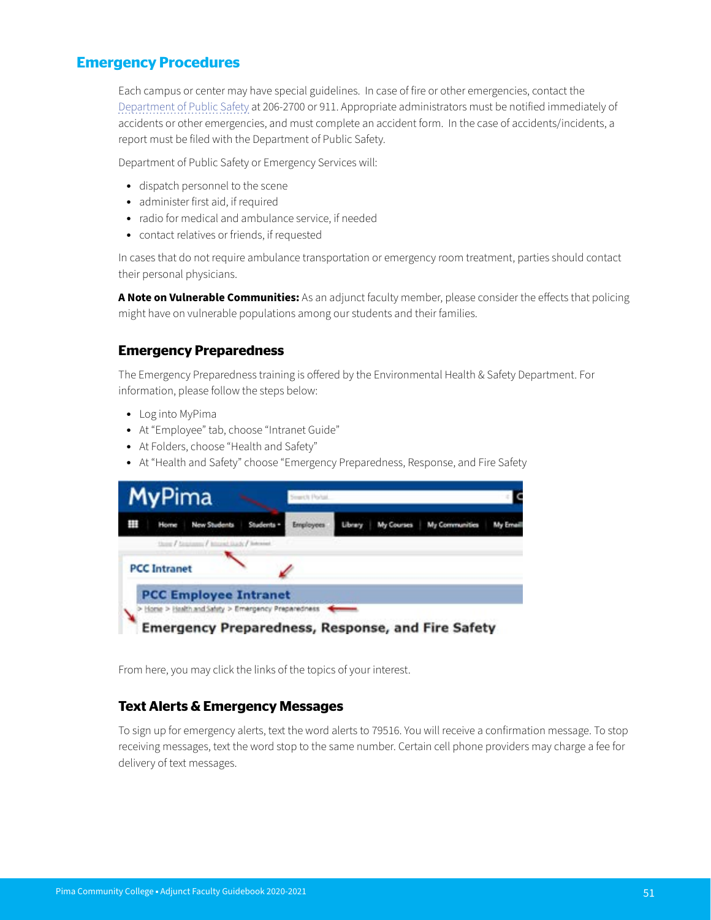## Emergency Procedures

Each campus or center may have special guidelines. In case of fire or other emergencies, contact the Department of Public Safety at 206-2700 or 911. Appropriate administrators must be notified immediately of accidents or other emergencies, and must complete an accident form. In the case of accidents/incidents, a report must be filed with the Department of Public Safety.

Department of Public Safety or Emergency Services will:

- dispatch personnel to the scene
- administer first aid, if required
- radio for medical and ambulance service, if needed
- contact relatives or friends, if requested

In cases that do not require ambulance transportation or emergency room treatment, parties should contact their personal physicians.

**A Note on Vulnerable Communities:** As an adjunct faculty member, please consider the effects that policing might have on vulnerable populations among our students and their families.

### Emergency Preparedness

The Emergency Preparedness training is offered by the Environmental Health & Safety Department. For information, please follow the steps below:

- Log into MyPima
- At "Employee" tab, choose "Intranet Guide"
- At Folders, choose "Health and Safety"
- At "Health and Safety" choose "Emergency Preparedness, Response, and Fire Safety

From here, you may click the links of the topics of your interest.

### Text Alerts & Emergency Messages

To sign up for emergency alerts, text the word alerts to 79516. You will receive a confirmation message. To stop receiving messages, text the word stop to the same number. Certain cell phone providers may charge a fee for delivery of text messages.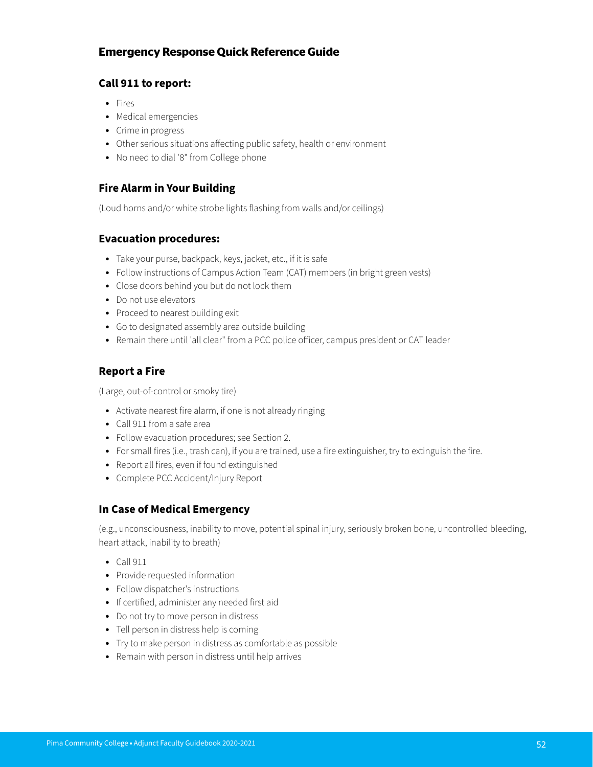## Emergency Response Quick Reference Guide

### Call 911 to report:

- Fires
- Medical emergencies
- Crime in progress
- Other serious situations affecting public safety, health or environment
- No need to dial '8" from College phone

### Fire Alarm in Your Building

(Loud horns and/or white strobe lights flashing from walls and/or ceilings)

### Evacuation procedures:

- Take your purse, backpack, keys, jacket, etc., if it is safe
- Follow instructions of Campus Action Team (CAT) members (in bright green vests)
- Close doors behind you but do not lock them
- Do not use elevators
- Proceed to nearest building exit
- Go to designated assembly area outside building
- Remain there until 'all clear" from a PCC police officer, campus president or CAT leader

### Report a Fire

(Large, out-of-control or smoky tire)

- Activate nearest fire alarm, if one is not already ringing
- Call 911 from a safe area
- Follow evacuation procedures; see Section 2.
- For small fires (i.e., trash can), if you are trained, use a fire extinguisher, try to extinguish the fire.
- Report all fires, even if found extinguished
- Complete PCC Accident/Injury Report

### In Case of Medical Emergency

(e.g., unconsciousness, inability to move, potential spinal injury, seriously broken bone, uncontrolled bleeding, heart attack, inability to breath)

- Call 911
- Provide requested information
- Follow dispatcher's instructions
- If certified, administer any needed first aid
- Do not try to move person in distress
- Tell person in distress help is coming
- Try to make person in distress as comfortable as possible
- Remain with person in distress until help arrives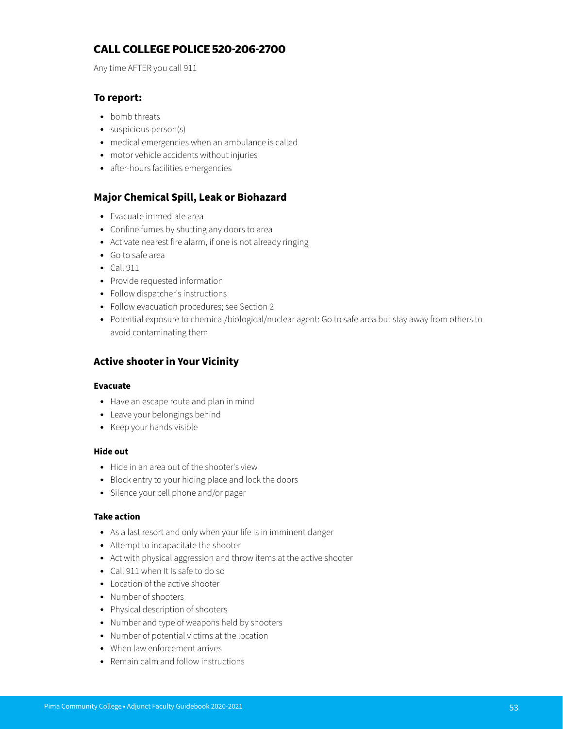## CALL COLLEGE POLICE 520-206-2700

Any time AFTER you call 911

### To report:

- bomb threats
- suspicious person(s)
- medical emergencies when an ambulance is called
- motor vehicle accidents without injuries
- after-hours facilities emergencies

### Major Chemical Spill, Leak or Biohazard

- Evacuate immediate area
- Confine fumes by shutting any doors to area
- Activate nearest fire alarm, if one is not already ringing
- Go to safe area
- Call 911
- Provide requested information
- Follow dispatcher's instructions
- Follow evacuation procedures; see Section 2
- Potential exposure to chemical/biological/nuclear agent: Go to safe area but stay away from others to avoid contaminating them

### Active shooter in Your Vicinity

#### Evacuate

- Have an escape route and plan in mind
- Leave your belongings behind
- Keep your hands visible

#### Hide out

- Hide in an area out of the shooter's view
- Block entry to your hiding place and lock the doors
- Silence your cell phone and/or pager

#### Take action

- As a last resort and only when your life is in imminent danger
- Attempt to incapacitate the shooter
- Act with physical aggression and throw items at the active shooter
- Call 911 when It Is safe to do so
- Location of the active shooter
- Number of shooters
- Physical description of shooters
- Number and type of weapons held by shooters
- Number of potential victims at the location
- When law enforcement arrives
- Remain calm and follow instructions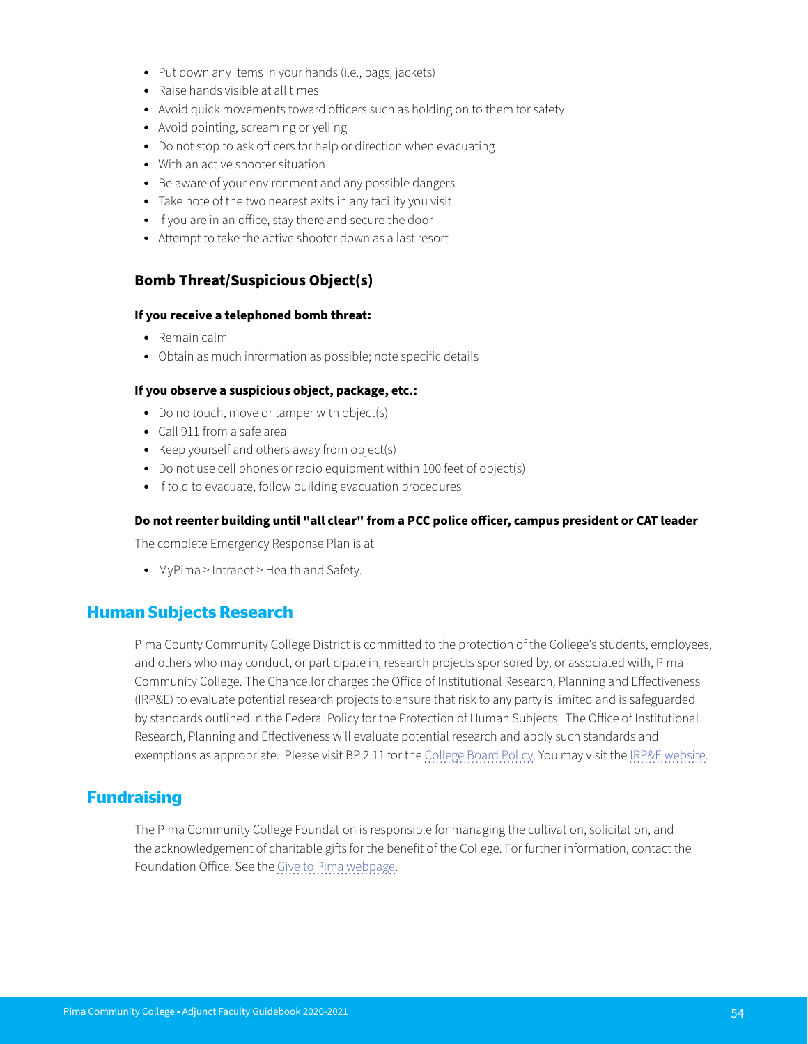- Put down any items in your hands (i.e., bags, jackets)
- Raise hands visible at all times
- Avoid quick movements toward officers such as holding on to them for safety
- Avoid pointing, screaming or yelling
- Do not stop to ask officers for help or direction when evacuating
- With an active shooter situation
- Be aware of your environment and any possible dangers
- Take note of the two nearest exits in any facility you visit
- If you are in an office, stay there and secure the door
- Attempt to take the active shooter down as a last resort

### Bomb Threat/Suspicious Object(s)

**If you receive a telephoned bomb threat:**

- Remain calm
- Obtain as much information as possible; note specific details

**If you observe a suspicious object, package, etc.:**

- Do no touch, move or tamper with object(s)
- Call 911 from a safe area
- Keep yourself and others away from object(s)
- Do not use cell phones or radio equipment within 100 feet of object(s)
- If told to evacuate, follow building evacuation procedures

**Do not reenter building until "all clear" from a PCC police officer, campus president or CAT leader**

The complete Emergency Response Plan is at

- MyPima > Intranet > Health and Safety.

## Human Subjects Research

Pima County Community College District is committed to the protection of the College's students, employees, and others who may conduct, or participate in, research projects sponsored by, or associated with, Pima Community College. The Chancellor charges the Office of Institutional Research, Planning and Effectiveness (IRP&E) to evaluate potential research projects to ensure that risk to any party is limited and is safeguarded by standards outlined in the Federal Policy for the Protection of Human Subjects. The Office of Institutional Research, Planning and Effectiveness will evaluate potential research and apply such standards and exemptions as appropriate. Please visit BP 2.11 for the College Board Policy. You may visit the IRP&E website.

## Fundraising

The Pima Community College Foundation is responsible for managing the cultivation, solicitation, and the acknowledgement of charitable gifts for the benefit of the College. For further information, contact the Foundation Office. See the Give to Pima webpage.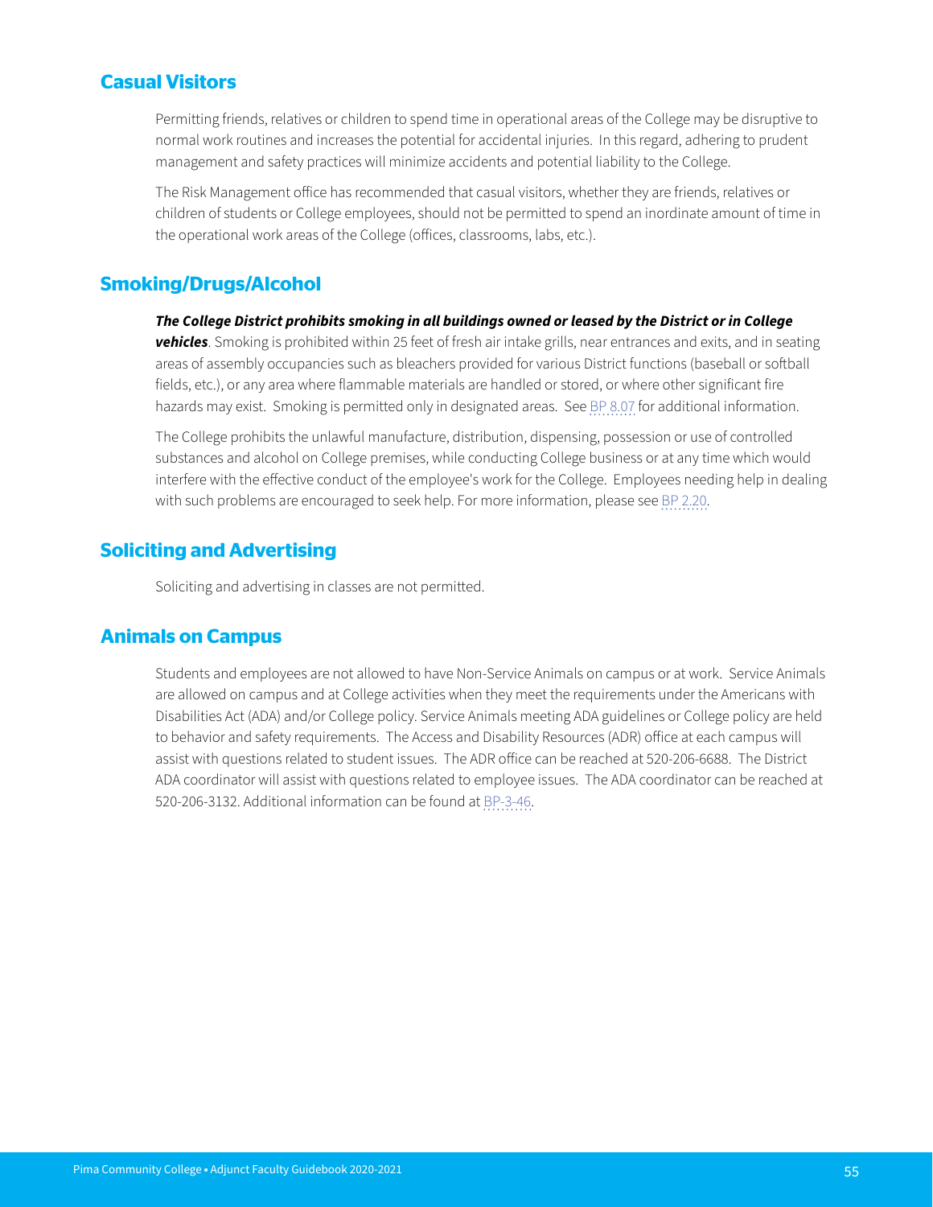## Casual Visitors

Permitting friends, relatives or children to spend time in operational areas of the College may be disruptive to normal work routines and increases the potential for accidental injuries. In this regard, adhering to prudent management and safety practices will minimize accidents and potential liability to the College.

The Risk Management office has recommended that casual visitors, whether they are friends, relatives or children of students or College employees, should not be permitted to spend an inordinate amount of time in the operational work areas of the College (offices, classrooms, labs, etc.).

## Smoking/Drugs/Alcohol

***The College District prohibits smoking in all buildings owned or leased by the District or in College vehicles***. Smoking is prohibited within 25 feet of fresh air intake grills, near entrances and exits, and in seating areas of assembly occupancies such as bleachers provided for various District functions (baseball or softball fields, etc.), or any area where flammable materials are handled or stored, or where other significant fire hazards may exist. Smoking is permitted only in designated areas. See BP 8.07 for additional information.

The College prohibits the unlawful manufacture, distribution, dispensing, possession or use of controlled substances and alcohol on College premises, while conducting College business or at any time which would interfere with the effective conduct of the employee's work for the College. Employees needing help in dealing with such problems are encouraged to seek help. For more information, please see BP 2.20.

## Soliciting and Advertising

Soliciting and advertising in classes are not permitted.

## Animals on Campus

Students and employees are not allowed to have Non-Service Animals on campus or at work. Service Animals are allowed on campus and at College activities when they meet the requirements under the Americans with Disabilities Act (ADA) and/or College policy. Service Animals meeting ADA guidelines or College policy are held to behavior and safety requirements. The Access and Disability Resources (ADR) office at each campus will assist with questions related to student issues. The ADR office can be reached at 520-206-6688. The District ADA coordinator will assist with questions related to employee issues. The ADA coordinator can be reached at 520-206-3132. Additional information can be found at BP-3-46.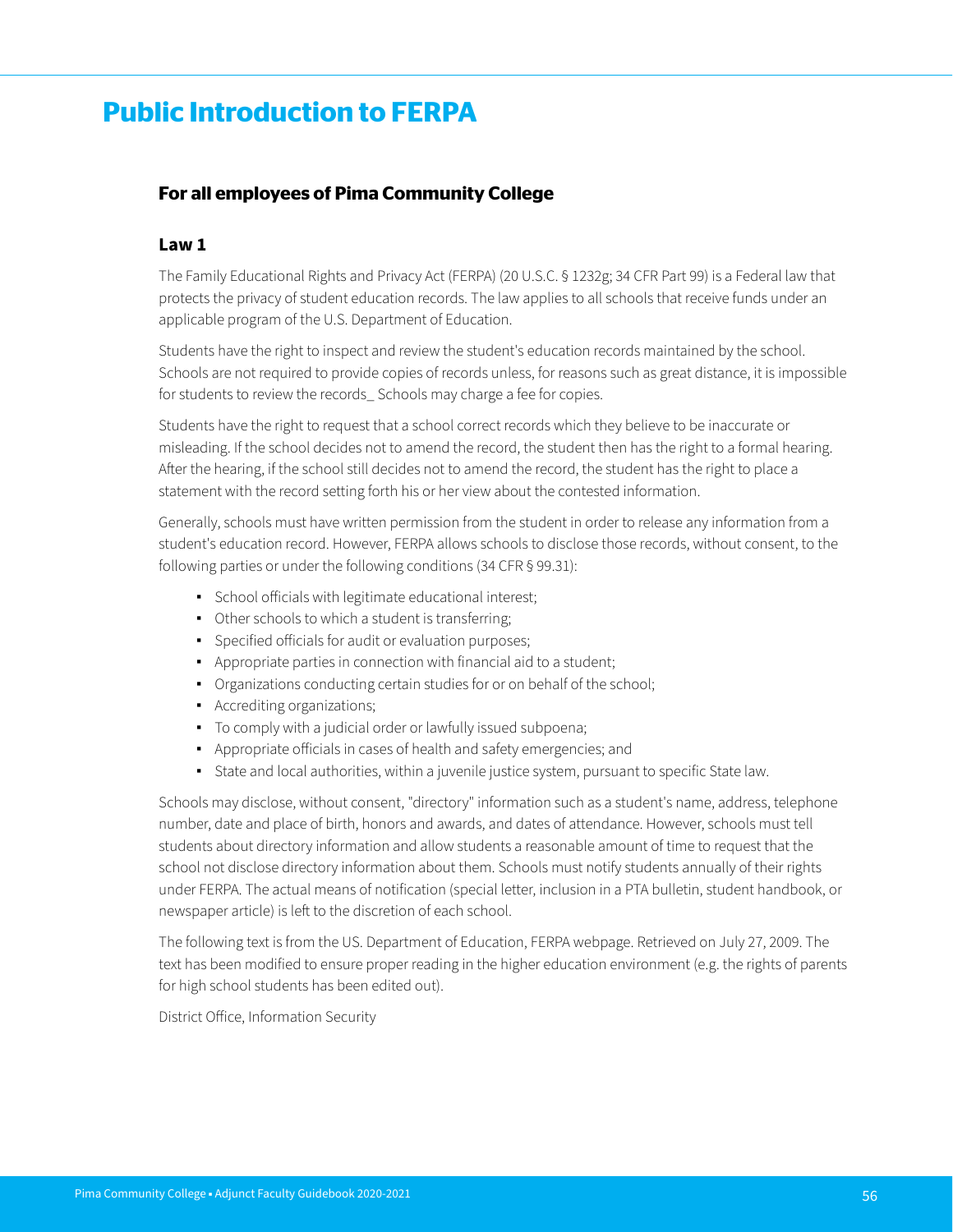# Public Introduction to FERPA

## For all employees of Pima Community College

### Law 1

The Family Educational Rights and Privacy Act (FERPA) (20 U.S.C. § 1232g; 34 CFR Part 99) is a Federal law that protects the privacy of student education records. The law applies to all schools that receive funds under an applicable program of the U.S. Department of Education.

Students have the right to inspect and review the student's education records maintained by the school. Schools are not required to provide copies of records unless, for reasons such as great distance, it is impossible for students to review the records_ Schools may charge a fee for copies.

Students have the right to request that a school correct records which they believe to be inaccurate or misleading. If the school decides not to amend the record, the student then has the right to a formal hearing. After the hearing, if the school still decides not to amend the record, the student has the right to place a statement with the record setting forth his or her view about the contested information.

Generally, schools must have written permission from the student in order to release any information from a student's education record. However, FERPA allows schools to disclose those records, without consent, to the following parties or under the following conditions (34 CFR § 99.31):

- School officials with legitimate educational interest;
- Other schools to which a student is transferring;
- Specified officials for audit or evaluation purposes;
- Appropriate parties in connection with financial aid to a student;
- Organizations conducting certain studies for or on behalf of the school;
- Accrediting organizations;
- To comply with a judicial order or lawfully issued subpoena;
- Appropriate officials in cases of health and safety emergencies; and
- State and local authorities, within a juvenile justice system, pursuant to specific State law.

Schools may disclose, without consent, "directory" information such as a student's name, address, telephone number, date and place of birth, honors and awards, and dates of attendance. However, schools must tell students about directory information and allow students a reasonable amount of time to request that the school not disclose directory information about them. Schools must notify students annually of their rights under FERPA. The actual means of notification (special letter, inclusion in a PTA bulletin, student handbook, or newspaper article) is left to the discretion of each school.

The following text is from the US. Department of Education, FERPA webpage. Retrieved on July 27, 2009. The text has been modified to ensure proper reading in the higher education environment (e.g. the rights of parents for high school students has been edited out).

District Office, Information Security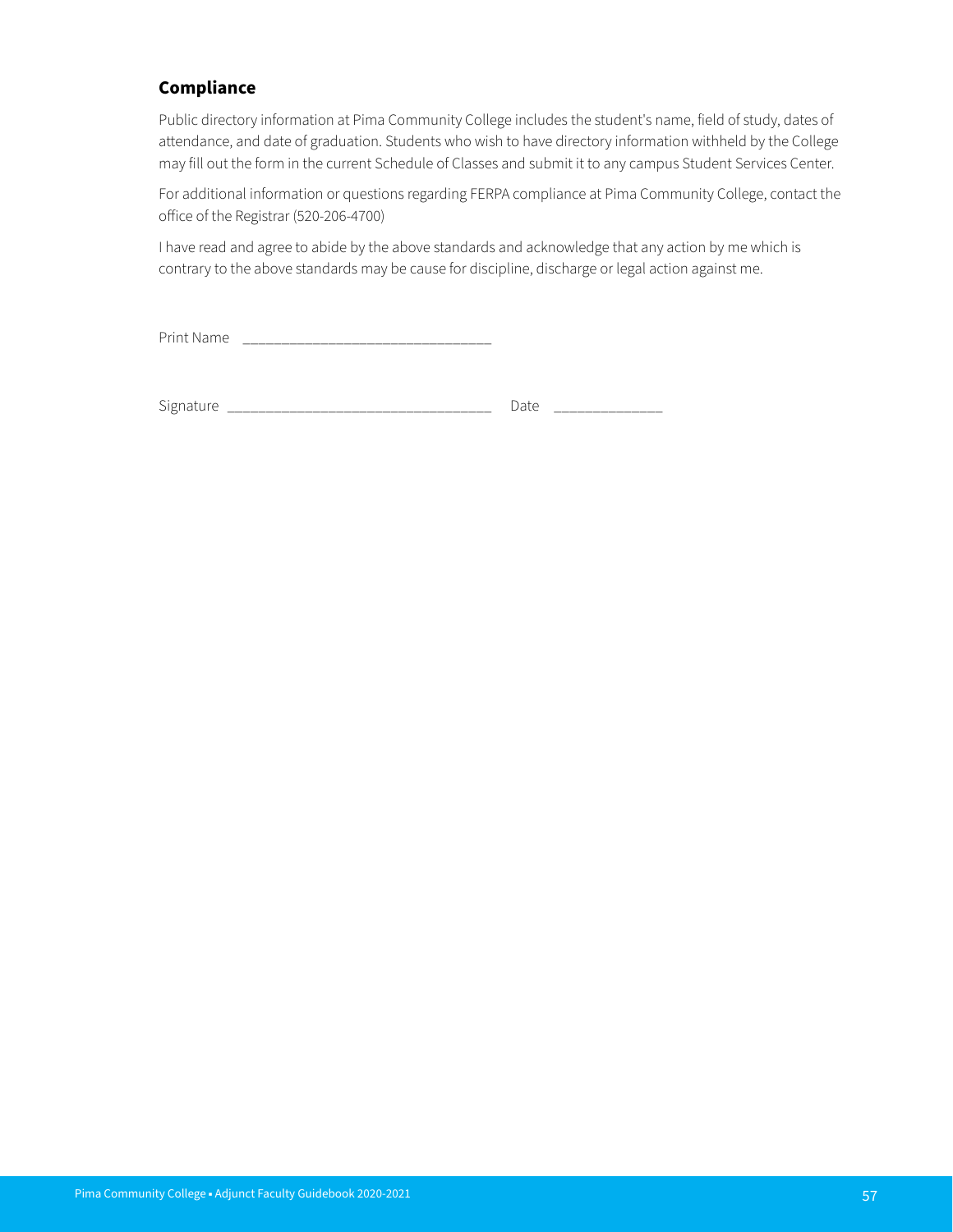## Compliance

Public directory information at Pima Community College includes the student's name, field of study, dates of attendance, and date of graduation. Students who wish to have directory information withheld by the College may fill out the form in the current Schedule of Classes and submit it to any campus Student Services Center.

For additional information or questions regarding FERPA compliance at Pima Community College, contact the office of the Registrar (520-206-4700)

I have read and agree to abide by the above standards and acknowledge that any action by me which is contrary to the above standards may be cause for discipline, discharge or legal action against me.

Print Name ________________________________

Signature __________________________________ Date ______________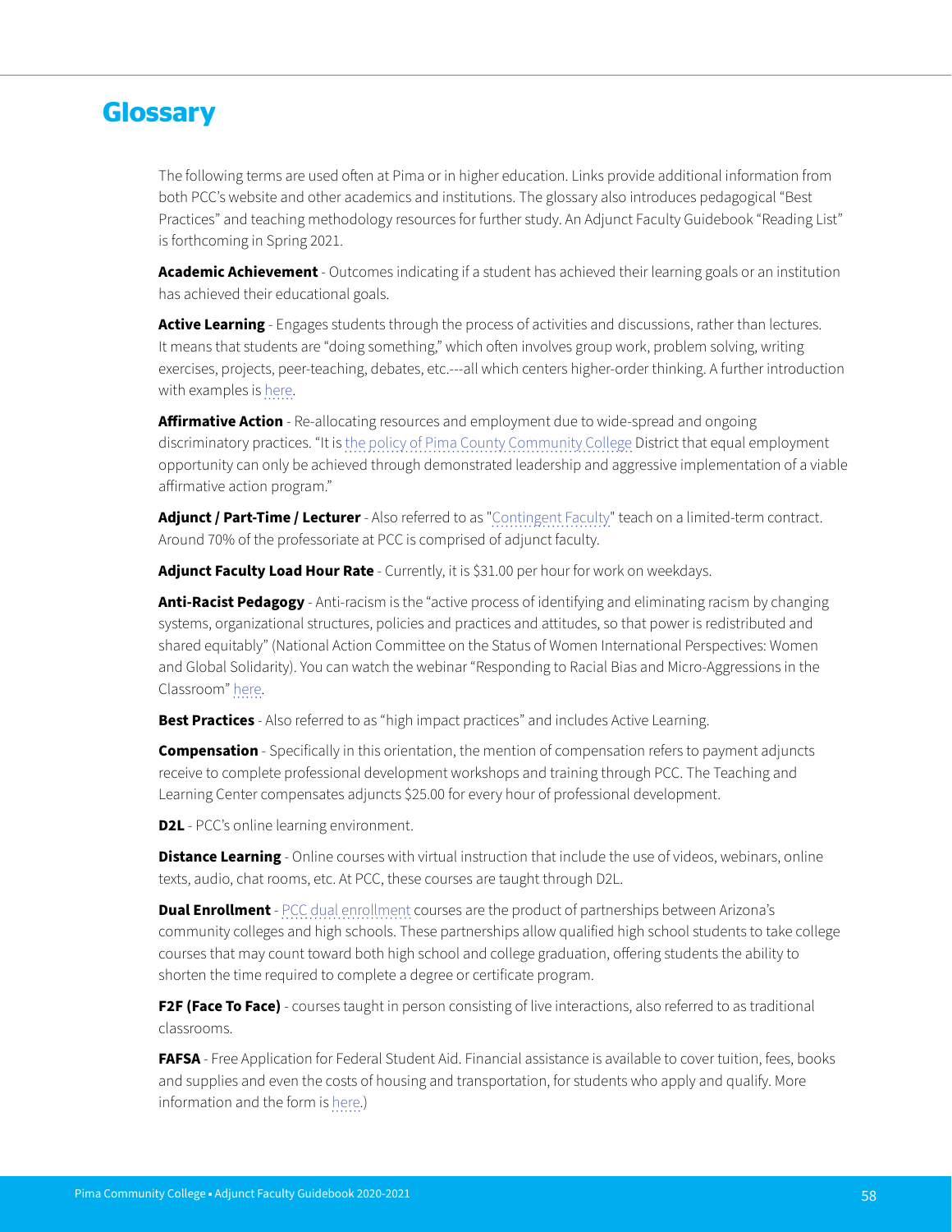# Glossary

The following terms are used often at Pima or in higher education. Links provide additional information from both PCC's website and other academics and institutions. The glossary also introduces pedagogical "Best Practices" and teaching methodology resources for further study. An Adjunct Faculty Guidebook "Reading List" is forthcoming in Spring 2021.

**Academic Achievement** - Outcomes indicating if a student has achieved their learning goals or an institution has achieved their educational goals.

**Active Learning** - Engages students through the process of activities and discussions, rather than lectures. It means that students are "doing something," which often involves group work, problem solving, writing exercises, projects, peer-teaching, debates, etc.---all which centers higher-order thinking. A further introduction with examples is here.

**Affirmative Action** - Re-allocating resources and employment due to wide-spread and ongoing discriminatory practices. "It is the policy of Pima County Community College District that equal employment opportunity can only be achieved through demonstrated leadership and aggressive implementation of a viable affirmative action program."

**Adjunct / Part-Time / Lecturer** - Also referred to as "Contingent Faculty" teach on a limited-term contract. Around 70% of the professoriate at PCC is comprised of adjunct faculty.

**Adjunct Faculty Load Hour Rate** - Currently, it is $31.00 per hour for work on weekdays.

**Anti-Racist Pedagogy** - Anti-racism is the "active process of identifying and eliminating racism by changing systems, organizational structures, policies and practices and attitudes, so that power is redistributed and shared equitably" (National Action Committee on the Status of Women International Perspectives: Women and Global Solidarity). You can watch the webinar "Responding to Racial Bias and Micro-Aggressions in the Classroom" here.

**Best Practices** - Also referred to as "high impact practices" and includes Active Learning.

**Compensation** - Specifically in this orientation, the mention of compensation refers to payment adjuncts receive to complete professional development workshops and training through PCC. The Teaching and Learning Center compensates adjuncts $25.00 for every hour of professional development.

**D2L** - PCC's online learning environment.

**Distance Learning** - Online courses with virtual instruction that include the use of videos, webinars, online texts, audio, chat rooms, etc. At PCC, these courses are taught through D2L.

**Dual Enrollment** - PCC dual enrollment courses are the product of partnerships between Arizona's community colleges and high schools. These partnerships allow qualified high school students to take college courses that may count toward both high school and college graduation, offering students the ability to shorten the time required to complete a degree or certificate program.

**F2F (Face To Face)** - courses taught in person consisting of live interactions, also referred to as traditional classrooms.

**FAFSA** - Free Application for Federal Student Aid. Financial assistance is available to cover tuition, fees, books and supplies and even the costs of housing and transportation, for students who apply and qualify. More information and the form is here.)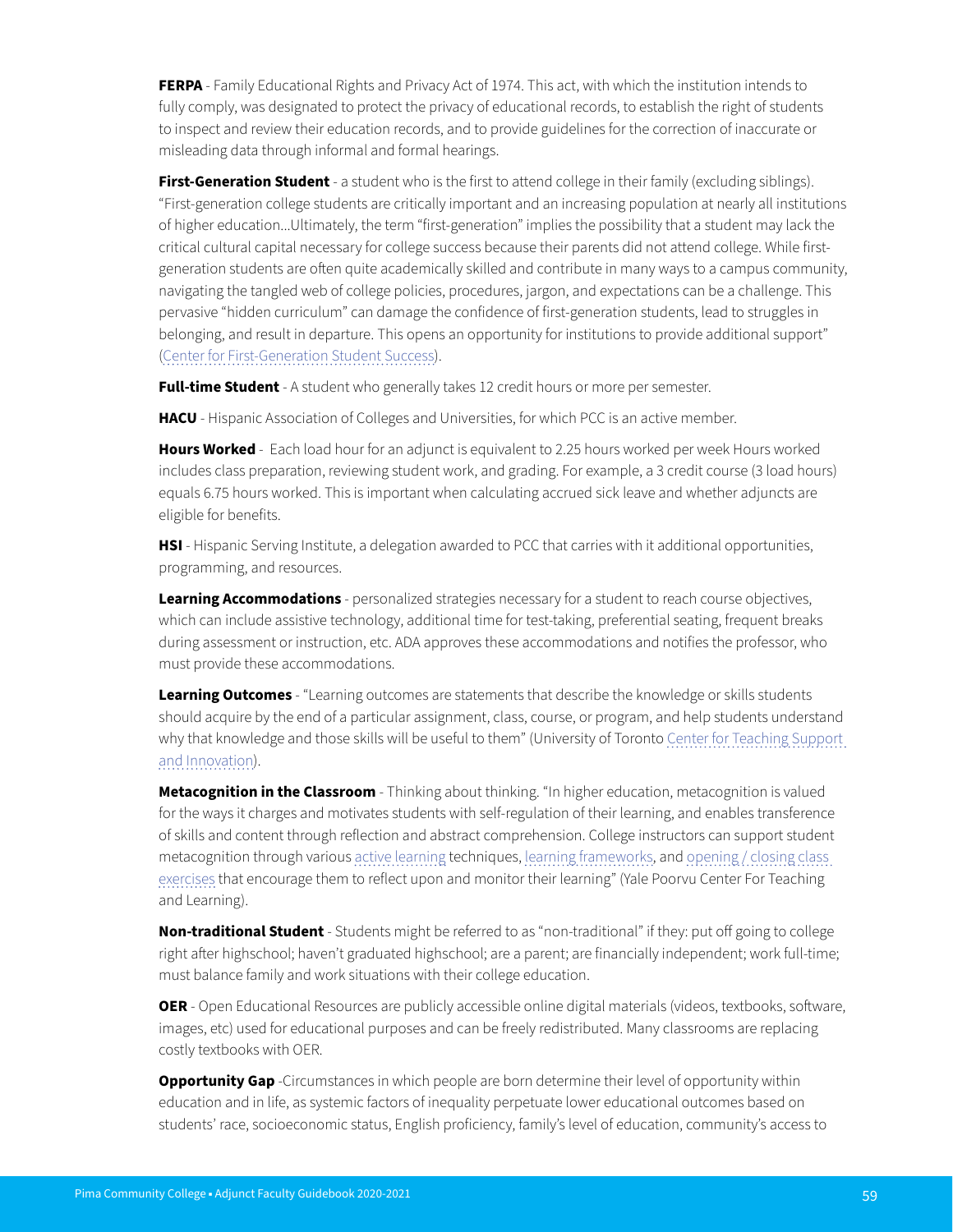**FERPA** - Family Educational Rights and Privacy Act of 1974. This act, with which the institution intends to fully comply, was designated to protect the privacy of educational records, to establish the right of students to inspect and review their education records, and to provide guidelines for the correction of inaccurate or misleading data through informal and formal hearings.

**First-Generation Student** - a student who is the first to attend college in their family (excluding siblings). "First-generation college students are critically important and an increasing population at nearly all institutions of higher education...Ultimately, the term "first-generation" implies the possibility that a student may lack the critical cultural capital necessary for college success because their parents did not attend college. While first-generation students are often quite academically skilled and contribute in many ways to a campus community, navigating the tangled web of college policies, procedures, jargon, and expectations can be a challenge. This pervasive "hidden curriculum" can damage the confidence of first-generation students, lead to struggles in belonging, and result in departure. This opens an opportunity for institutions to provide additional support" (Center for First-Generation Student Success).

**Full-time Student** - A student who generally takes 12 credit hours or more per semester.

**HACU** - Hispanic Association of Colleges and Universities, for which PCC is an active member.

**Hours Worked** - Each load hour for an adjunct is equivalent to 2.25 hours worked per week Hours worked includes class preparation, reviewing student work, and grading. For example, a 3 credit course (3 load hours) equals 6.75 hours worked. This is important when calculating accrued sick leave and whether adjuncts are eligible for benefits.

**HSI** - Hispanic Serving Institute, a delegation awarded to PCC that carries with it additional opportunities, programming, and resources.

**Learning Accommodations** - personalized strategies necessary for a student to reach course objectives, which can include assistive technology, additional time for test-taking, preferential seating, frequent breaks during assessment or instruction, etc. ADA approves these accommodations and notifies the professor, who must provide these accommodations.

**Learning Outcomes** - "Learning outcomes are statements that describe the knowledge or skills students should acquire by the end of a particular assignment, class, course, or program, and help students understand why that knowledge and those skills will be useful to them" (University of Toronto Center for Teaching Support and Innovation).

**Metacognition in the Classroom** - Thinking about thinking. "In higher education, metacognition is valued for the ways it charges and motivates students with self-regulation of their learning, and enables transference of skills and content through reflection and abstract comprehension. College instructors can support student metacognition through various active learning techniques, learning frameworks, and opening / closing class exercises that encourage them to reflect upon and monitor their learning" (Yale Poorvu Center For Teaching and Learning).

**Non-traditional Student** - Students might be referred to as "non-traditional" if they: put off going to college right after highschool; haven't graduated highschool; are a parent; are financially independent; work full-time; must balance family and work situations with their college education.

**OER** - Open Educational Resources are publicly accessible online digital materials (videos, textbooks, software, images, etc) used for educational purposes and can be freely redistributed. Many classrooms are replacing costly textbooks with OER.

**Opportunity Gap** -Circumstances in which people are born determine their level of opportunity within education and in life, as systemic factors of inequality perpetuate lower educational outcomes based on students' race, socioeconomic status, English proficiency, family's level of education, community's access to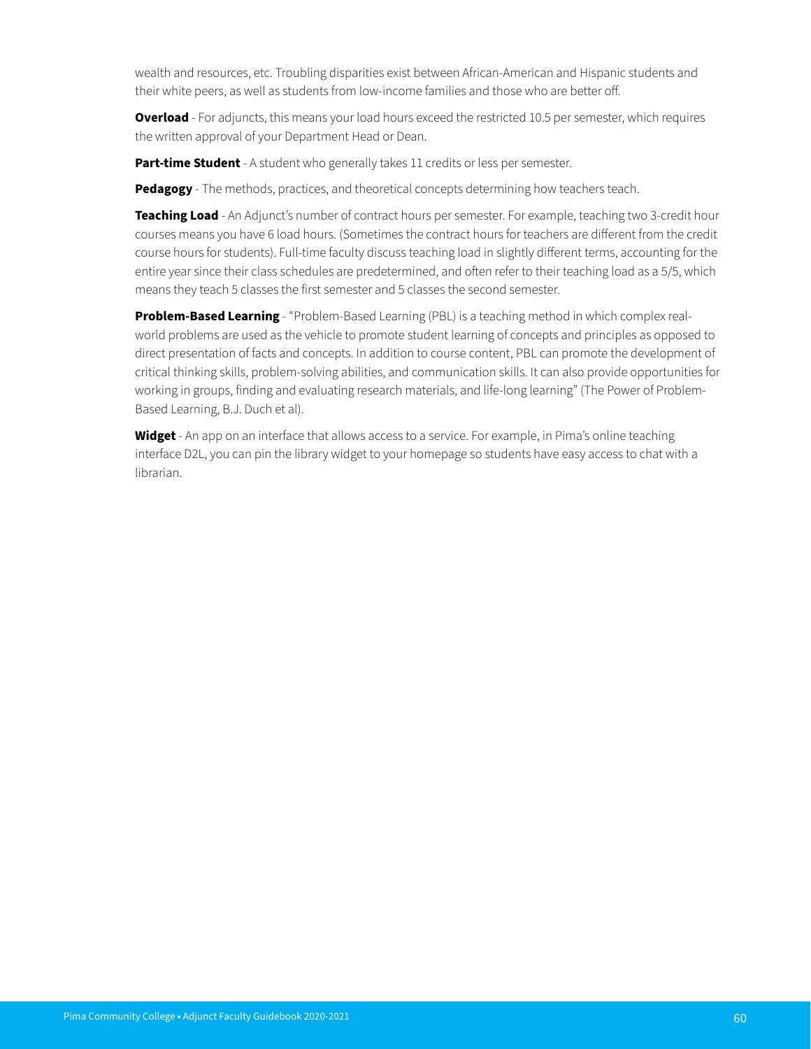wealth and resources, etc. Troubling disparities exist between African-American and Hispanic students and their white peers, as well as students from low-income families and those who are better off.

**Overload** - For adjuncts, this means your load hours exceed the restricted 10.5 per semester, which requires the written approval of your Department Head or Dean.

**Part-time Student** - A student who generally takes 11 credits or less per semester.

**Pedagogy** - The methods, practices, and theoretical concepts determining how teachers teach.

**Teaching Load** - An Adjunct's number of contract hours per semester. For example, teaching two 3-credit hour courses means you have 6 load hours. (Sometimes the contract hours for teachers are different from the credit course hours for students). Full-time faculty discuss teaching load in slightly different terms, accounting for the entire year since their class schedules are predetermined, and often refer to their teaching load as a 5/5, which means they teach 5 classes the first semester and 5 classes the second semester.

**Problem-Based Learning** - "Problem-Based Learning (PBL) is a teaching method in which complex real-world problems are used as the vehicle to promote student learning of concepts and principles as opposed to direct presentation of facts and concepts. In addition to course content, PBL can promote the development of critical thinking skills, problem-solving abilities, and communication skills. It can also provide opportunities for working in groups, finding and evaluating research materials, and life-long learning" (The Power of Problem-Based Learning, B.J. Duch et al).

**Widget** - An app on an interface that allows access to a service. For example, in Pima's online teaching interface D2L, you can pin the library widget to your homepage so students have easy access to chat with a librarian.